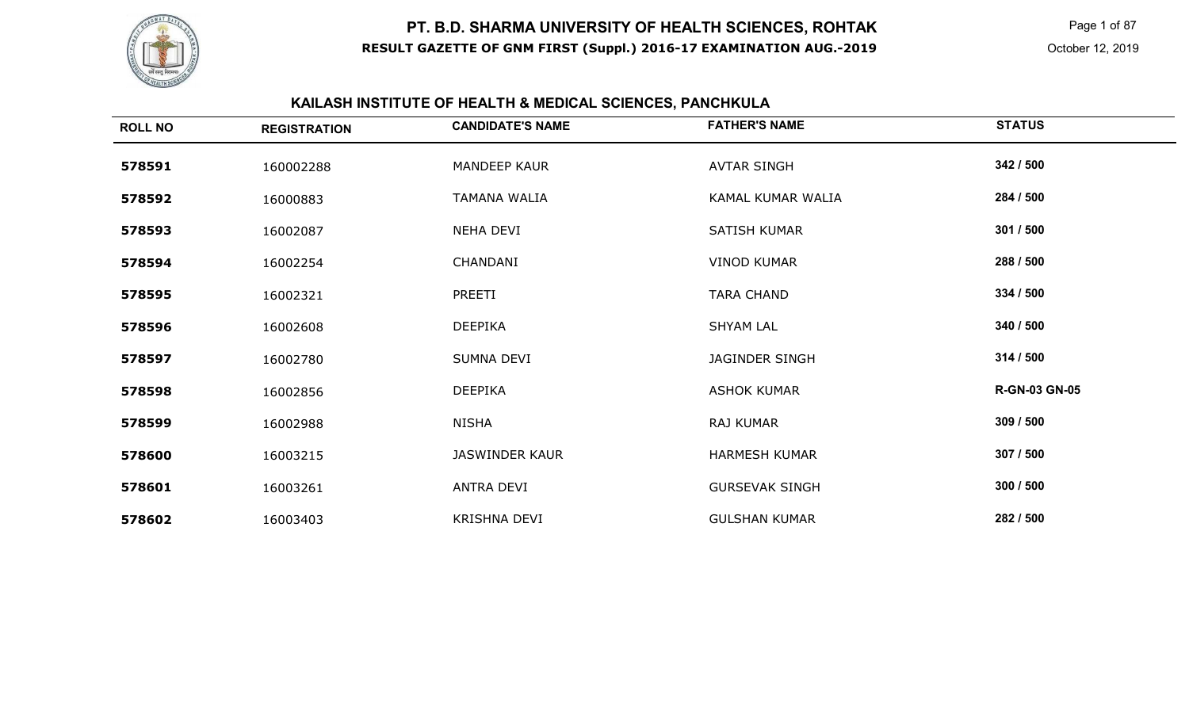# PT. B.D. SHARMA UNIVERSITY OF HEALTH SCIENCES, ROHTAK

**RESULT GAZETTE OF GNM FIRST (Suppl.) 2016-17 EXAMINATION AUG.-2019**

October 12, 2019

## KAILASH INSTITUTE OF HEALTH & MEDICAL SCIENCES, PANCHKULA

| ROLL NO | REGISTRATION | CANDIDATE'S NAME | FATHER'S NAME | STATUS |
|---|---|---|---|---|
| **578591** | 160002288 | MANDEEP KAUR | AVTAR SINGH | **342 / 500** |
| **578592** | 16000883 | TAMANA WALIA | KAMAL KUMAR WALIA | **284 / 500** |
| **578593** | 16002087 | NEHA DEVI | SATISH KUMAR | **301 / 500** |
| **578594** | 16002254 | CHANDANI | VINOD KUMAR | **288 / 500** |
| **578595** | 16002321 | PREETI | TARA CHAND | **334 / 500** |
| **578596** | 16002608 | DEEPIKA | SHYAM LAL | **340 / 500** |
| **578597** | 16002780 | SUMNA DEVI | JAGINDER SINGH | **314 / 500** |
| **578598** | 16002856 | DEEPIKA | ASHOK KUMAR | **R-GN-03 GN-05** |
| **578599** | 16002988 | NISHA | RAJ KUMAR | **309 / 500** |
| **578600** | 16003215 | JASWINDER KAUR | HARMESH KUMAR | **307 / 500** |
| **578601** | 16003261 | ANTRA DEVI | GURSEVAK SINGH | **300 / 500** |
| **578602** | 16003403 | KRISHNA DEVI | GULSHAN KUMAR | **282 / 500** |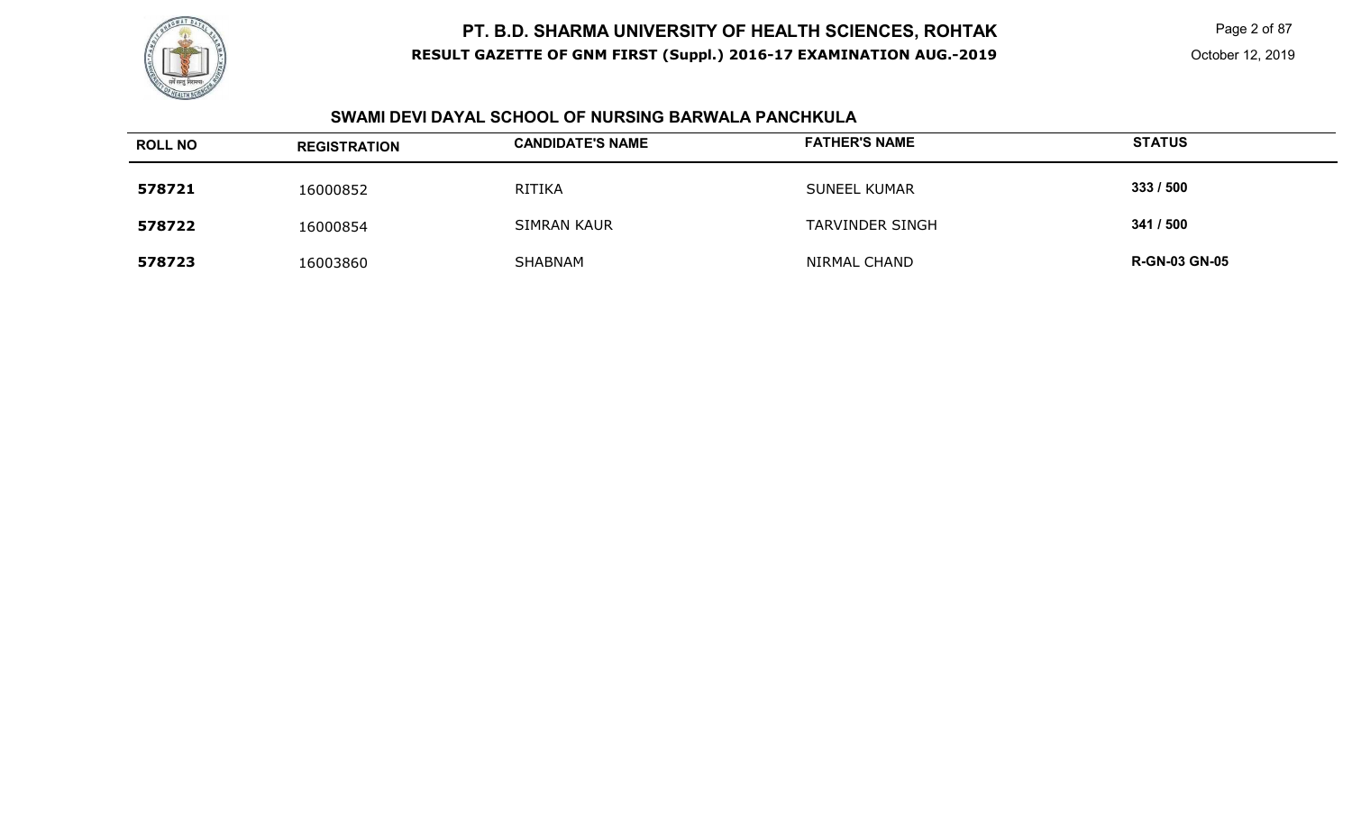## SWAMI DEVI DAYAL SCHOOL OF NURSING BARWALA PANCHKULA

| ROLL NO | REGISTRATION | CANDIDATE'S NAME | FATHER'S NAME | STATUS |
|---|---|---|---|---|
| 578721 | 16000852 | RITIKA | SUNEEL KUMAR | 333 / 500 |
| 578722 | 16000854 | SIMRAN KAUR | TARVINDER SINGH | 341 / 500 |
| 578723 | 16003860 | SHABNAM | NIRMAL CHAND | R-GN-03 GN-05 |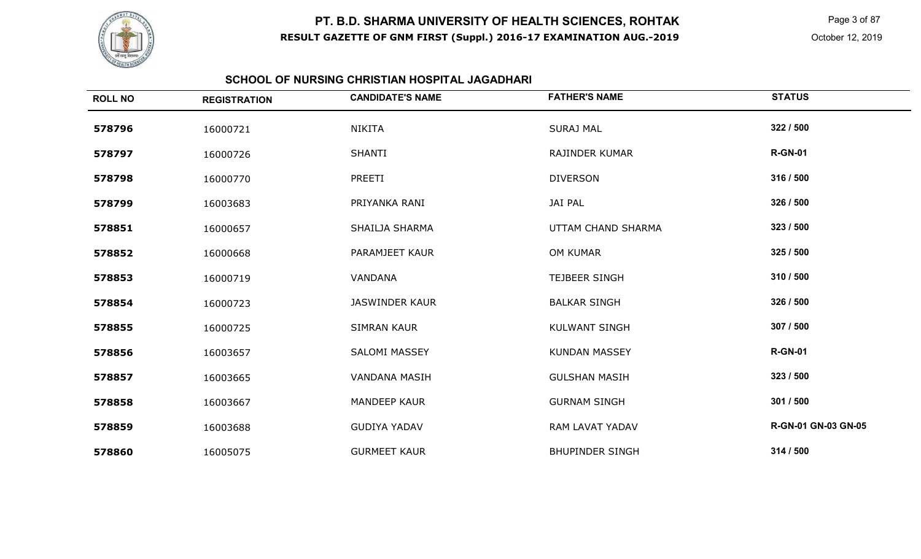# PT. B.D. SHARMA UNIVERSITY OF HEALTH SCIENCES, ROHTAK

**RESULT GAZETTE OF GNM FIRST (Suppl.) 2016-17 EXAMINATION AUG.-2019**

October 12, 2019

## SCHOOL OF NURSING CHRISTIAN HOSPITAL JAGADHARI

| ROLL NO | REGISTRATION | CANDIDATE'S NAME | FATHER'S NAME | STATUS |
|---|---|---|---|---|
| 578796 | 16000721 | NIKITA | SURAJ MAL | 322 / 500 |
| 578797 | 16000726 | SHANTI | RAJINDER KUMAR | R-GN-01 |
| 578798 | 16000770 | PREETI | DIVERSON | 316 / 500 |
| 578799 | 16003683 | PRIYANKA RANI | JAI PAL | 326 / 500 |
| 578851 | 16000657 | SHAILJA SHARMA | UTTAM CHAND SHARMA | 323 / 500 |
| 578852 | 16000668 | PARAMJEET KAUR | OM KUMAR | 325 / 500 |
| 578853 | 16000719 | VANDANA | TEJBEER SINGH | 310 / 500 |
| 578854 | 16000723 | JASWINDER KAUR | BALKAR SINGH | 326 / 500 |
| 578855 | 16000725 | SIMRAN KAUR | KULWANT SINGH | 307 / 500 |
| 578856 | 16003657 | SALOMI MASSEY | KUNDAN MASSEY | R-GN-01 |
| 578857 | 16003665 | VANDANA MASIH | GULSHAN MASIH | 323 / 500 |
| 578858 | 16003667 | MANDEEP KAUR | GURNAM SINGH | 301 / 500 |
| 578859 | 16003688 | GUDIYA YADAV | RAM LAVAT YADAV | R-GN-01 GN-03 GN-05 |
| 578860 | 16005075 | GURMEET KAUR | BHUPINDER SINGH | 314 / 500 |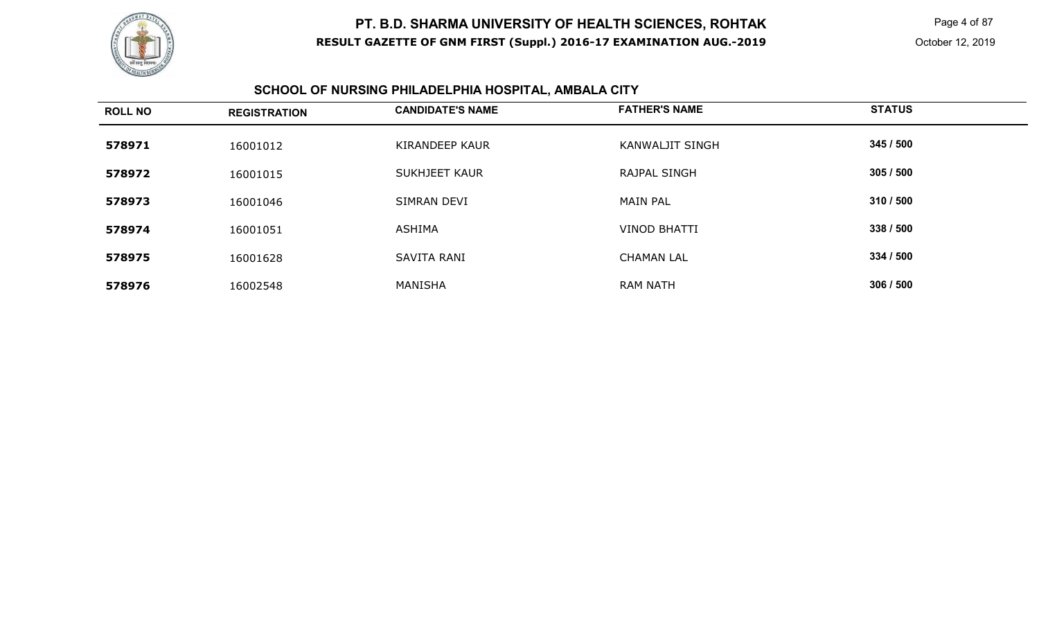## SCHOOL OF NURSING PHILADELPHIA HOSPITAL, AMBALA CITY

| ROLL NO | REGISTRATION | CANDIDATE'S NAME | FATHER'S NAME | STATUS |
|---|---|---|---|---|
| 578971 | 16001012 | KIRANDEEP KAUR | KANWALJIT SINGH | 345 / 500 |
| 578972 | 16001015 | SUKHJEET KAUR | RAJPAL SINGH | 305 / 500 |
| 578973 | 16001046 | SIMRAN DEVI | MAIN PAL | 310 / 500 |
| 578974 | 16001051 | ASHIMA | VINOD BHATTI | 338 / 500 |
| 578975 | 16001628 | SAVITA RANI | CHAMAN LAL | 334 / 500 |
| 578976 | 16002548 | MANISHA | RAM NATH | 306 / 500 |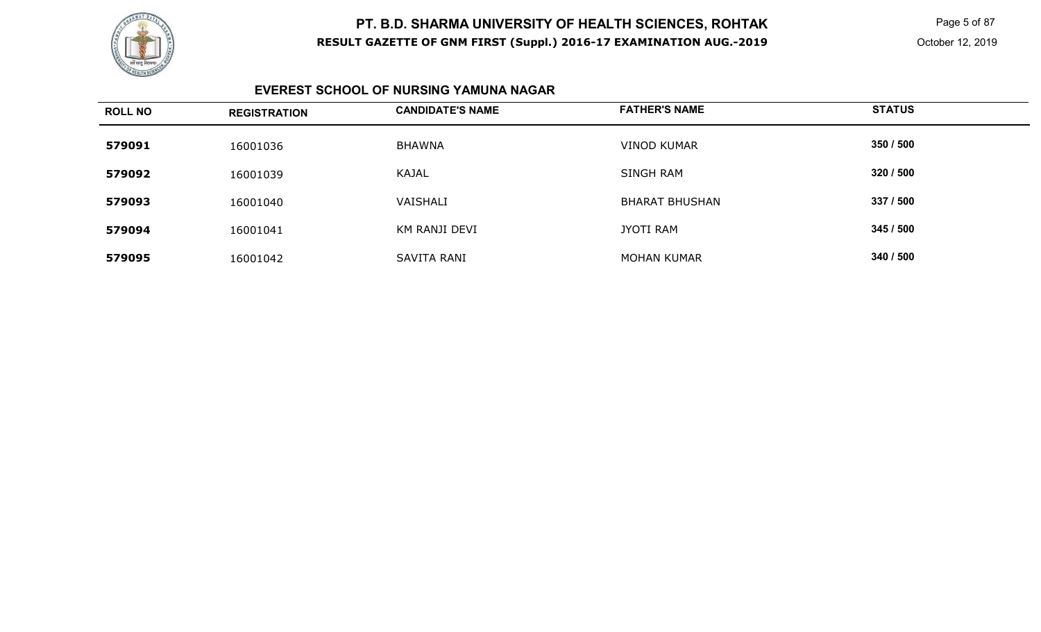## EVEREST SCHOOL OF NURSING YAMUNA NAGAR

| ROLL NO | REGISTRATION | CANDIDATE'S NAME | FATHER'S NAME | STATUS |
|---|---|---|---|---|
| **579091** | 16001036 | BHAWNA | VINOD KUMAR | **350 / 500** |
| **579092** | 16001039 | KAJAL | SINGH RAM | **320 / 500** |
| **579093** | 16001040 | VAISHALI | BHARAT BHUSHAN | **337 / 500** |
| **579094** | 16001041 | KM RANJI DEVI | JYOTI RAM | **345 / 500** |
| **579095** | 16001042 | SAVITA RANI | MOHAN KUMAR | **340 / 500** |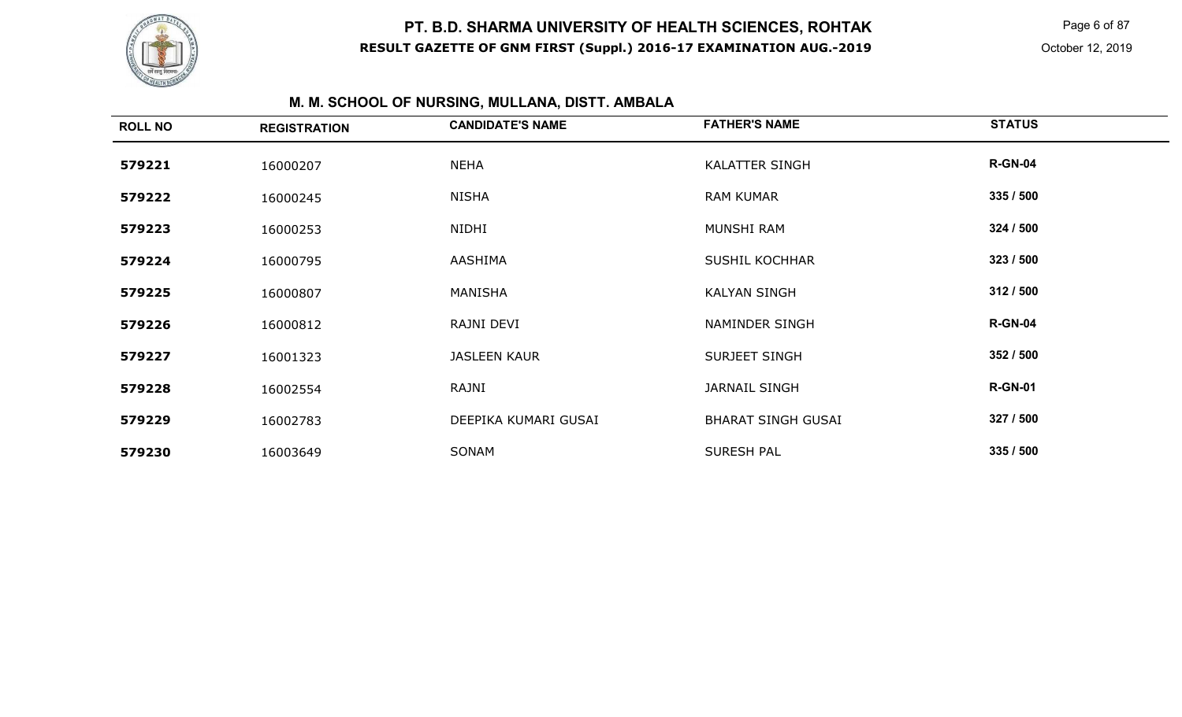# PT. B.D. SHARMA UNIVERSITY OF HEALTH SCIENCES, ROHTAK

**RESULT GAZETTE OF GNM FIRST (Suppl.) 2016-17 EXAMINATION AUG.-2019**

October 12, 2019

## M. M. SCHOOL OF NURSING, MULLANA, DISTT. AMBALA

| ROLL NO | REGISTRATION | CANDIDATE'S NAME | FATHER'S NAME | STATUS |
|---|---|---|---|---|
| **579221** | 16000207 | NEHA | KALATTER SINGH | **R-GN-04** |
| **579222** | 16000245 | NISHA | RAM KUMAR | **335 / 500** |
| **579223** | 16000253 | NIDHI | MUNSHI RAM | **324 / 500** |
| **579224** | 16000795 | AASHIMA | SUSHIL KOCHHAR | **323 / 500** |
| **579225** | 16000807 | MANISHA | KALYAN SINGH | **312 / 500** |
| **579226** | 16000812 | RAJNI DEVI | NAMINDER SINGH | **R-GN-04** |
| **579227** | 16001323 | JASLEEN KAUR | SURJEET SINGH | **352 / 500** |
| **579228** | 16002554 | RAJNI | JARNAIL SINGH | **R-GN-01** |
| **579229** | 16002783 | DEEPIKA KUMARI GUSAI | BHARAT SINGH GUSAI | **327 / 500** |
| **579230** | 16003649 | SONAM | SURESH PAL | **335 / 500** |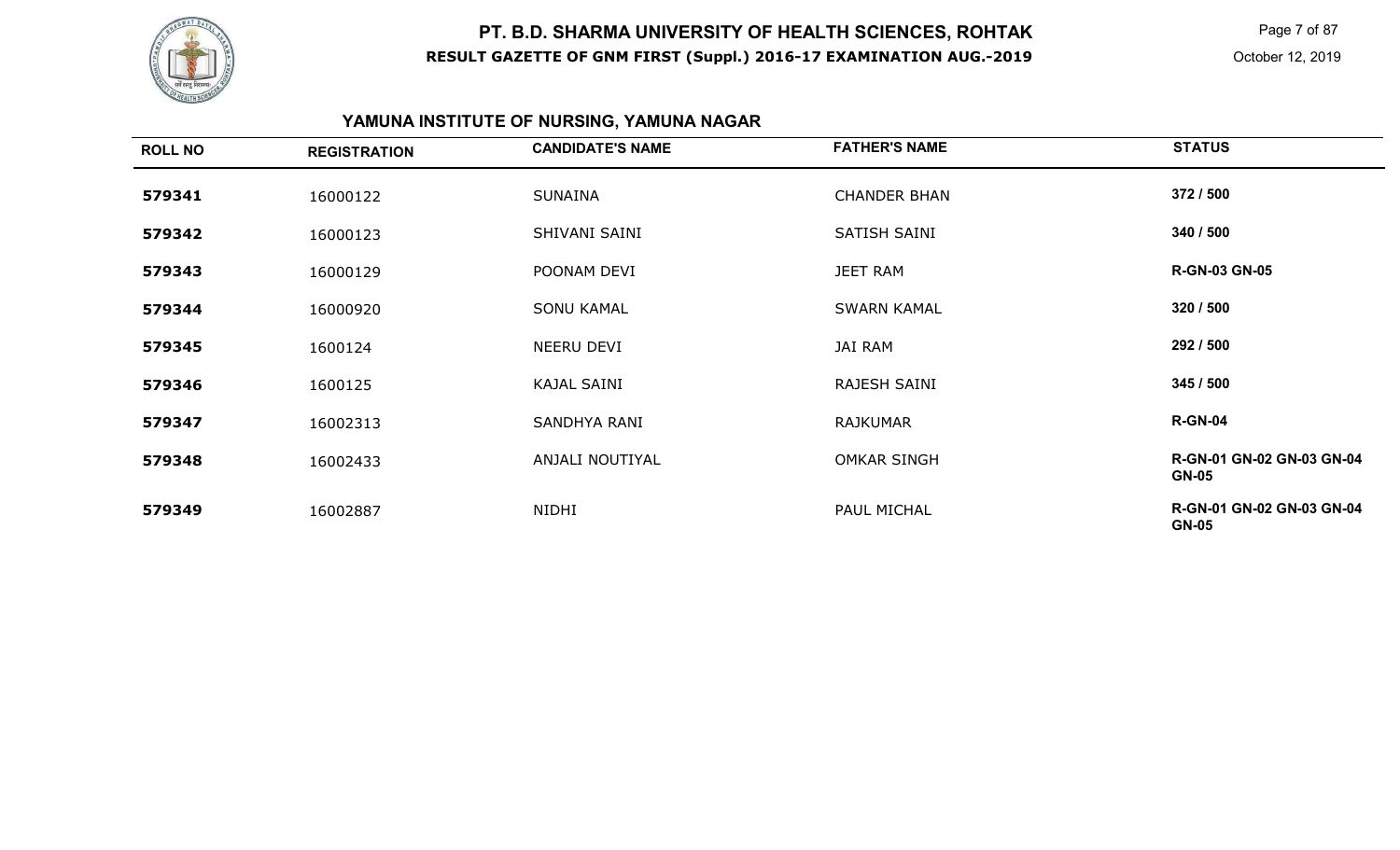# PT. B.D. SHARMA UNIVERSITY OF HEALTH SCIENCES, ROHTAK

**RESULT GAZETTE OF GNM FIRST (Suppl.) 2016-17 EXAMINATION AUG.-2019**

October 12, 2019

## YAMUNA INSTITUTE OF NURSING, YAMUNA NAGAR

| ROLL NO | REGISTRATION | CANDIDATE'S NAME | FATHER'S NAME | STATUS |
|---|---|---|---|---|
| **579341** | 16000122 | SUNAINA | CHANDER BHAN | **372 / 500** |
| **579342** | 16000123 | SHIVANI SAINI | SATISH SAINI | **340 / 500** |
| **579343** | 16000129 | POONAM DEVI | JEET RAM | **R-GN-03 GN-05** |
| **579344** | 16000920 | SONU KAMAL | SWARN KAMAL | **320 / 500** |
| **579345** | 1600124 | NEERU DEVI | JAI RAM | **292 / 500** |
| **579346** | 1600125 | KAJAL SAINI | RAJESH SAINI | **345 / 500** |
| **579347** | 16002313 | SANDHYA RANI | RAJKUMAR | **R-GN-04** |
| **579348** | 16002433 | ANJALI NOUTIYAL | OMKAR SINGH | **R-GN-01 GN-02 GN-03 GN-04 GN-05** |
| **579349** | 16002887 | NIDHI | PAUL MICHAL | **R-GN-01 GN-02 GN-03 GN-04 GN-05** |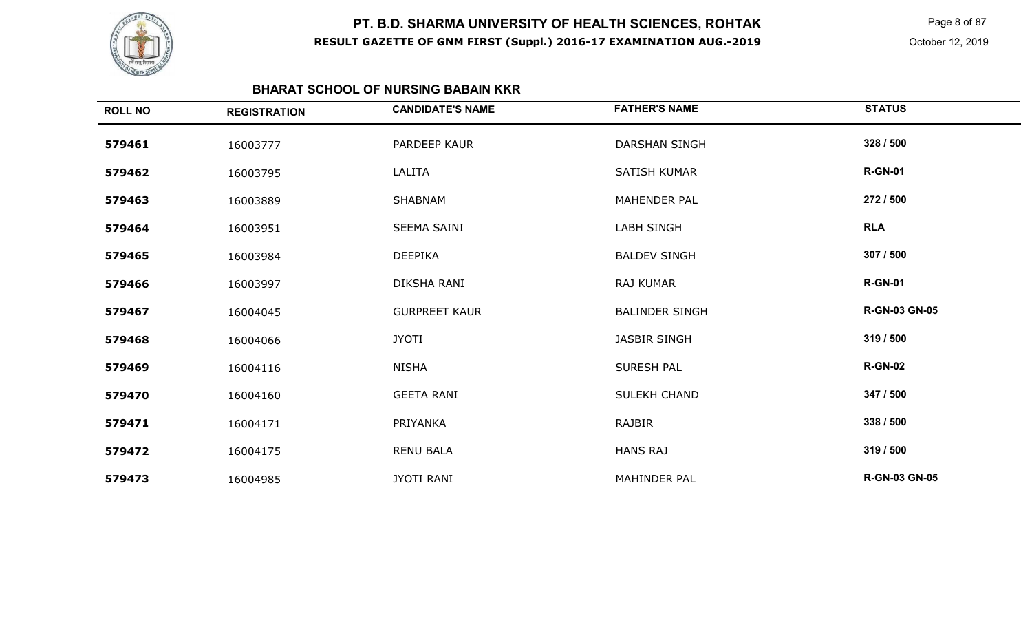# PT. B.D. SHARMA UNIVERSITY OF HEALTH SCIENCES, ROHTAK

**RESULT GAZETTE OF GNM FIRST (Suppl.) 2016-17 EXAMINATION AUG.-2019**

October 12, 2019

## BHARAT SCHOOL OF NURSING BABAIN KKR

| ROLL NO | REGISTRATION | CANDIDATE'S NAME | FATHER'S NAME | STATUS |
|---|---|---|---|---|
| **579461** | 16003777 | PARDEEP KAUR | DARSHAN SINGH | **328 / 500** |
| **579462** | 16003795 | LALITA | SATISH KUMAR | **R-GN-01** |
| **579463** | 16003889 | SHABNAM | MAHENDER PAL | **272 / 500** |
| **579464** | 16003951 | SEEMA SAINI | LABH SINGH | **RLA** |
| **579465** | 16003984 | DEEPIKA | BALDEV SINGH | **307 / 500** |
| **579466** | 16003997 | DIKSHA RANI | RAJ KUMAR | **R-GN-01** |
| **579467** | 16004045 | GURPREET KAUR | BALINDER SINGH | **R-GN-03 GN-05** |
| **579468** | 16004066 | JYOTI | JASBIR SINGH | **319 / 500** |
| **579469** | 16004116 | NISHA | SURESH PAL | **R-GN-02** |
| **579470** | 16004160 | GEETA RANI | SULEKH CHAND | **347 / 500** |
| **579471** | 16004171 | PRIYANKA | RAJBIR | **338 / 500** |
| **579472** | 16004175 | RENU BALA | HANS RAJ | **319 / 500** |
| **579473** | 16004985 | JYOTI RANI | MAHINDER PAL | **R-GN-03 GN-05** |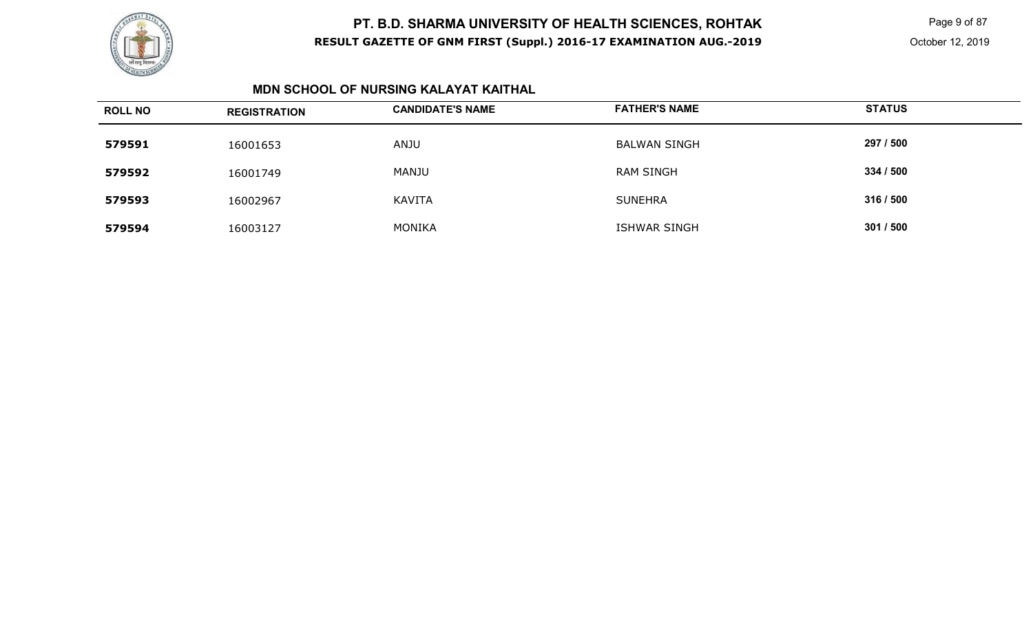# PT. B.D. SHARMA UNIVERSITY OF HEALTH SCIENCES, ROHTAK

**RESULT GAZETTE OF GNM FIRST (Suppl.) 2016-17 EXAMINATION AUG.-2019**

October 12, 2019

### MDN SCHOOL OF NURSING KALAYAT KAITHAL

| ROLL NO | REGISTRATION | CANDIDATE'S NAME | FATHER'S NAME | STATUS |
|---|---|---|---|---|
| **579591** | 16001653 | ANJU | BALWAN SINGH | **297 / 500** |
| **579592** | 16001749 | MANJU | RAM SINGH | **334 / 500** |
| **579593** | 16002967 | KAVITA | SUNEHRA | **316 / 500** |
| **579594** | 16003127 | MONIKA | ISHWAR SINGH | **301 / 500** |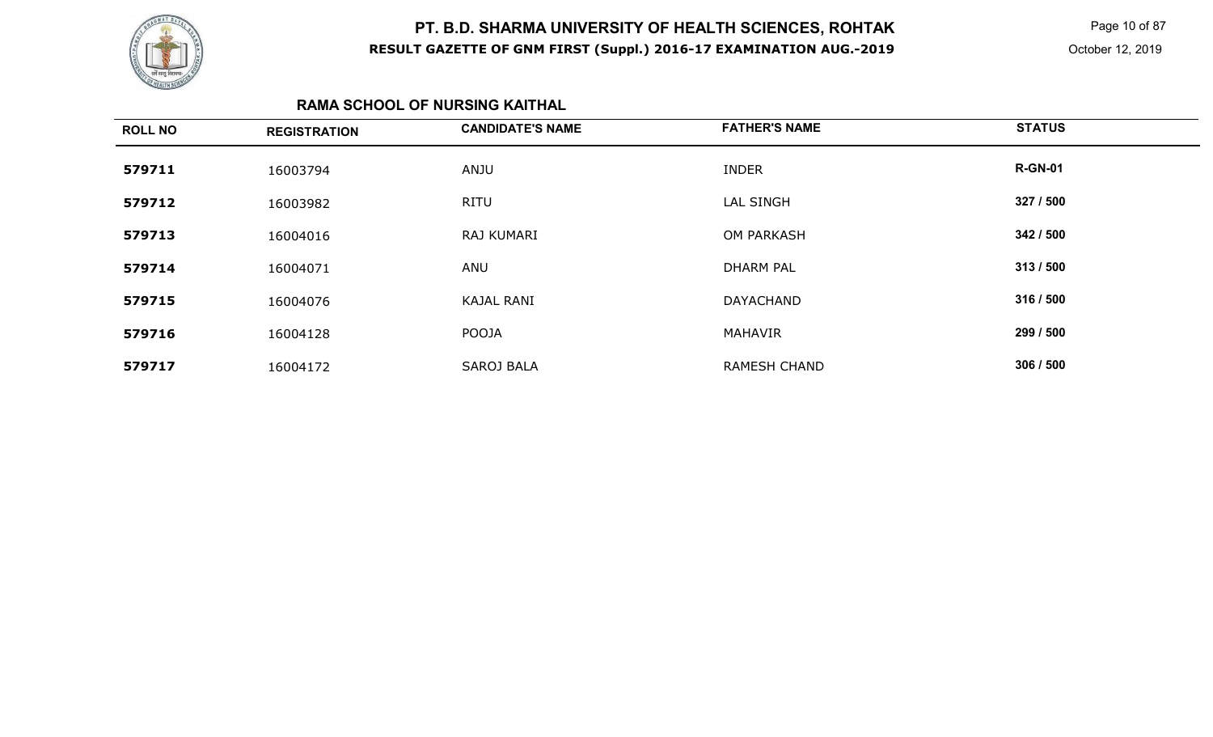# PT. B.D. SHARMA UNIVERSITY OF HEALTH SCIENCES, ROHTAK

**RESULT GAZETTE OF GNM FIRST (Suppl.) 2016-17 EXAMINATION AUG.-2019**

October 12, 2019

## RAMA SCHOOL OF NURSING KAITHAL

| ROLL NO | REGISTRATION | CANDIDATE'S NAME | FATHER'S NAME | STATUS |
|---|---|---|---|---|
| 579711 | 16003794 | ANJU | INDER | **R-GN-01** |
| 579712 | 16003982 | RITU | LAL SINGH | 327 / 500 |
| 579713 | 16004016 | RAJ KUMARI | OM PARKASH | 342 / 500 |
| 579714 | 16004071 | ANU | DHARM PAL | 313 / 500 |
| 579715 | 16004076 | KAJAL RANI | DAYACHAND | 316 / 500 |
| 579716 | 16004128 | POOJA | MAHAVIR | 299 / 500 |
| 579717 | 16004172 | SAROJ BALA | RAMESH CHAND | 306 / 500 |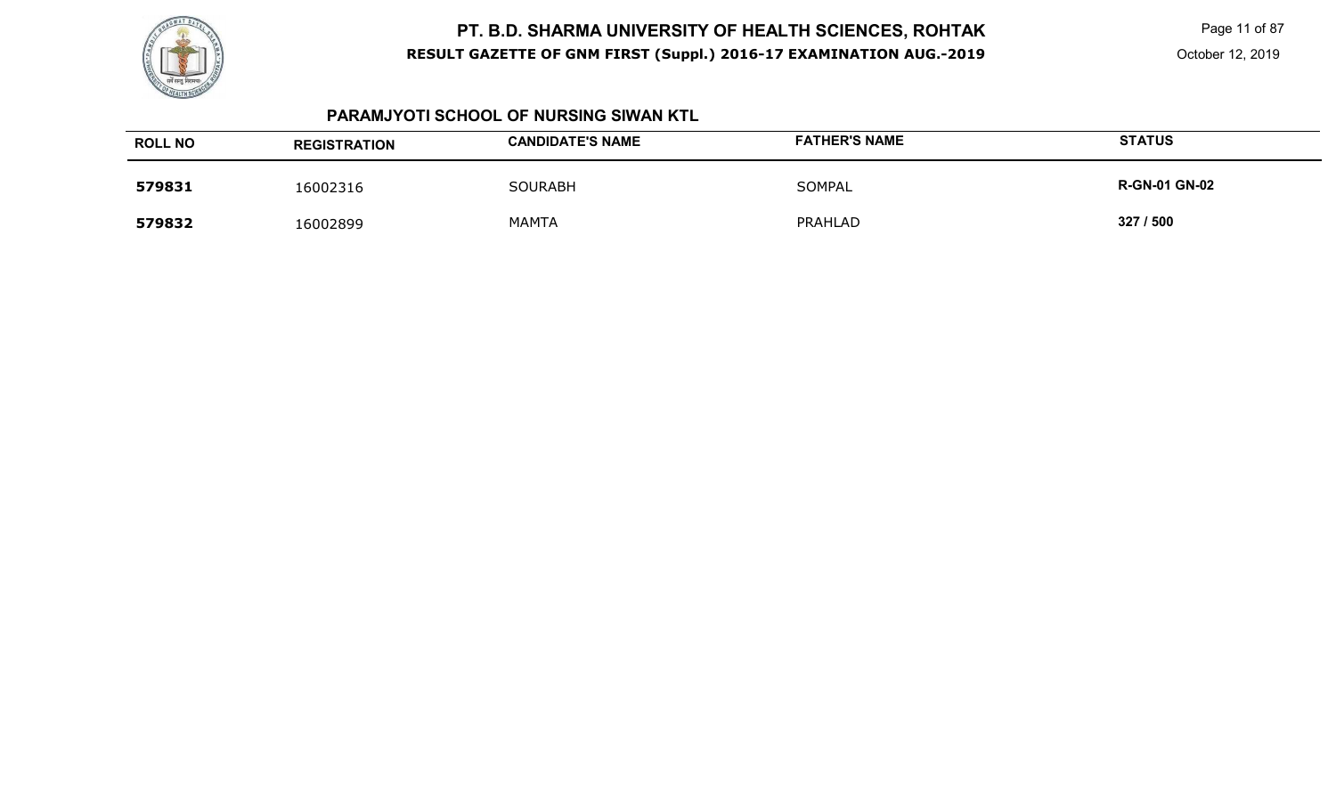## PARAMJYOTI SCHOOL OF NURSING SIWAN KTL

| ROLL NO | REGISTRATION | CANDIDATE'S NAME | FATHER'S NAME | STATUS |
|---|---|---|---|---|
| **579831** | 16002316 | SOURABH | SOMPAL | **R-GN-01 GN-02** |
| **579832** | 16002899 | MAMTA | PRAHLAD | **327 / 500** |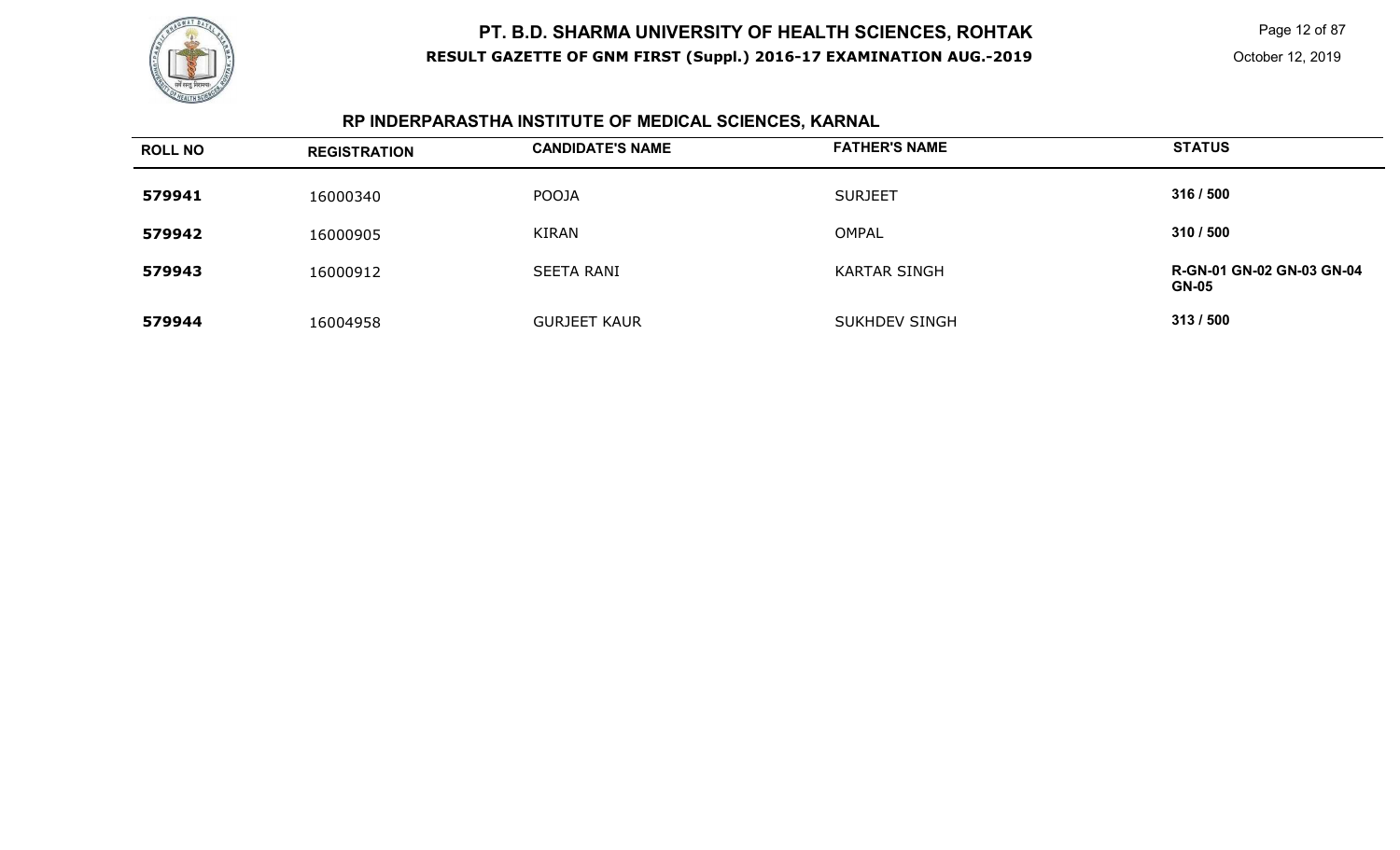# PT. B.D. SHARMA UNIVERSITY OF HEALTH SCIENCES, ROHTAK

**RESULT GAZETTE OF GNM FIRST (Suppl.) 2016-17 EXAMINATION AUG.-2019**

October 12, 2019

## RP INDERPARASTHA INSTITUTE OF MEDICAL SCIENCES, KARNAL

| ROLL NO | REGISTRATION | CANDIDATE'S NAME | FATHER'S NAME | STATUS |
|---|---|---|---|---|
| **579941** | 16000340 | POOJA | SURJEET | **316 / 500** |
| **579942** | 16000905 | KIRAN | OMPAL | **310 / 500** |
| **579943** | 16000912 | SEETA RANI | KARTAR SINGH | **R-GN-01 GN-02 GN-03 GN-04 GN-05** |
| **579944** | 16004958 | GURJEET KAUR | SUKHDEV SINGH | **313 / 500** |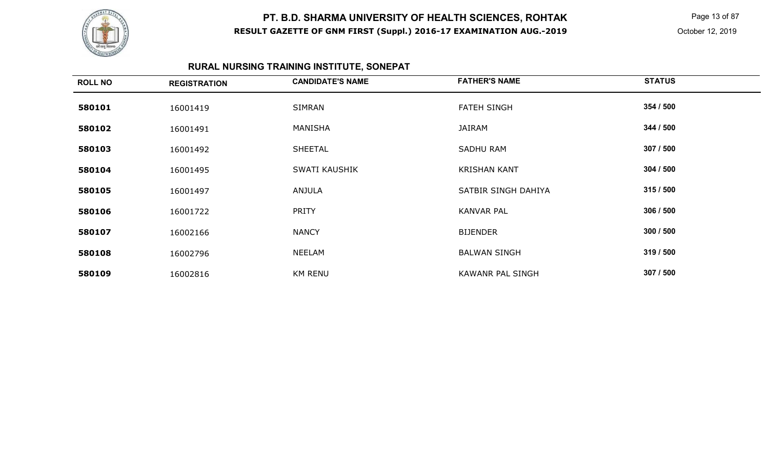# PT. B.D. SHARMA UNIVERSITY OF HEALTH SCIENCES, ROHTAK

**RESULT GAZETTE OF GNM FIRST (Suppl.) 2016-17 EXAMINATION AUG.-2019**

October 12, 2019

## RURAL NURSING TRAINING INSTITUTE, SONEPAT

| ROLL NO | REGISTRATION | CANDIDATE'S NAME | FATHER'S NAME | STATUS |
|---|---|---|---|---|
| **580101** | 16001419 | SIMRAN | FATEH SINGH | **354 / 500** |
| **580102** | 16001491 | MANISHA | JAIRAM | **344 / 500** |
| **580103** | 16001492 | SHEETAL | SADHU RAM | **307 / 500** |
| **580104** | 16001495 | SWATI KAUSHIK | KRISHAN KANT | **304 / 500** |
| **580105** | 16001497 | ANJULA | SATBIR SINGH DAHIYA | **315 / 500** |
| **580106** | 16001722 | PRITY | KANVAR PAL | **306 / 500** |
| **580107** | 16002166 | NANCY | BIJENDER | **300 / 500** |
| **580108** | 16002796 | NEELAM | BALWAN SINGH | **319 / 500** |
| **580109** | 16002816 | KM RENU | KAWANR PAL SINGH | **307 / 500** |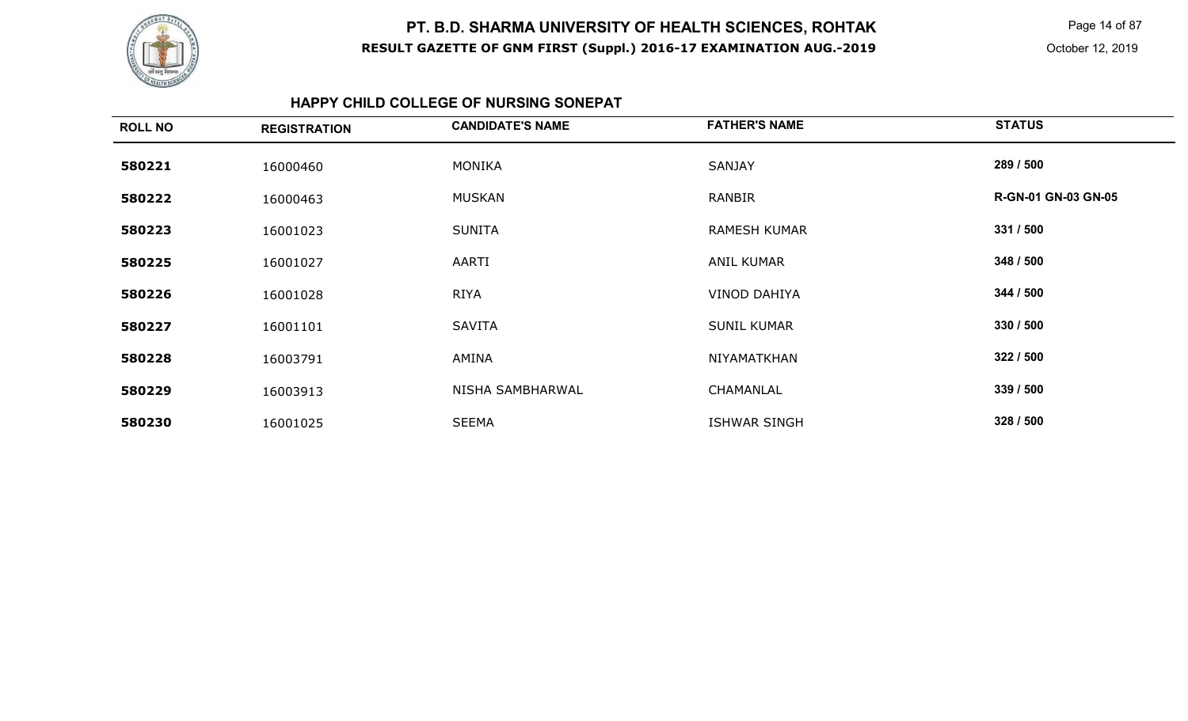# PT. B.D. SHARMA UNIVERSITY OF HEALTH SCIENCES, ROHTAK

**RESULT GAZETTE OF GNM FIRST (Suppl.) 2016-17 EXAMINATION AUG.-2019**

October 12, 2019

## HAPPY CHILD COLLEGE OF NURSING SONEPAT

| ROLL NO | REGISTRATION | CANDIDATE'S NAME | FATHER'S NAME | STATUS |
|---|---|---|---|---|
| 580221 | 16000460 | MONIKA | SANJAY | 289 / 500 |
| 580222 | 16000463 | MUSKAN | RANBIR | R-GN-01 GN-03 GN-05 |
| 580223 | 16001023 | SUNITA | RAMESH KUMAR | 331 / 500 |
| 580225 | 16001027 | AARTI | ANIL KUMAR | 348 / 500 |
| 580226 | 16001028 | RIYA | VINOD DAHIYA | 344 / 500 |
| 580227 | 16001101 | SAVITA | SUNIL KUMAR | 330 / 500 |
| 580228 | 16003791 | AMINA | NIYAMATKHAN | 322 / 500 |
| 580229 | 16003913 | NISHA SAMBHARWAL | CHAMANLAL | 339 / 500 |
| 580230 | 16001025 | SEEMA | ISHWAR SINGH | 328 / 500 |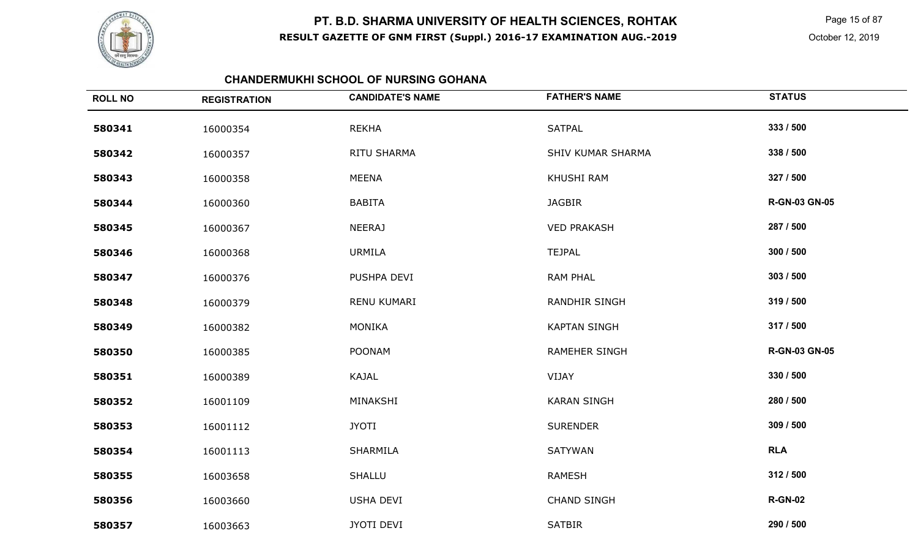# PT. B.D. SHARMA UNIVERSITY OF HEALTH SCIENCES, ROHTAK

**RESULT GAZETTE OF GNM FIRST (Suppl.) 2016-17 EXAMINATION AUG.-2019**

October 12, 2019

## CHANDERMUKHI SCHOOL OF NURSING GOHANA

| ROLL NO | REGISTRATION | CANDIDATE'S NAME | FATHER'S NAME | STATUS |
|---|---|---|---|---|
| **580341** | 16000354 | REKHA | SATPAL | **333 / 500** |
| **580342** | 16000357 | RITU SHARMA | SHIV KUMAR SHARMA | **338 / 500** |
| **580343** | 16000358 | MEENA | KHUSHI RAM | **327 / 500** |
| **580344** | 16000360 | BABITA | JAGBIR | **R-GN-03 GN-05** |
| **580345** | 16000367 | NEERAJ | VED PRAKASH | **287 / 500** |
| **580346** | 16000368 | URMILA | TEJPAL | **300 / 500** |
| **580347** | 16000376 | PUSHPA DEVI | RAM PHAL | **303 / 500** |
| **580348** | 16000379 | RENU KUMARI | RANDHIR SINGH | **319 / 500** |
| **580349** | 16000382 | MONIKA | KAPTAN SINGH | **317 / 500** |
| **580350** | 16000385 | POONAM | RAMEHER SINGH | **R-GN-03 GN-05** |
| **580351** | 16000389 | KAJAL | VIJAY | **330 / 500** |
| **580352** | 16001109 | MINAKSHI | KARAN SINGH | **280 / 500** |
| **580353** | 16001112 | JYOTI | SURENDER | **309 / 500** |
| **580354** | 16001113 | SHARMILA | SATYWAN | **RLA** |
| **580355** | 16003658 | SHALLU | RAMESH | **312 / 500** |
| **580356** | 16003660 | USHA DEVI | CHAND SINGH | **R-GN-02** |
| **580357** | 16003663 | JYOTI DEVI | SATBIR | **290 / 500** |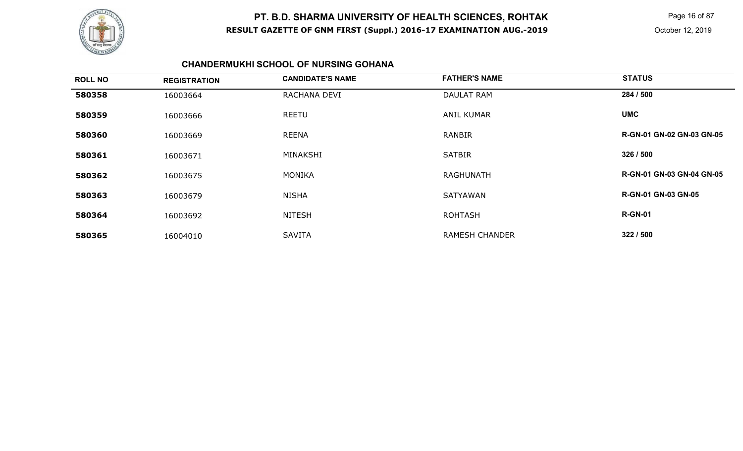# PT. B.D. SHARMA UNIVERSITY OF HEALTH SCIENCES, ROHTAK

**RESULT GAZETTE OF GNM FIRST (Suppl.) 2016-17 EXAMINATION AUG.-2019**

October 12, 2019

## CHANDERMUKHI SCHOOL OF NURSING GOHANA

| ROLL NO | REGISTRATION | CANDIDATE'S NAME | FATHER'S NAME | STATUS |
|---|---|---|---|---|
| **580358** | 16003664 | RACHANA DEVI | DAULAT RAM | **284 / 500** |
| **580359** | 16003666 | REETU | ANIL KUMAR | **UMC** |
| **580360** | 16003669 | REENA | RANBIR | **R-GN-01 GN-02 GN-03 GN-05** |
| **580361** | 16003671 | MINAKSHI | SATBIR | **326 / 500** |
| **580362** | 16003675 | MONIKA | RAGHUNATH | **R-GN-01 GN-03 GN-04 GN-05** |
| **580363** | 16003679 | NISHA | SATYAWAN | **R-GN-01 GN-03 GN-05** |
| **580364** | 16003692 | NITESH | ROHTASH | **R-GN-01** |
| **580365** | 16004010 | SAVITA | RAMESH CHANDER | **322 / 500** |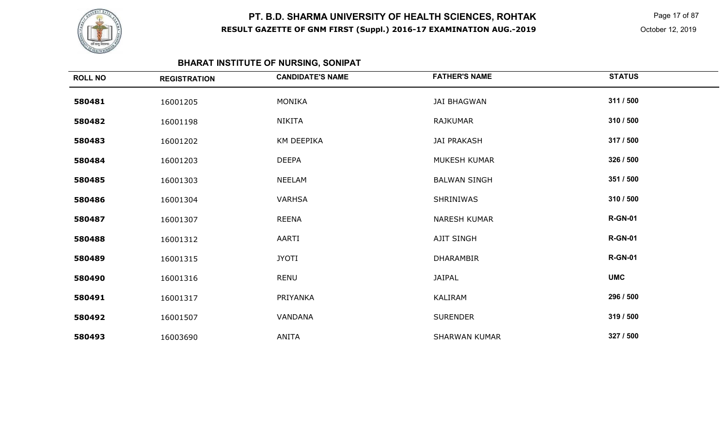# PT. B.D. SHARMA UNIVERSITY OF HEALTH SCIENCES, ROHTAK

**RESULT GAZETTE OF GNM FIRST (Suppl.) 2016-17 EXAMINATION AUG.-2019**

October 12, 2019

## BHARAT INSTITUTE OF NURSING, SONIPAT

| ROLL NO | REGISTRATION | CANDIDATE'S NAME | FATHER'S NAME | STATUS |
|---|---|---|---|---|
| **580481** | 16001205 | MONIKA | JAI BHAGWAN | **311 / 500** |
| **580482** | 16001198 | NIKITA | RAJKUMAR | **310 / 500** |
| **580483** | 16001202 | KM DEEPIKA | JAI PRAKASH | **317 / 500** |
| **580484** | 16001203 | DEEPA | MUKESH KUMAR | **326 / 500** |
| **580485** | 16001303 | NEELAM | BALWAN SINGH | **351 / 500** |
| **580486** | 16001304 | VARHSA | SHRINIWAS | **310 / 500** |
| **580487** | 16001307 | REENA | NARESH KUMAR | **R-GN-01** |
| **580488** | 16001312 | AARTI | AJIT SINGH | **R-GN-01** |
| **580489** | 16001315 | JYOTI | DHARAMBIR | **R-GN-01** |
| **580490** | 16001316 | RENU | JAIPAL | **UMC** |
| **580491** | 16001317 | PRIYANKA | KALIRAM | **296 / 500** |
| **580492** | 16001507 | VANDANA | SURENDER | **319 / 500** |
| **580493** | 16003690 | ANITA | SHARWAN KUMAR | **327 / 500** |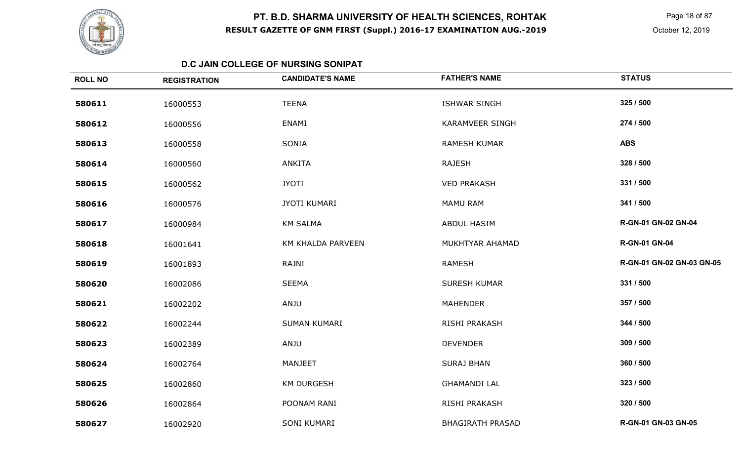# PT. B.D. SHARMA UNIVERSITY OF HEALTH SCIENCES, ROHTAK

## RESULT GAZETTE OF GNM FIRST (Suppl.) 2016-17 EXAMINATION AUG.-2019

October 12, 2019

### D.C JAIN COLLEGE OF NURSING SONIPAT

| ROLL NO | REGISTRATION | CANDIDATE'S NAME | FATHER'S NAME | STATUS |
|---|---|---|---|---|
| 580611 | 16000553 | TEENA | ISHWAR SINGH | 325 / 500 |
| 580612 | 16000556 | ENAMI | KARAMVEER SINGH | 274 / 500 |
| 580613 | 16000558 | SONIA | RAMESH KUMAR | ABS |
| 580614 | 16000560 | ANKITA | RAJESH | 328 / 500 |
| 580615 | 16000562 | JYOTI | VED PRAKASH | 331 / 500 |
| 580616 | 16000576 | JYOTI KUMARI | MAMU RAM | 341 / 500 |
| 580617 | 16000984 | KM SALMA | ABDUL HASIM | R-GN-01 GN-02 GN-04 |
| 580618 | 16001641 | KM KHALDA PARVEEN | MUKHTYAR AHAMAD | R-GN-01 GN-04 |
| 580619 | 16001893 | RAJNI | RAMESH | R-GN-01 GN-02 GN-03 GN-05 |
| 580620 | 16002086 | SEEMA | SURESH KUMAR | 331 / 500 |
| 580621 | 16002202 | ANJU | MAHENDER | 357 / 500 |
| 580622 | 16002244 | SUMAN KUMARI | RISHI PRAKASH | 344 / 500 |
| 580623 | 16002389 | ANJU | DEVENDER | 309 / 500 |
| 580624 | 16002764 | MANJEET | SURAJ BHAN | 360 / 500 |
| 580625 | 16002860 | KM DURGESH | GHAMANDI LAL | 323 / 500 |
| 580626 | 16002864 | POONAM RANI | RISHI PRAKASH | 320 / 500 |
| 580627 | 16002920 | SONI KUMARI | BHAGIRATH PRASAD | R-GN-01 GN-03 GN-05 |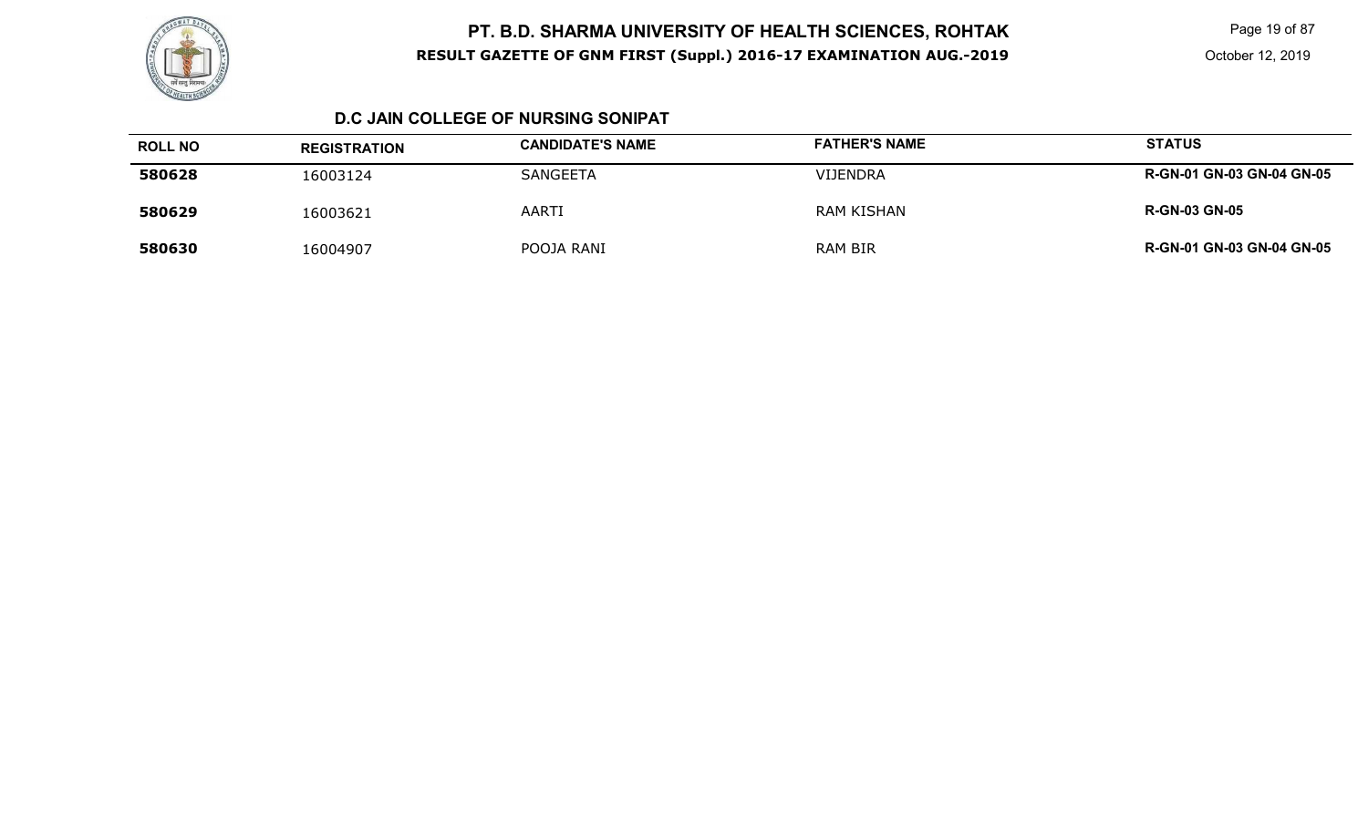## D.C JAIN COLLEGE OF NURSING SONIPAT

| ROLL NO | REGISTRATION | CANDIDATE'S NAME | FATHER'S NAME | STATUS |
|---|---|---|---|---|
| **580628** | 16003124 | SANGEETA | VIJENDRA | **R-GN-01 GN-03 GN-04 GN-05** |
| **580629** | 16003621 | AARTI | RAM KISHAN | **R-GN-03 GN-05** |
| **580630** | 16004907 | POOJA RANI | RAM BIR | **R-GN-01 GN-03 GN-04 GN-05** |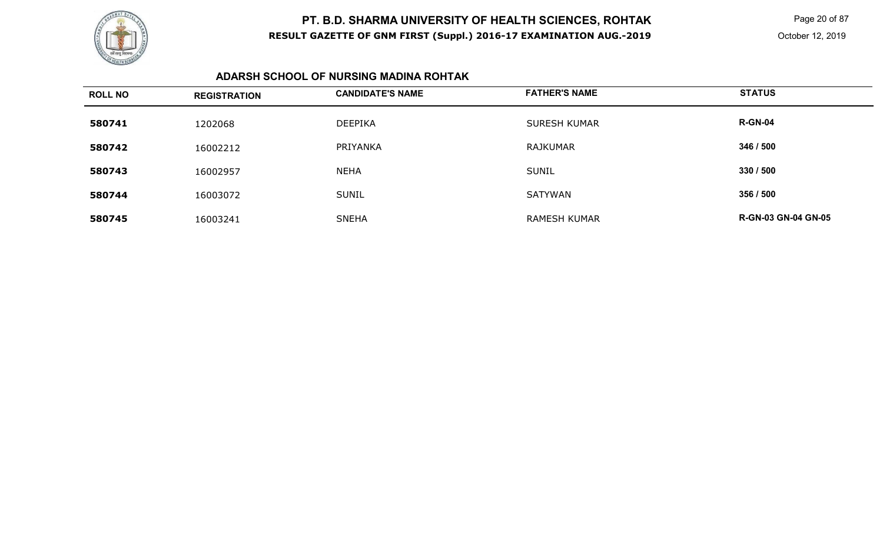## ADARSH SCHOOL OF NURSING MADINA ROHTAK

| ROLL NO | REGISTRATION | CANDIDATE'S NAME | FATHER'S NAME | STATUS |
|---|---|---|---|---|
| 580741 | 1202068 | DEEPIKA | SURESH KUMAR | R-GN-04 |
| 580742 | 16002212 | PRIYANKA | RAJKUMAR | 346 / 500 |
| 580743 | 16002957 | NEHA | SUNIL | 330 / 500 |
| 580744 | 16003072 | SUNIL | SATYWAN | 356 / 500 |
| 580745 | 16003241 | SNEHA | RAMESH KUMAR | R-GN-03 GN-04 GN-05 |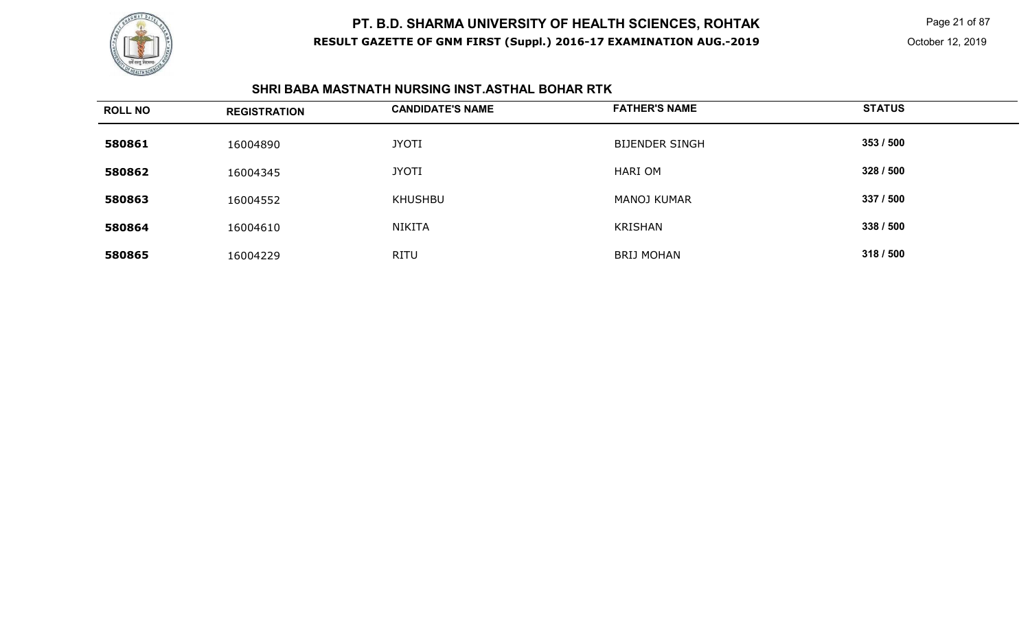# PT. B.D. SHARMA UNIVERSITY OF HEALTH SCIENCES, ROHTAK

**RESULT GAZETTE OF GNM FIRST (Suppl.) 2016-17 EXAMINATION AUG.-2019**

October 12, 2019

## SHRI BABA MASTNATH NURSING INST.ASTHAL BOHAR RTK

| ROLL NO | REGISTRATION | CANDIDATE'S NAME | FATHER'S NAME | STATUS |
|---|---|---|---|---|
| **580861** | 16004890 | JYOTI | BIJENDER SINGH | **353 / 500** |
| **580862** | 16004345 | JYOTI | HARI OM | **328 / 500** |
| **580863** | 16004552 | KHUSHBU | MANOJ KUMAR | **337 / 500** |
| **580864** | 16004610 | NIKITA | KRISHAN | **338 / 500** |
| **580865** | 16004229 | RITU | BRIJ MOHAN | **318 / 500** |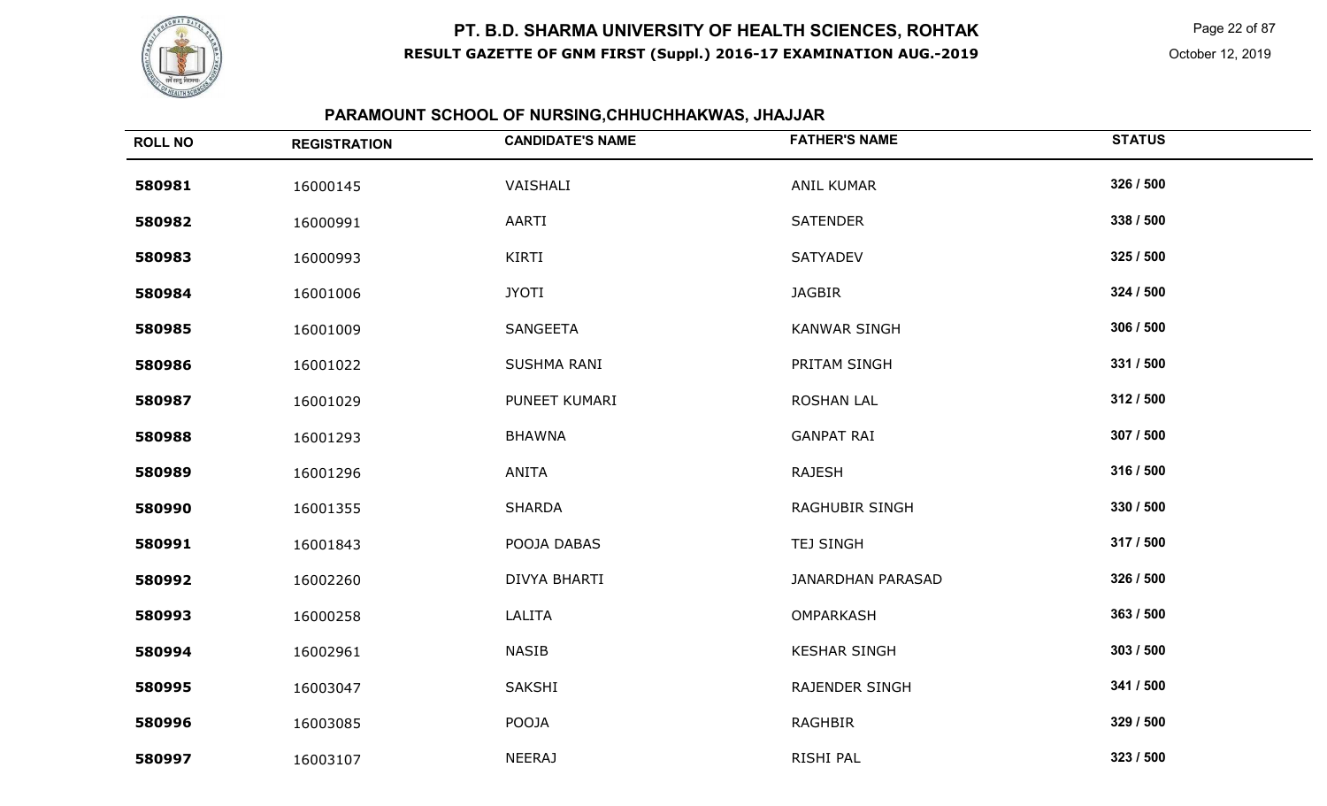# PT. B.D. SHARMA UNIVERSITY OF HEALTH SCIENCES, ROHTAK

**RESULT GAZETTE OF GNM FIRST (Suppl.) 2016-17 EXAMINATION AUG.-2019**

October 12, 2019

## PARAMOUNT SCHOOL OF NURSING,CHHUCHHAKWAS, JHAJJAR

| ROLL NO | REGISTRATION | CANDIDATE'S NAME | FATHER'S NAME | STATUS |
|---|---|---|---|---|
| 580981 | 16000145 | VAISHALI | ANIL KUMAR | 326 / 500 |
| 580982 | 16000991 | AARTI | SATENDER | 338 / 500 |
| 580983 | 16000993 | KIRTI | SATYADEV | 325 / 500 |
| 580984 | 16001006 | JYOTI | JAGBIR | 324 / 500 |
| 580985 | 16001009 | SANGEETA | KANWAR SINGH | 306 / 500 |
| 580986 | 16001022 | SUSHMA RANI | PRITAM SINGH | 331 / 500 |
| 580987 | 16001029 | PUNEET KUMARI | ROSHAN LAL | 312 / 500 |
| 580988 | 16001293 | BHAWNA | GANPAT RAI | 307 / 500 |
| 580989 | 16001296 | ANITA | RAJESH | 316 / 500 |
| 580990 | 16001355 | SHARDA | RAGHUBIR SINGH | 330 / 500 |
| 580991 | 16001843 | POOJA DABAS | TEJ SINGH | 317 / 500 |
| 580992 | 16002260 | DIVYA BHARTI | JANARDHAN PARASAD | 326 / 500 |
| 580993 | 16000258 | LALITA | OMPARKASH | 363 / 500 |
| 580994 | 16002961 | NASIB | KESHAR SINGH | 303 / 500 |
| 580995 | 16003047 | SAKSHI | RAJENDER SINGH | 341 / 500 |
| 580996 | 16003085 | POOJA | RAGHBIR | 329 / 500 |
| 580997 | 16003107 | NEERAJ | RISHI PAL | 323 / 500 |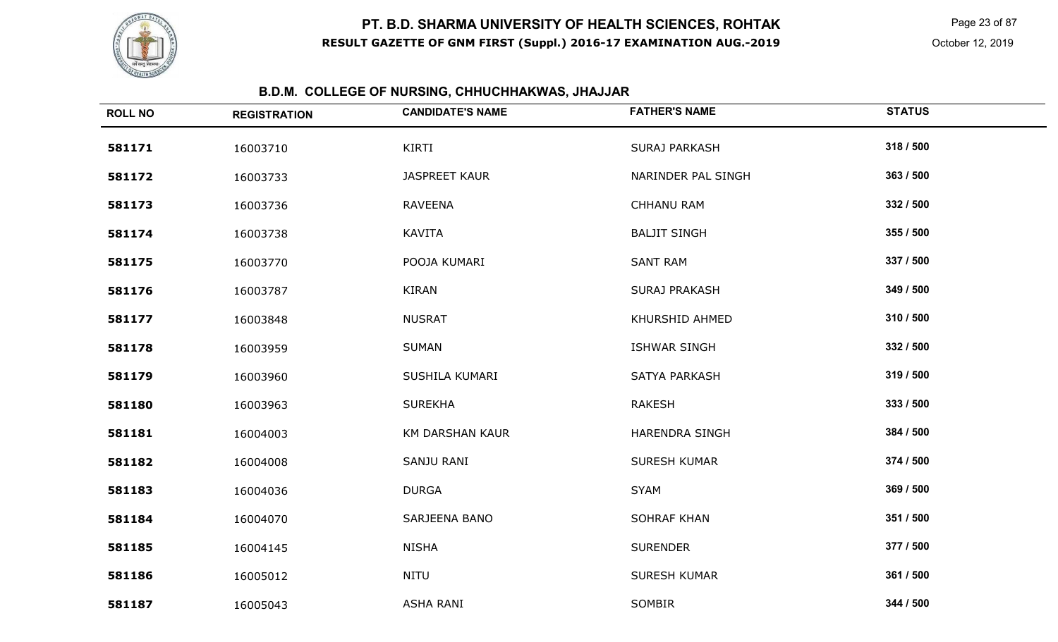# PT. B.D. SHARMA UNIVERSITY OF HEALTH SCIENCES, ROHTAK

**RESULT GAZETTE OF GNM FIRST (Suppl.) 2016-17 EXAMINATION AUG.-2019**

October 12, 2019

## B.D.M. COLLEGE OF NURSING, CHHUCHHAKWAS, JHAJJAR

| ROLL NO | REGISTRATION | CANDIDATE'S NAME | FATHER'S NAME | STATUS |
|---|---|---|---|---|
| **581171** | 16003710 | KIRTI | SURAJ PARKASH | 318 / 500 |
| **581172** | 16003733 | JASPREET KAUR | NARINDER PAL SINGH | 363 / 500 |
| **581173** | 16003736 | RAVEENA | CHHANU RAM | 332 / 500 |
| **581174** | 16003738 | KAVITA | BALJIT SINGH | 355 / 500 |
| **581175** | 16003770 | POOJA KUMARI | SANT RAM | 337 / 500 |
| **581176** | 16003787 | KIRAN | SURAJ PRAKASH | 349 / 500 |
| **581177** | 16003848 | NUSRAT | KHURSHID AHMED | 310 / 500 |
| **581178** | 16003959 | SUMAN | ISHWAR SINGH | 332 / 500 |
| **581179** | 16003960 | SUSHILA KUMARI | SATYA PARKASH | 319 / 500 |
| **581180** | 16003963 | SUREKHA | RAKESH | 333 / 500 |
| **581181** | 16004003 | KM DARSHAN KAUR | HARENDRA SINGH | 384 / 500 |
| **581182** | 16004008 | SANJU RANI | SURESH KUMAR | 374 / 500 |
| **581183** | 16004036 | DURGA | SYAM | 369 / 500 |
| **581184** | 16004070 | SARJEENA BANO | SOHRAF KHAN | 351 / 500 |
| **581185** | 16004145 | NISHA | SURENDER | 377 / 500 |
| **581186** | 16005012 | NITU | SURESH KUMAR | 361 / 500 |
| **581187** | 16005043 | ASHA RANI | SOMBIR | 344 / 500 |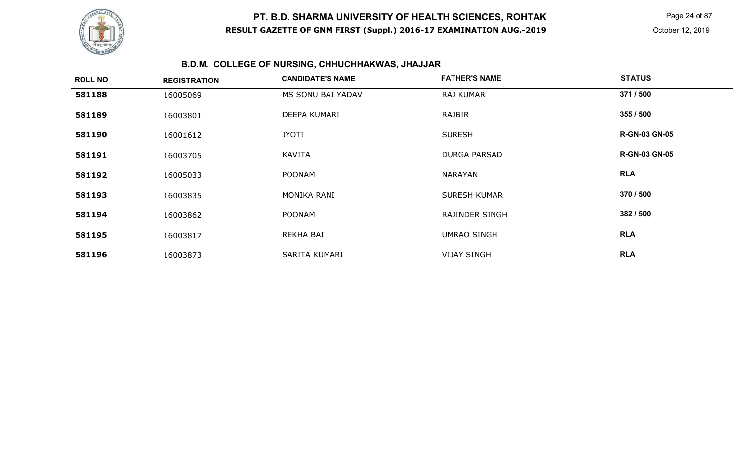# PT. B.D. SHARMA UNIVERSITY OF HEALTH SCIENCES, ROHTAK

**RESULT GAZETTE OF GNM FIRST (Suppl.) 2016-17 EXAMINATION AUG.-2019**

October 12, 2019

## B.D.M. COLLEGE OF NURSING, CHHUCHHAKWAS, JHAJJAR

| ROLL NO | REGISTRATION | CANDIDATE'S NAME | FATHER'S NAME | STATUS |
|---|---|---|---|---|
| **581188** | 16005069 | MS SONU BAI YADAV | RAJ KUMAR | **371 / 500** |
| **581189** | 16003801 | DEEPA KUMARI | RAJBIR | **355 / 500** |
| **581190** | 16001612 | JYOTI | SURESH | **R-GN-03 GN-05** |
| **581191** | 16003705 | KAVITA | DURGA PARSAD | **R-GN-03 GN-05** |
| **581192** | 16005033 | POONAM | NARAYAN | **RLA** |
| **581193** | 16003835 | MONIKA RANI | SURESH KUMAR | **370 / 500** |
| **581194** | 16003862 | POONAM | RAJINDER SINGH | **382 / 500** |
| **581195** | 16003817 | REKHA BAI | UMRAO SINGH | **RLA** |
| **581196** | 16003873 | SARITA KUMARI | VIJAY SINGH | **RLA** |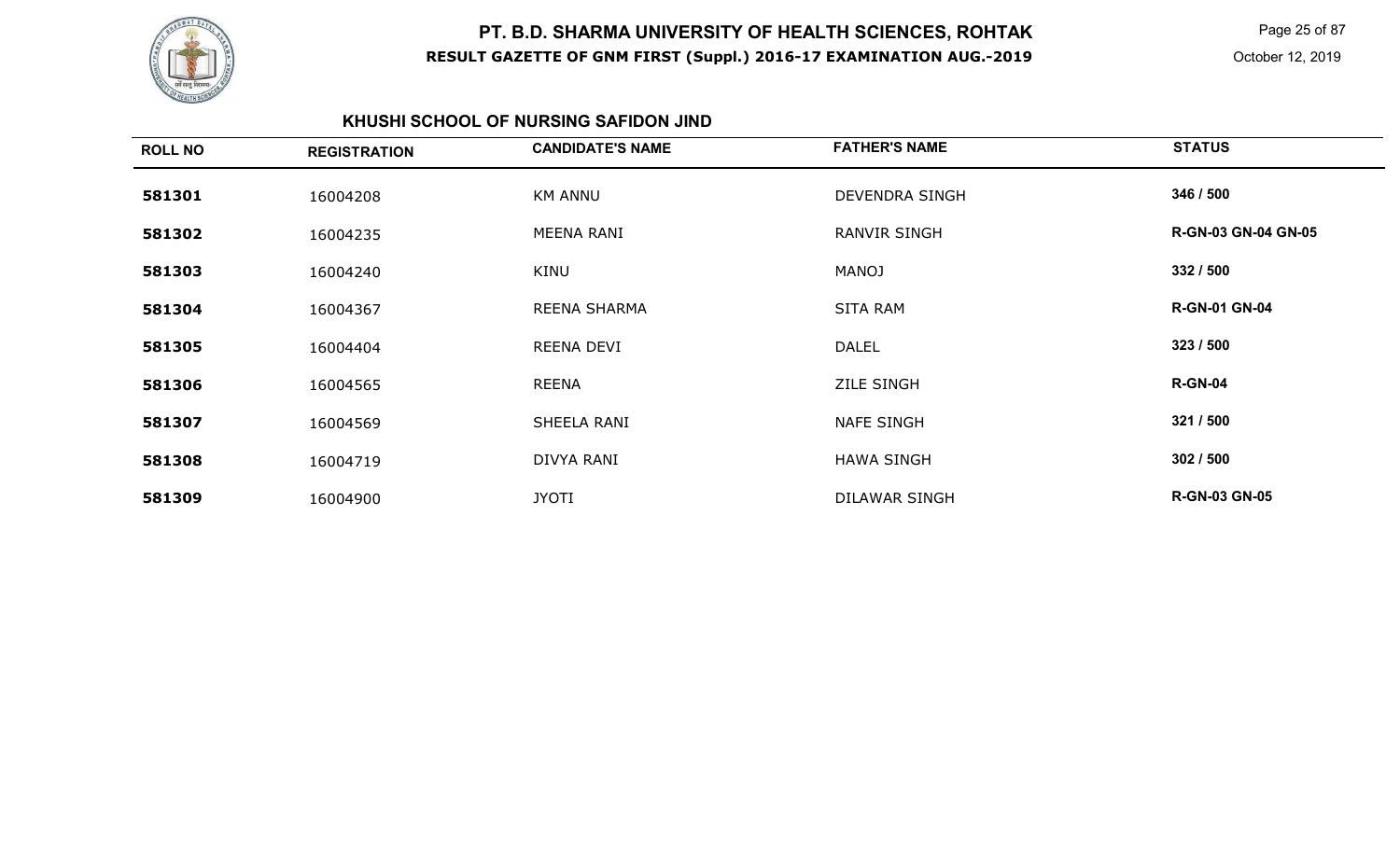# PT. B.D. SHARMA UNIVERSITY OF HEALTH SCIENCES, ROHTAK

**RESULT GAZETTE OF GNM FIRST (Suppl.) 2016-17 EXAMINATION AUG.-2019**

October 12, 2019

## KHUSHI SCHOOL OF NURSING SAFIDON JIND

| ROLL NO | REGISTRATION | CANDIDATE'S NAME | FATHER'S NAME | STATUS |
|---|---|---|---|---|
| 581301 | 16004208 | KM ANNU | DEVENDRA SINGH | 346 / 500 |
| 581302 | 16004235 | MEENA RANI | RANVIR SINGH | R-GN-03 GN-04 GN-05 |
| 581303 | 16004240 | KINU | MANOJ | 332 / 500 |
| 581304 | 16004367 | REENA SHARMA | SITA RAM | R-GN-01 GN-04 |
| 581305 | 16004404 | REENA DEVI | DALEL | 323 / 500 |
| 581306 | 16004565 | REENA | ZILE SINGH | R-GN-04 |
| 581307 | 16004569 | SHEELA RANI | NAFE SINGH | 321 / 500 |
| 581308 | 16004719 | DIVYA RANI | HAWA SINGH | 302 / 500 |
| 581309 | 16004900 | JYOTI | DILAWAR SINGH | R-GN-03 GN-05 |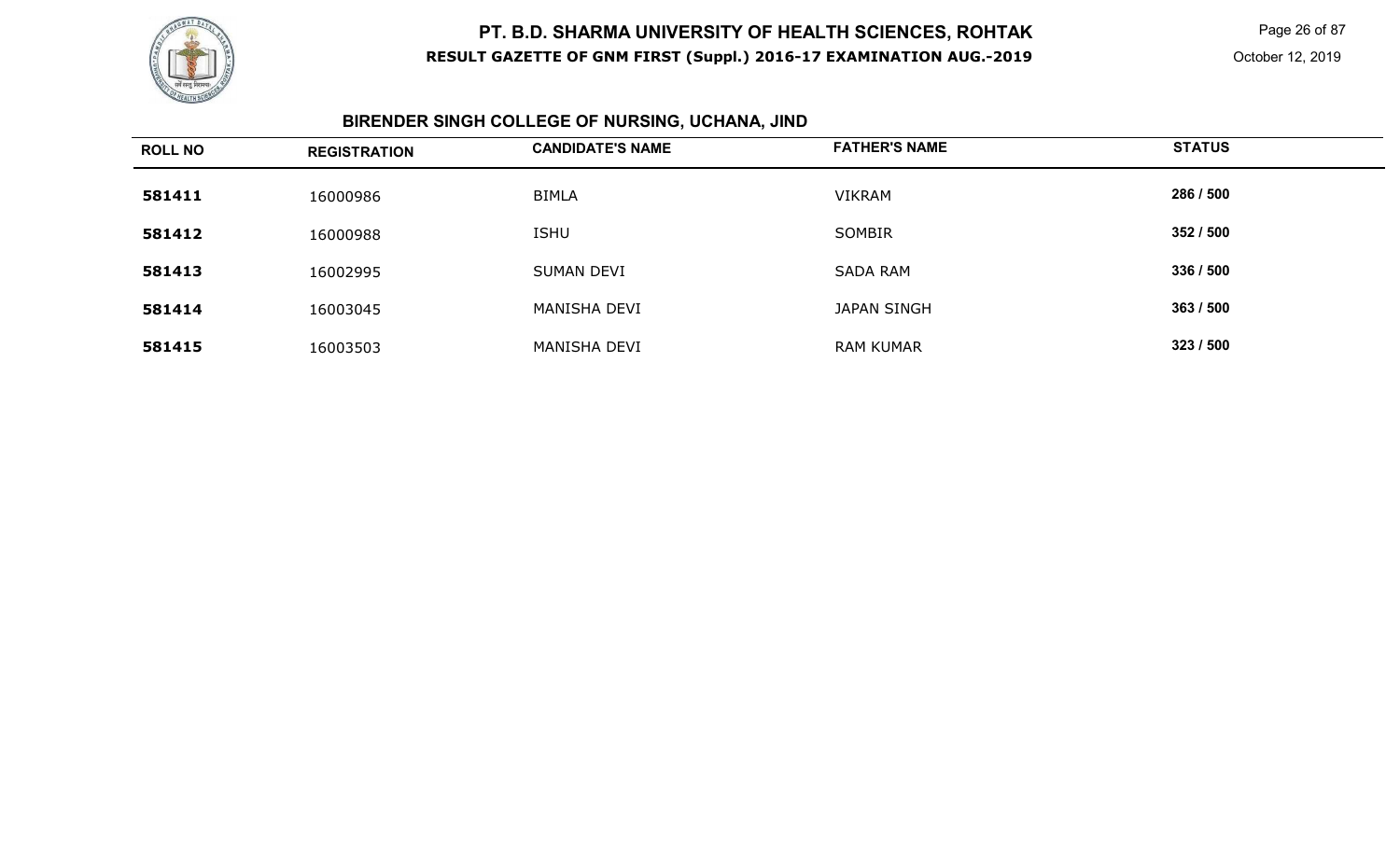## BIRENDER SINGH COLLEGE OF NURSING, UCHANA, JIND

| ROLL NO | REGISTRATION | CANDIDATE'S NAME | FATHER'S NAME | STATUS |
|---|---|---|---|---|
| 581411 | 16000986 | BIMLA | VIKRAM | 286 / 500 |
| 581412 | 16000988 | ISHU | SOMBIR | 352 / 500 |
| 581413 | 16002995 | SUMAN DEVI | SADA RAM | 336 / 500 |
| 581414 | 16003045 | MANISHA DEVI | JAPAN SINGH | 363 / 500 |
| 581415 | 16003503 | MANISHA DEVI | RAM KUMAR | 323 / 500 |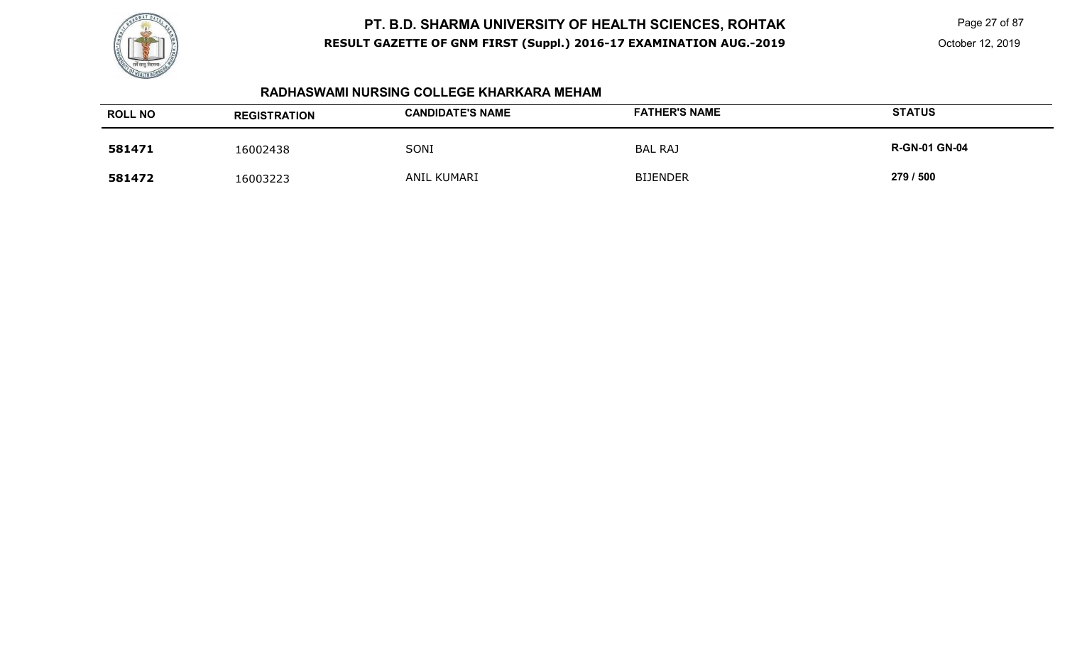## RADHASWAMI NURSING COLLEGE KHARKARA MEHAM

| ROLL NO | REGISTRATION | CANDIDATE'S NAME | FATHER'S NAME | STATUS |
|---|---|---|---|---|
| **581471** | 16002438 | SONI | BAL RAJ | **R-GN-01 GN-04** |
| **581472** | 16003223 | ANIL KUMARI | BIJENDER | **279 / 500** |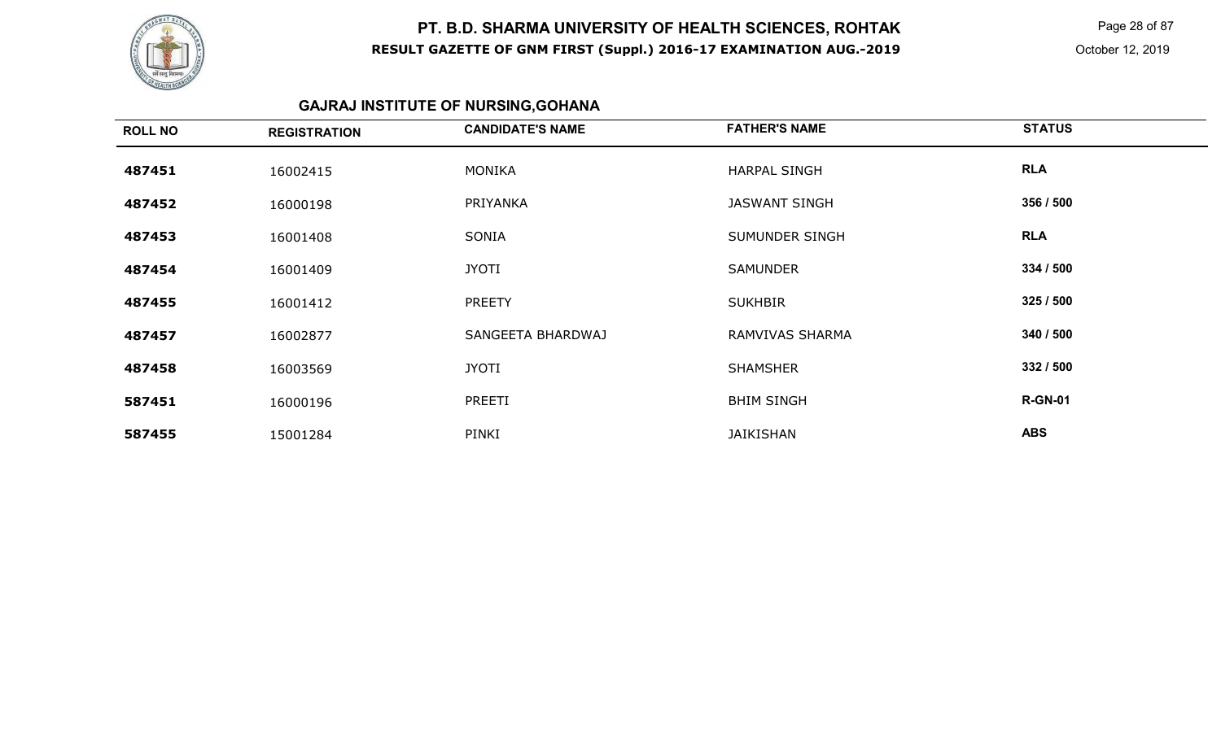# PT. B.D. SHARMA UNIVERSITY OF HEALTH SCIENCES, ROHTAK

**RESULT GAZETTE OF GNM FIRST (Suppl.) 2016-17 EXAMINATION AUG.-2019**

October 12, 2019

## GAJRAJ INSTITUTE OF NURSING,GOHANA

| ROLL NO | REGISTRATION | CANDIDATE'S NAME | FATHER'S NAME | STATUS |
|---|---|---|---|---|
| 487451 | 16002415 | MONIKA | HARPAL SINGH | RLA |
| 487452 | 16000198 | PRIYANKA | JASWANT SINGH | 356 / 500 |
| 487453 | 16001408 | SONIA | SUMUNDER SINGH | RLA |
| 487454 | 16001409 | JYOTI | SAMUNDER | 334 / 500 |
| 487455 | 16001412 | PREETY | SUKHBIR | 325 / 500 |
| 487457 | 16002877 | SANGEETA BHARDWAJ | RAMVIVAS SHARMA | 340 / 500 |
| 487458 | 16003569 | JYOTI | SHAMSHER | 332 / 500 |
| 587451 | 16000196 | PREETI | BHIM SINGH | R-GN-01 |
| 587455 | 15001284 | PINKI | JAIKISHAN | ABS |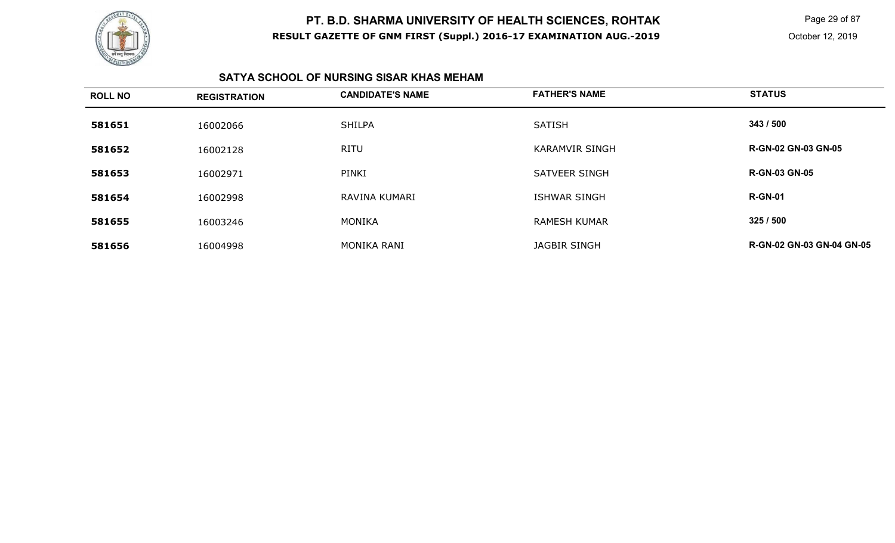# PT. B.D. SHARMA UNIVERSITY OF HEALTH SCIENCES, ROHTAK

**RESULT GAZETTE OF GNM FIRST (Suppl.) 2016-17 EXAMINATION AUG.-2019**

October 12, 2019

## SATYA SCHOOL OF NURSING SISAR KHAS MEHAM

| ROLL NO | REGISTRATION | CANDIDATE'S NAME | FATHER'S NAME | STATUS |
|---|---|---|---|---|
| **581651** | 16002066 | SHILPA | SATISH | **343 / 500** |
| **581652** | 16002128 | RITU | KARAMVIR SINGH | **R-GN-02 GN-03 GN-05** |
| **581653** | 16002971 | PINKI | SATVEER SINGH | **R-GN-03 GN-05** |
| **581654** | 16002998 | RAVINA KUMARI | ISHWAR SINGH | **R-GN-01** |
| **581655** | 16003246 | MONIKA | RAMESH KUMAR | **325 / 500** |
| **581656** | 16004998 | MONIKA RANI | JAGBIR SINGH | **R-GN-02 GN-03 GN-04 GN-05** |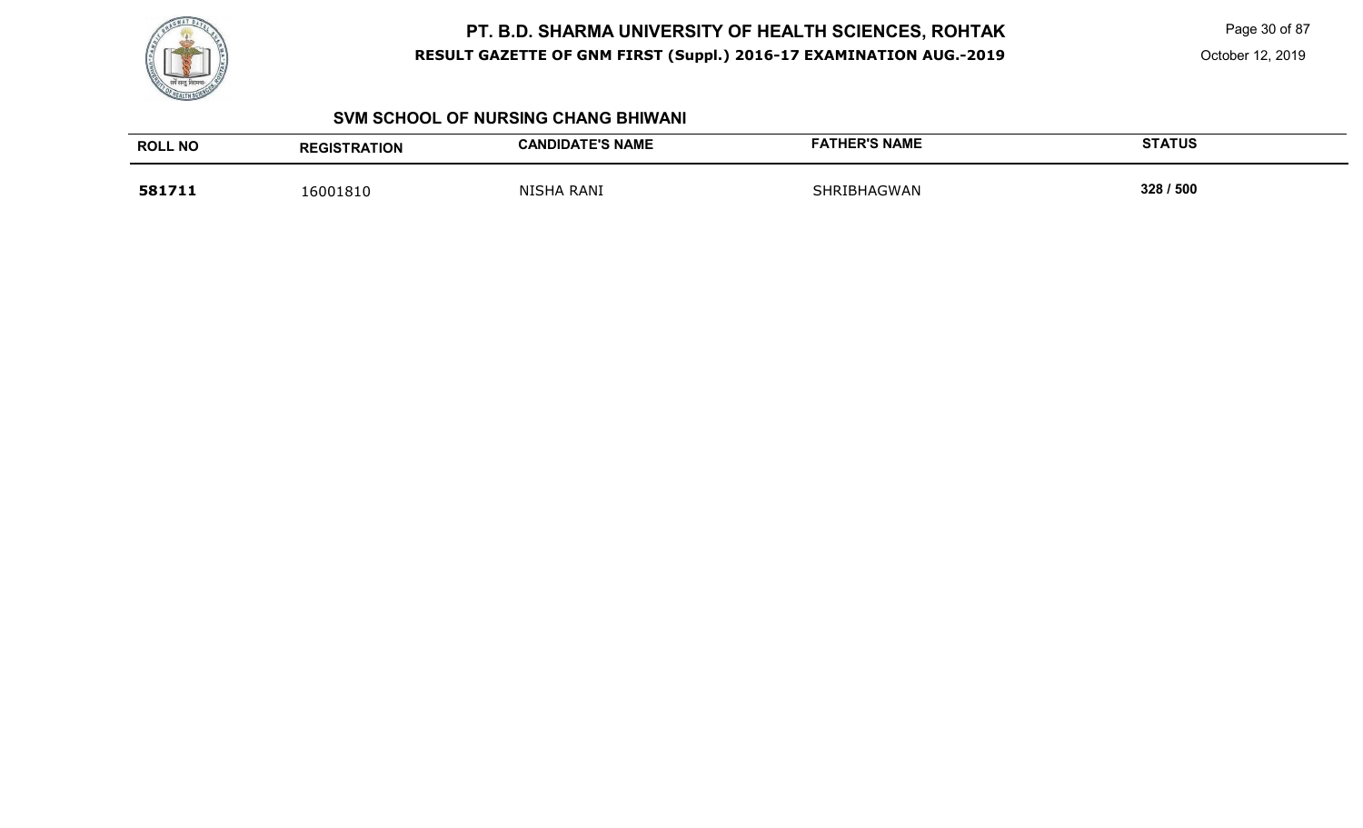## SVM SCHOOL OF NURSING CHANG BHIWANI

| ROLL NO | REGISTRATION | CANDIDATE'S NAME | FATHER'S NAME | STATUS |
|---|---|---|---|---|
| **581711** | 16001810 | NISHA RANI | SHRIBHAGWAN | **328 / 500** |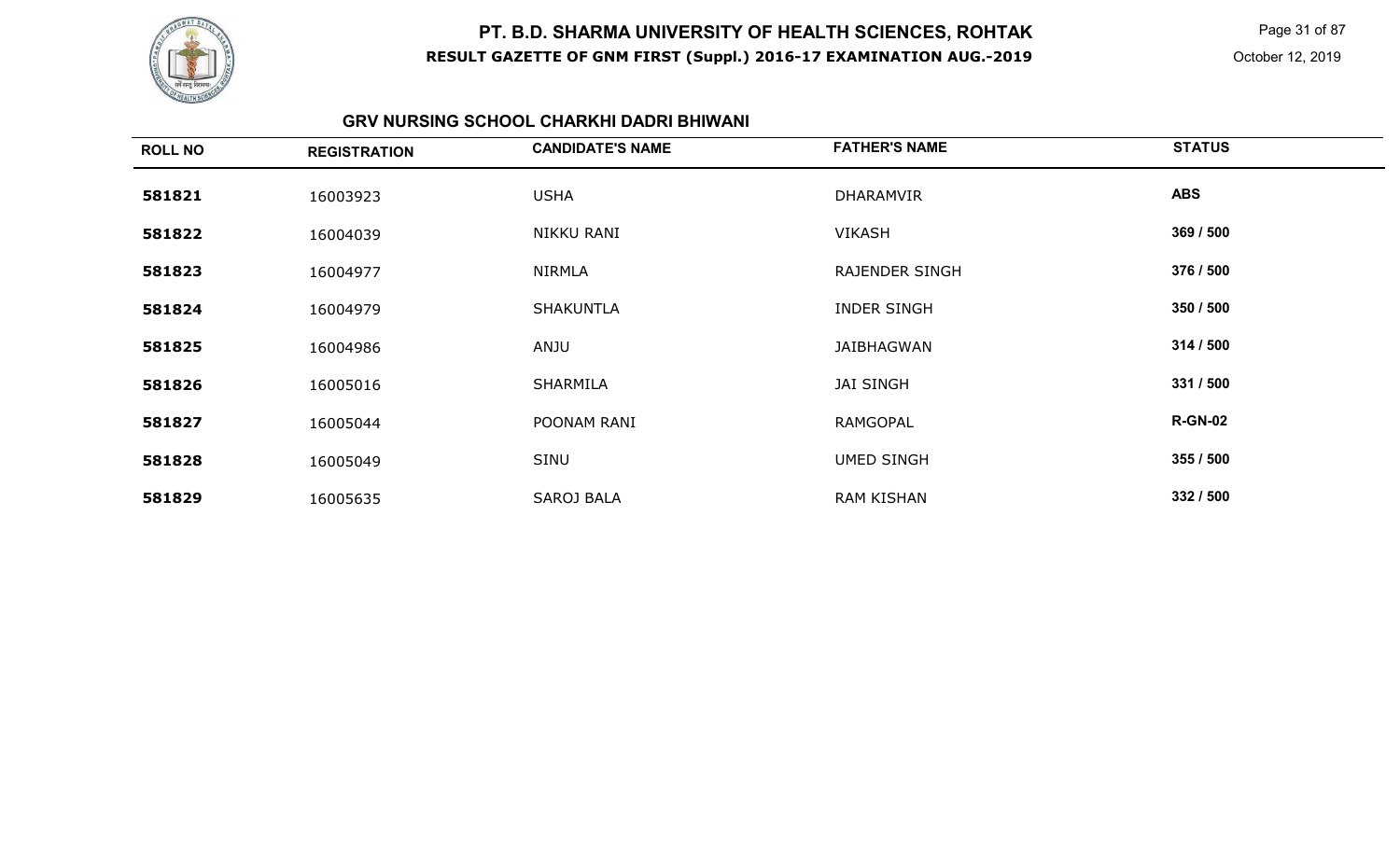# PT. B.D. SHARMA UNIVERSITY OF HEALTH SCIENCES, ROHTAK

**RESULT GAZETTE OF GNM FIRST (Suppl.) 2016-17 EXAMINATION AUG.-2019**

October 12, 2019

## GRV NURSING SCHOOL CHARKHI DADRI BHIWANI

| ROLL NO | REGISTRATION | CANDIDATE'S NAME | FATHER'S NAME | STATUS |
|---|---|---|---|---|
| 581821 | 16003923 | USHA | DHARAMVIR | ABS |
| 581822 | 16004039 | NIKKU RANI | VIKASH | 369 / 500 |
| 581823 | 16004977 | NIRMLA | RAJENDER SINGH | 376 / 500 |
| 581824 | 16004979 | SHAKUNTLA | INDER SINGH | 350 / 500 |
| 581825 | 16004986 | ANJU | JAIBHAGWAN | 314 / 500 |
| 581826 | 16005016 | SHARMILA | JAI SINGH | 331 / 500 |
| 581827 | 16005044 | POONAM RANI | RAMGOPAL | R-GN-02 |
| 581828 | 16005049 | SINU | UMED SINGH | 355 / 500 |
| 581829 | 16005635 | SAROJ BALA | RAM KISHAN | 332 / 500 |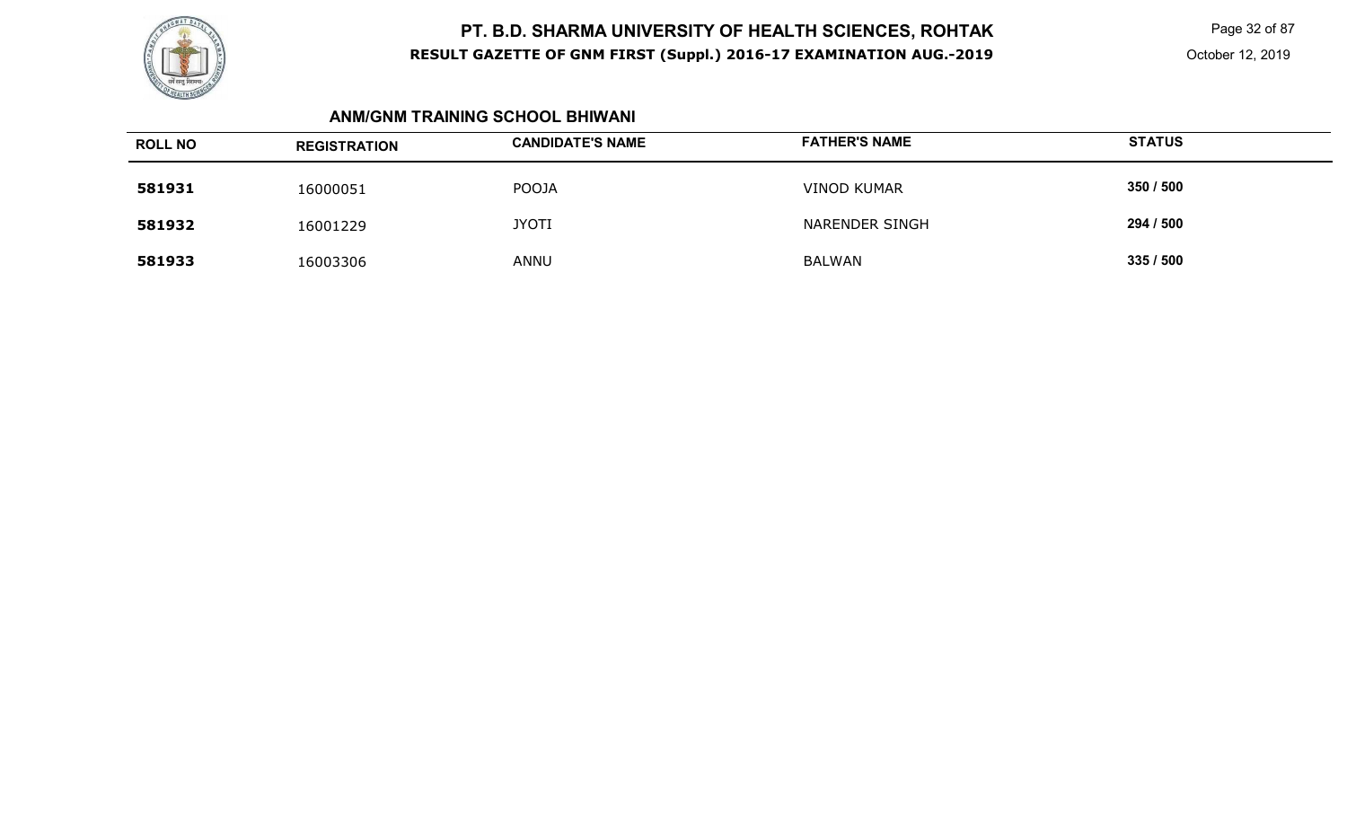## ANM/GNM TRAINING SCHOOL BHIWANI

| ROLL NO | REGISTRATION | CANDIDATE'S NAME | FATHER'S NAME | STATUS |
|---|---|---|---|---|
| **581931** | 16000051 | POOJA | VINOD KUMAR | **350 / 500** |
| **581932** | 16001229 | JYOTI | NARENDER SINGH | **294 / 500** |
| **581933** | 16003306 | ANNU | BALWAN | **335 / 500** |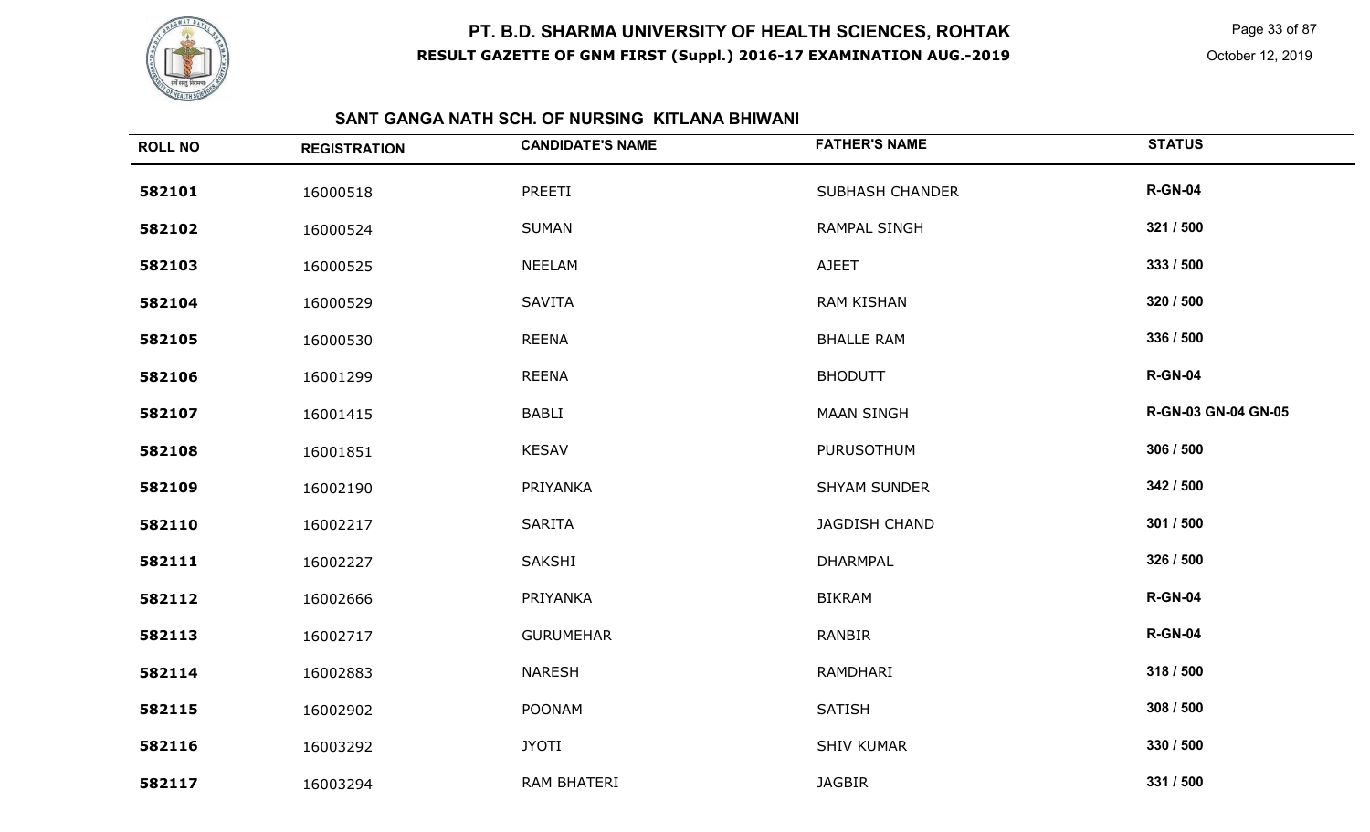# PT. B.D. SHARMA UNIVERSITY OF HEALTH SCIENCES, ROHTAK

**RESULT GAZETTE OF GNM FIRST (Suppl.) 2016-17 EXAMINATION AUG.-2019**

October 12, 2019

## SANT GANGA NATH SCH. OF NURSING KITLANA BHIWANI

| ROLL NO | REGISTRATION | CANDIDATE'S NAME | FATHER'S NAME | STATUS |
|---|---|---|---|---|
| **582101** | 16000518 | PREETI | SUBHASH CHANDER | **R-GN-04** |
| **582102** | 16000524 | SUMAN | RAMPAL SINGH | **321 / 500** |
| **582103** | 16000525 | NEELAM | AJEET | **333 / 500** |
| **582104** | 16000529 | SAVITA | RAM KISHAN | **320 / 500** |
| **582105** | 16000530 | REENA | BHALLE RAM | **336 / 500** |
| **582106** | 16001299 | REENA | BHODUTT | **R-GN-04** |
| **582107** | 16001415 | BABLI | MAAN SINGH | **R-GN-03 GN-04 GN-05** |
| **582108** | 16001851 | KESAV | PURUSOTHUM | **306 / 500** |
| **582109** | 16002190 | PRIYANKA | SHYAM SUNDER | **342 / 500** |
| **582110** | 16002217 | SARITA | JAGDISH CHAND | **301 / 500** |
| **582111** | 16002227 | SAKSHI | DHARMPAL | **326 / 500** |
| **582112** | 16002666 | PRIYANKA | BIKRAM | **R-GN-04** |
| **582113** | 16002717 | GURUMEHAR | RANBIR | **R-GN-04** |
| **582114** | 16002883 | NARESH | RAMDHARI | **318 / 500** |
| **582115** | 16002902 | POONAM | SATISH | **308 / 500** |
| **582116** | 16003292 | JYOTI | SHIV KUMAR | **330 / 500** |
| **582117** | 16003294 | RAM BHATERI | JAGBIR | **331 / 500** |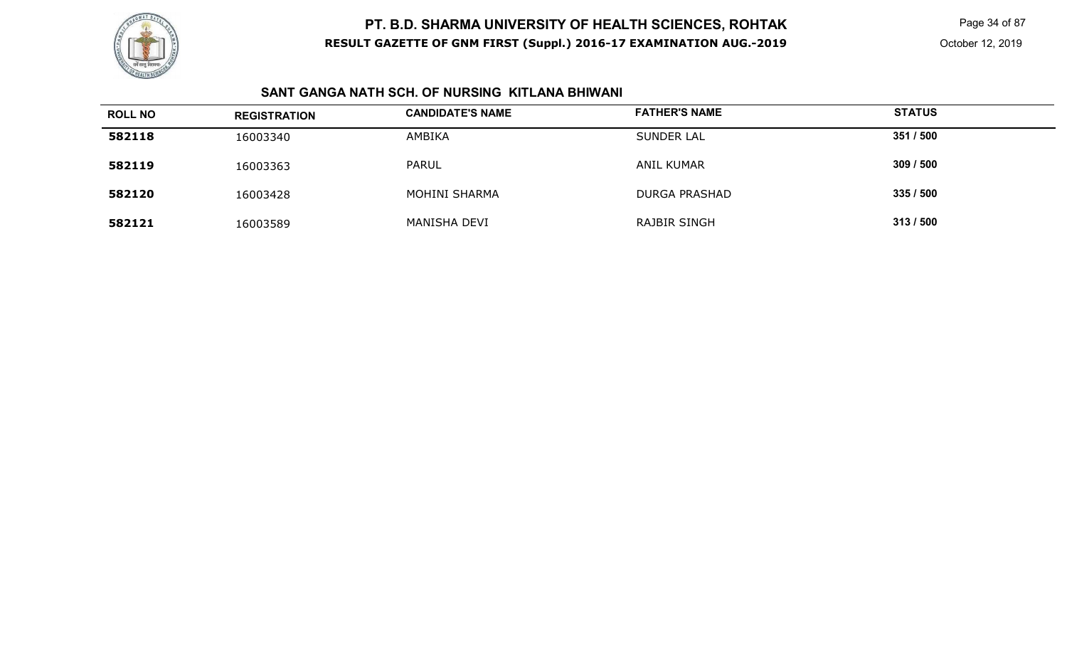# PT. B.D. SHARMA UNIVERSITY OF HEALTH SCIENCES, ROHTAK

**RESULT GAZETTE OF GNM FIRST (Suppl.) 2016-17 EXAMINATION AUG.-2019**

October 12, 2019

### SANT GANGA NATH SCH. OF NURSING KITLANA BHIWANI

| ROLL NO | REGISTRATION | CANDIDATE'S NAME | FATHER'S NAME | STATUS |
|---|---|---|---|---|
| **582118** | 16003340 | AMBIKA | SUNDER LAL | **351 / 500** |
| **582119** | 16003363 | PARUL | ANIL KUMAR | **309 / 500** |
| **582120** | 16003428 | MOHINI SHARMA | DURGA PRASHAD | **335 / 500** |
| **582121** | 16003589 | MANISHA DEVI | RAJBIR SINGH | **313 / 500** |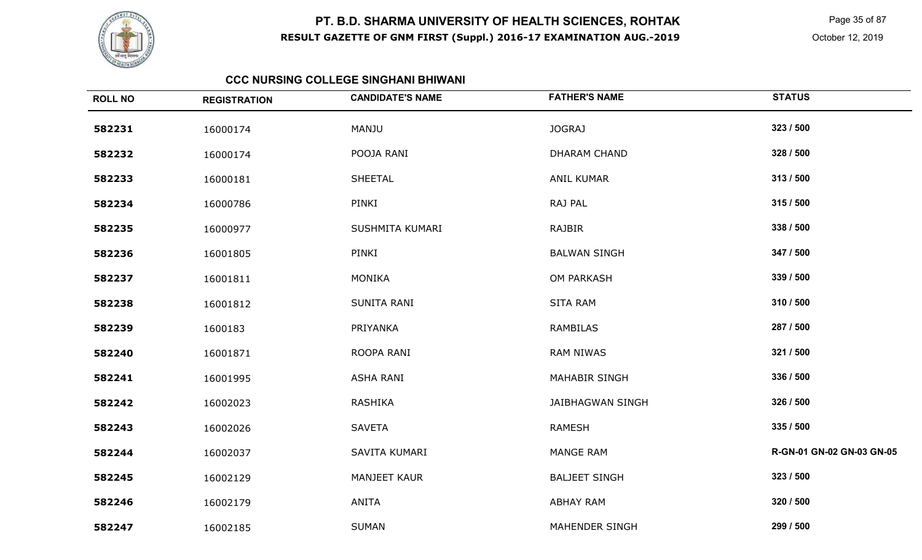# PT. B.D. SHARMA UNIVERSITY OF HEALTH SCIENCES, ROHTAK

**RESULT GAZETTE OF GNM FIRST (Suppl.) 2016-17 EXAMINATION AUG.-2019**

October 12, 2019

### CCC NURSING COLLEGE SINGHANI BHIWANI

| ROLL NO | REGISTRATION | CANDIDATE'S NAME | FATHER'S NAME | STATUS |
|---|---|---|---|---|
| 582231 | 16000174 | MANJU | JOGRAJ | 323 / 500 |
| 582232 | 16000174 | POOJA RANI | DHARAM CHAND | 328 / 500 |
| 582233 | 16000181 | SHEETAL | ANIL KUMAR | 313 / 500 |
| 582234 | 16000786 | PINKI | RAJ PAL | 315 / 500 |
| 582235 | 16000977 | SUSHMITA KUMARI | RAJBIR | 338 / 500 |
| 582236 | 16001805 | PINKI | BALWAN SINGH | 347 / 500 |
| 582237 | 16001811 | MONIKA | OM PARKASH | 339 / 500 |
| 582238 | 16001812 | SUNITA RANI | SITA RAM | 310 / 500 |
| 582239 | 1600183 | PRIYANKA | RAMBILAS | 287 / 500 |
| 582240 | 16001871 | ROOPA RANI | RAM NIWAS | 321 / 500 |
| 582241 | 16001995 | ASHA RANI | MAHABIR SINGH | 336 / 500 |
| 582242 | 16002023 | RASHIKA | JAIBHAGWAN SINGH | 326 / 500 |
| 582243 | 16002026 | SAVETA | RAMESH | 335 / 500 |
| 582244 | 16002037 | SAVITA KUMARI | MANGE RAM | R-GN-01 GN-02 GN-03 GN-05 |
| 582245 | 16002129 | MANJEET KAUR | BALJEET SINGH | 323 / 500 |
| 582246 | 16002179 | ANITA | ABHAY RAM | 320 / 500 |
| 582247 | 16002185 | SUMAN | MAHENDER SINGH | 299 / 500 |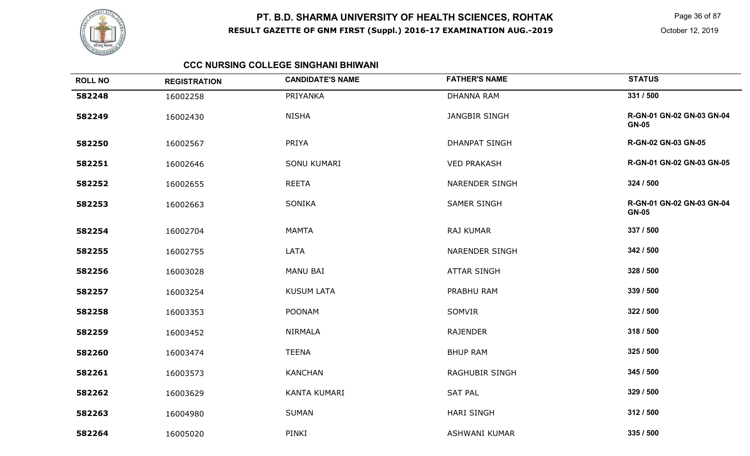# PT. B.D. SHARMA UNIVERSITY OF HEALTH SCIENCES, ROHTAK

**RESULT GAZETTE OF GNM FIRST (Suppl.) 2016-17 EXAMINATION AUG.-2019**

October 12, 2019

## CCC NURSING COLLEGE SINGHANI BHIWANI

| ROLL NO | REGISTRATION | CANDIDATE'S NAME | FATHER'S NAME | STATUS |
|---|---|---|---|---|
| **582248** | 16002258 | PRIYANKA | DHANNA RAM | **331 / 500** |
| **582249** | 16002430 | NISHA | JANGBIR SINGH | **R-GN-01 GN-02 GN-03 GN-04 GN-05** |
| **582250** | 16002567 | PRIYA | DHANPAT SINGH | **R-GN-02 GN-03 GN-05** |
| **582251** | 16002646 | SONU KUMARI | VED PRAKASH | **R-GN-01 GN-02 GN-03 GN-05** |
| **582252** | 16002655 | REETA | NARENDER SINGH | **324 / 500** |
| **582253** | 16002663 | SONIKA | SAMER SINGH | **R-GN-01 GN-02 GN-03 GN-04 GN-05** |
| **582254** | 16002704 | MAMTA | RAJ KUMAR | **337 / 500** |
| **582255** | 16002755 | LATA | NARENDER SINGH | **342 / 500** |
| **582256** | 16003028 | MANU BAI | ATTAR SINGH | **328 / 500** |
| **582257** | 16003254 | KUSUM LATA | PRABHU RAM | **339 / 500** |
| **582258** | 16003353 | POONAM | SOMVIR | **322 / 500** |
| **582259** | 16003452 | NIRMALA | RAJENDER | **318 / 500** |
| **582260** | 16003474 | TEENA | BHUP RAM | **325 / 500** |
| **582261** | 16003573 | KANCHAN | RAGHUBIR SINGH | **345 / 500** |
| **582262** | 16003629 | KANTA KUMARI | SAT PAL | **329 / 500** |
| **582263** | 16004980 | SUMAN | HARI SINGH | **312 / 500** |
| **582264** | 16005020 | PINKI | ASHWANI KUMAR | **335 / 500** |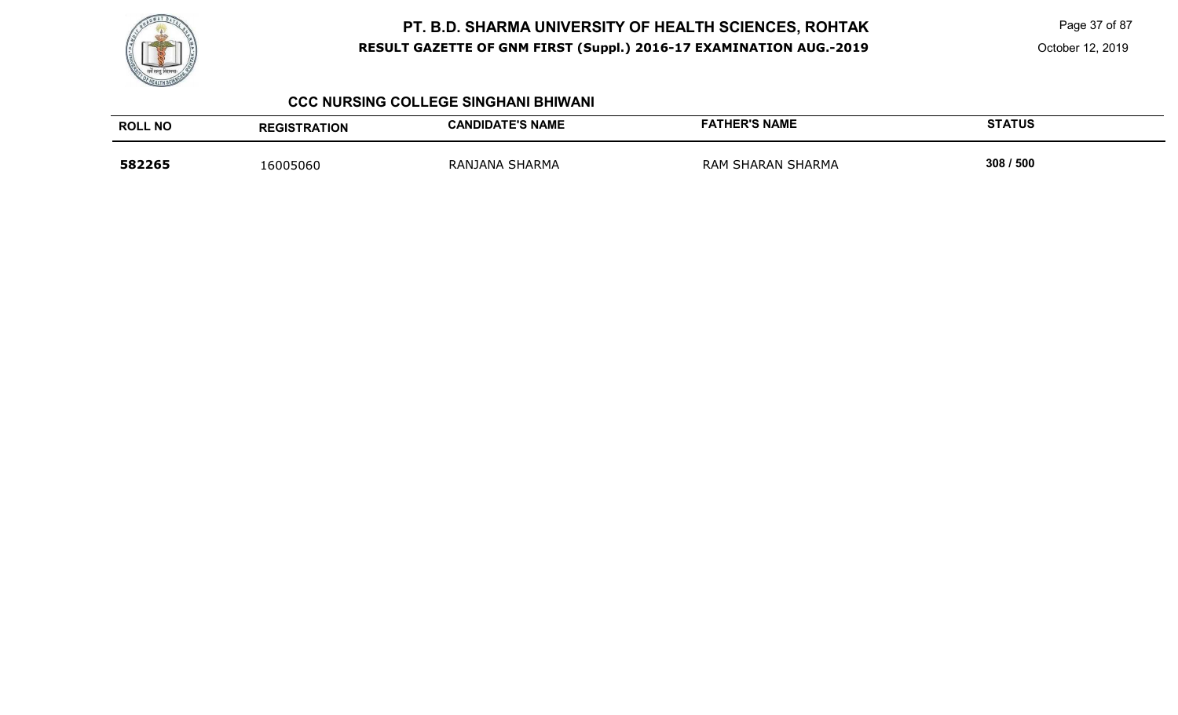## CCC NURSING COLLEGE SINGHANI BHIWANI

| ROLL NO | REGISTRATION | CANDIDATE'S NAME | FATHER'S NAME | STATUS |
| --- | --- | --- | --- | --- |
| **582265** | 16005060 | RANJANA SHARMA | RAM SHARAN SHARMA | 308 / 500 |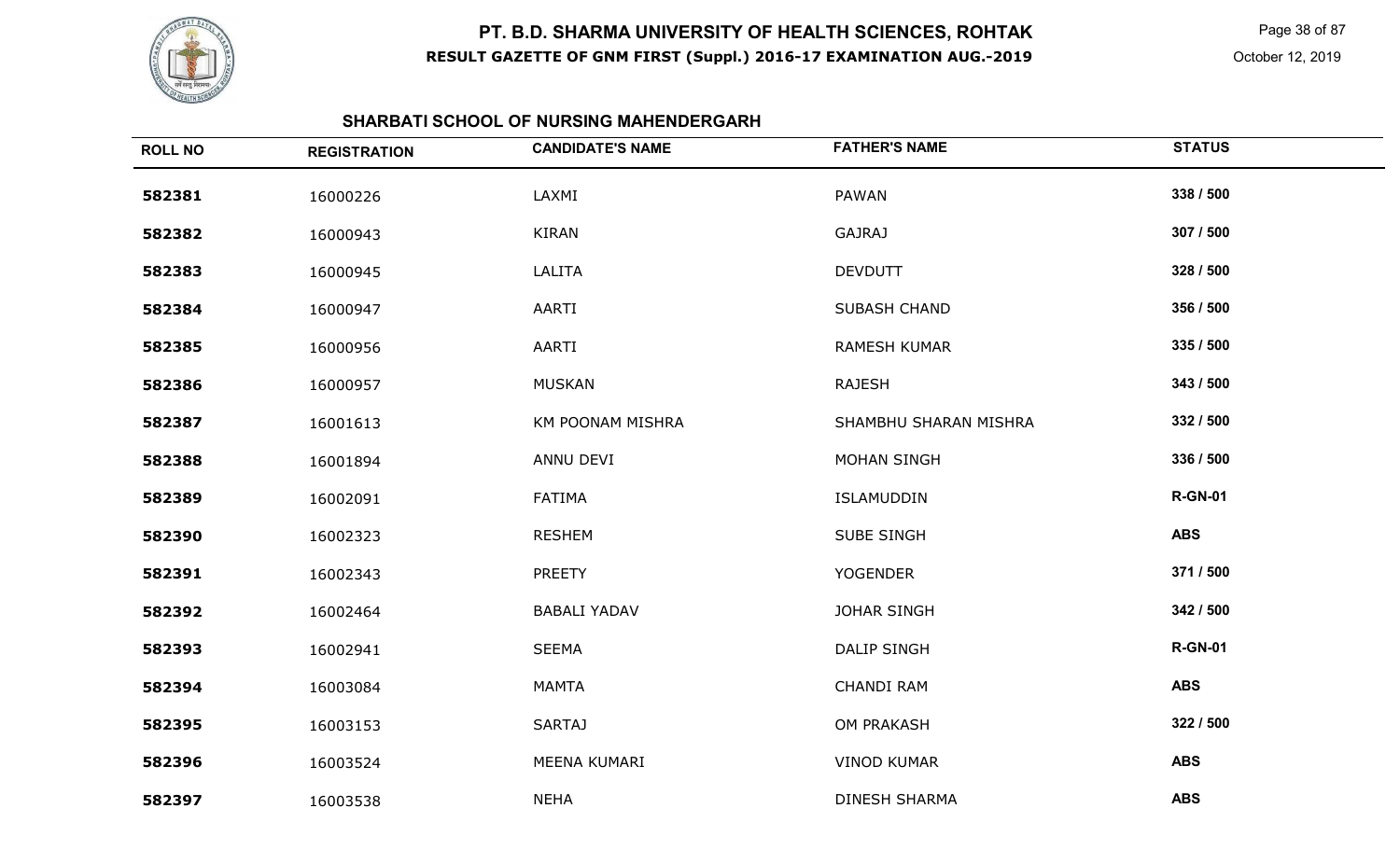# PT. B.D. SHARMA UNIVERSITY OF HEALTH SCIENCES, ROHTAK

**RESULT GAZETTE OF GNM FIRST (Suppl.) 2016-17 EXAMINATION AUG.-2019**

October 12, 2019

## SHARBATI SCHOOL OF NURSING MAHENDERGARH

| ROLL NO | REGISTRATION | CANDIDATE'S NAME | FATHER'S NAME | STATUS |
|---|---|---|---|---|
| 582381 | 16000226 | LAXMI | PAWAN | 338 / 500 |
| 582382 | 16000943 | KIRAN | GAJRAJ | 307 / 500 |
| 582383 | 16000945 | LALITA | DEVDUTT | 328 / 500 |
| 582384 | 16000947 | AARTI | SUBASH CHAND | 356 / 500 |
| 582385 | 16000956 | AARTI | RAMESH KUMAR | 335 / 500 |
| 582386 | 16000957 | MUSKAN | RAJESH | 343 / 500 |
| 582387 | 16001613 | KM POONAM MISHRA | SHAMBHU SHARAN MISHRA | 332 / 500 |
| 582388 | 16001894 | ANNU DEVI | MOHAN SINGH | 336 / 500 |
| 582389 | 16002091 | FATIMA | ISLAMUDDIN | R-GN-01 |
| 582390 | 16002323 | RESHEM | SUBE SINGH | ABS |
| 582391 | 16002343 | PREETY | YOGENDER | 371 / 500 |
| 582392 | 16002464 | BABALI YADAV | JOHAR SINGH | 342 / 500 |
| 582393 | 16002941 | SEEMA | DALIP SINGH | R-GN-01 |
| 582394 | 16003084 | MAMTA | CHANDI RAM | ABS |
| 582395 | 16003153 | SARTAJ | OM PRAKASH | 322 / 500 |
| 582396 | 16003524 | MEENA KUMARI | VINOD KUMAR | ABS |
| 582397 | 16003538 | NEHA | DINESH SHARMA | ABS |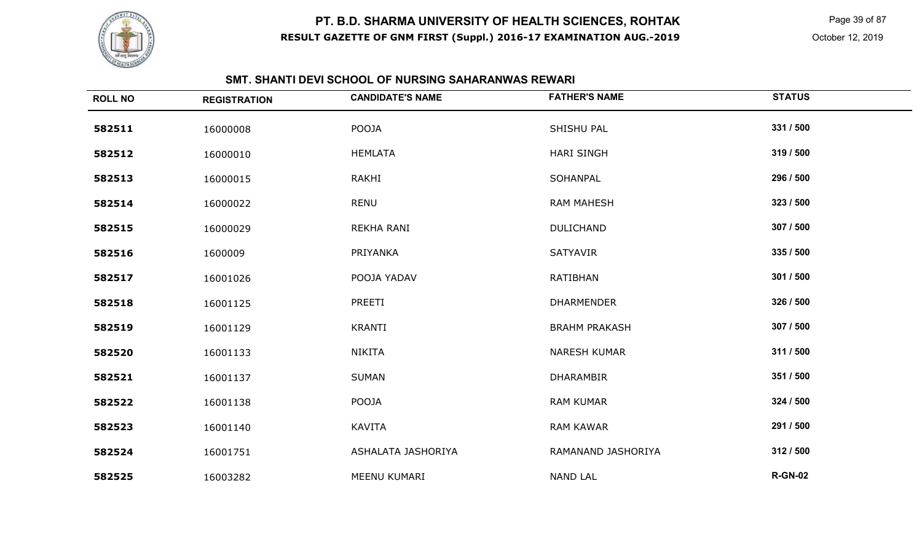# PT. B.D. SHARMA UNIVERSITY OF HEALTH SCIENCES, ROHTAK

**RESULT GAZETTE OF GNM FIRST (Suppl.) 2016-17 EXAMINATION AUG.-2019**

October 12, 2019

## SMT. SHANTI DEVI SCHOOL OF NURSING SAHARANWAS REWARI

| ROLL NO | REGISTRATION | CANDIDATE'S NAME | FATHER'S NAME | STATUS |
|---|---|---|---|---|
| **582511** | 16000008 | POOJA | SHISHU PAL | **331 / 500** |
| **582512** | 16000010 | HEMLATA | HARI SINGH | **319 / 500** |
| **582513** | 16000015 | RAKHI | SOHANPAL | **296 / 500** |
| **582514** | 16000022 | RENU | RAM MAHESH | **323 / 500** |
| **582515** | 16000029 | REKHA RANI | DULICHAND | **307 / 500** |
| **582516** | 1600009 | PRIYANKA | SATYAVIR | **335 / 500** |
| **582517** | 16001026 | POOJA YADAV | RATIBHAN | **301 / 500** |
| **582518** | 16001125 | PREETI | DHARMENDER | **326 / 500** |
| **582519** | 16001129 | KRANTI | BRAHM PRAKASH | **307 / 500** |
| **582520** | 16001133 | NIKITA | NARESH KUMAR | **311 / 500** |
| **582521** | 16001137 | SUMAN | DHARAMBIR | **351 / 500** |
| **582522** | 16001138 | POOJA | RAM KUMAR | **324 / 500** |
| **582523** | 16001140 | KAVITA | RAM KAWAR | **291 / 500** |
| **582524** | 16001751 | ASHALATA JASHORIYA | RAMANAND JASHORIYA | **312 / 500** |
| **582525** | 16003282 | MEENU KUMARI | NAND LAL | **R-GN-02** |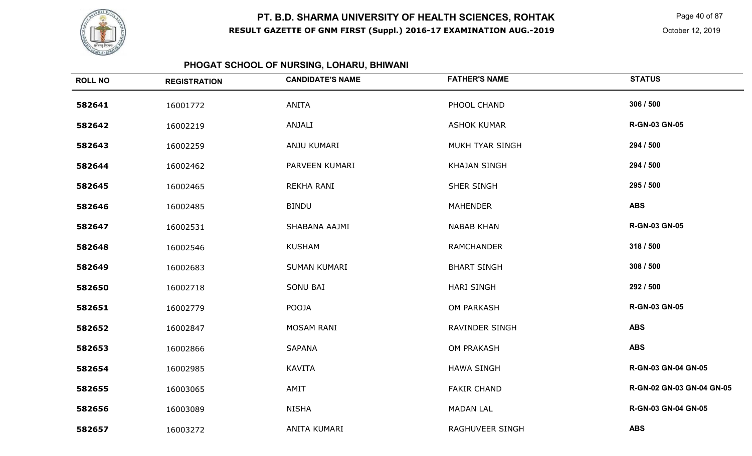# PT. B.D. SHARMA UNIVERSITY OF HEALTH SCIENCES, ROHTAK

**RESULT GAZETTE OF GNM FIRST (Suppl.) 2016-17 EXAMINATION AUG.-2019**

October 12, 2019

## PHOGAT SCHOOL OF NURSING, LOHARU, BHIWANI

| ROLL NO | REGISTRATION | CANDIDATE'S NAME | FATHER'S NAME | STATUS |
|---|---|---|---|---|
| 582641 | 16001772 | ANITA | PHOOL CHAND | 306 / 500 |
| 582642 | 16002219 | ANJALI | ASHOK KUMAR | R-GN-03 GN-05 |
| 582643 | 16002259 | ANJU KUMARI | MUKH TYAR SINGH | 294 / 500 |
| 582644 | 16002462 | PARVEEN KUMARI | KHAJAN SINGH | 294 / 500 |
| 582645 | 16002465 | REKHA RANI | SHER SINGH | 295 / 500 |
| 582646 | 16002485 | BINDU | MAHENDER | ABS |
| 582647 | 16002531 | SHABANA AAJMI | NABAB KHAN | R-GN-03 GN-05 |
| 582648 | 16002546 | KUSHAM | RAMCHANDER | 318 / 500 |
| 582649 | 16002683 | SUMAN KUMARI | BHART SINGH | 308 / 500 |
| 582650 | 16002718 | SONU BAI | HARI SINGH | 292 / 500 |
| 582651 | 16002779 | POOJA | OM PARKASH | R-GN-03 GN-05 |
| 582652 | 16002847 | MOSAM RANI | RAVINDER SINGH | ABS |
| 582653 | 16002866 | SAPANA | OM PRAKASH | ABS |
| 582654 | 16002985 | KAVITA | HAWA SINGH | R-GN-03 GN-04 GN-05 |
| 582655 | 16003065 | AMIT | FAKIR CHAND | R-GN-02 GN-03 GN-04 GN-05 |
| 582656 | 16003089 | NISHA | MADAN LAL | R-GN-03 GN-04 GN-05 |
| 582657 | 16003272 | ANITA KUMARI | RAGHUVEER SINGH | ABS |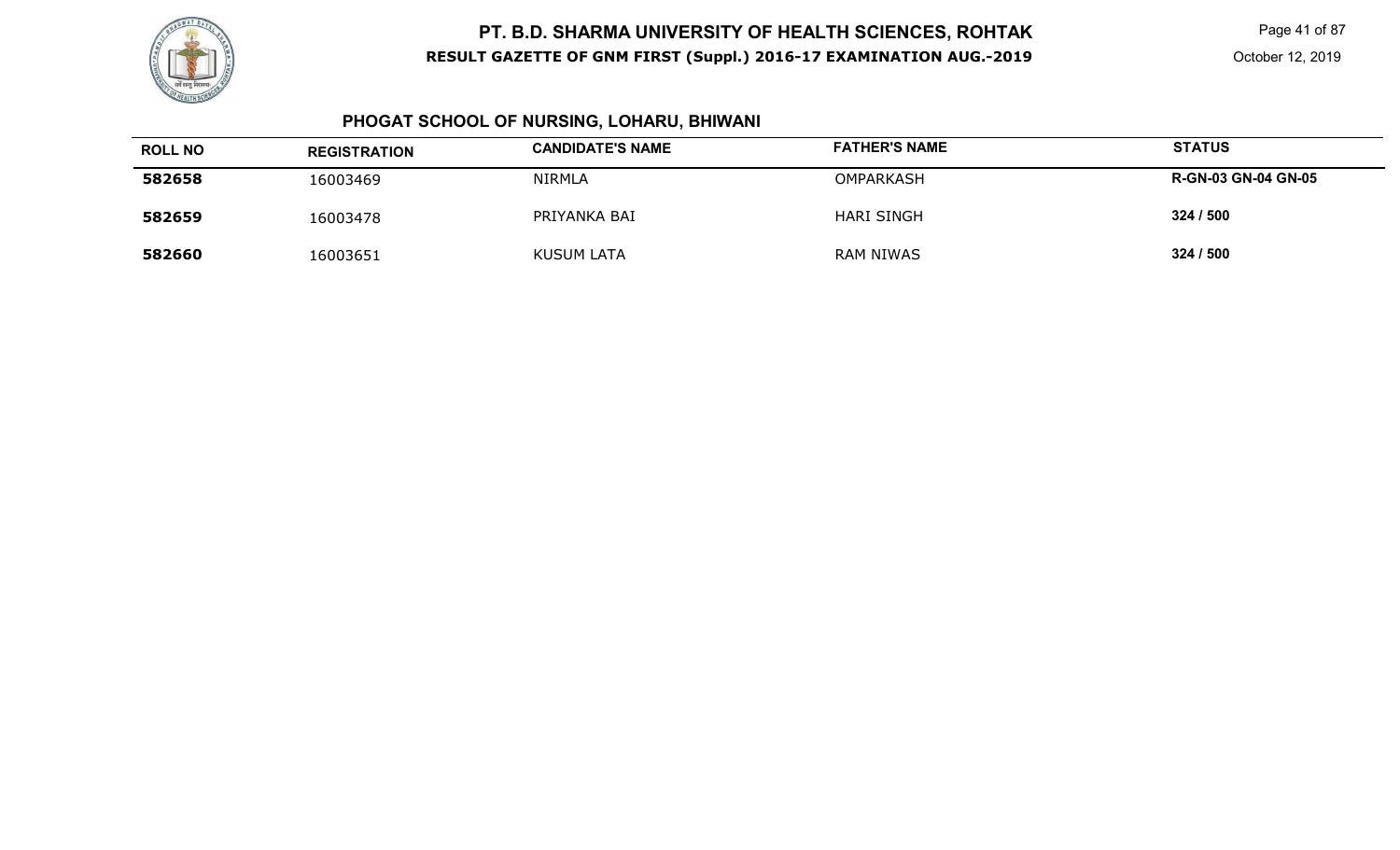## PT. B.D. SHARMA UNIVERSITY OF HEALTH SCIENCES, ROHTAK

**RESULT GAZETTE OF GNM FIRST (Suppl.) 2016-17 EXAMINATION AUG.-2019**

October 12, 2019

### PHOGAT SCHOOL OF NURSING, LOHARU, BHIWANI

| ROLL NO | REGISTRATION | CANDIDATE'S NAME | FATHER'S NAME | STATUS |
|---|---|---|---|---|
| **582658** | 16003469 | NIRMLA | OMPARKASH | **R-GN-03 GN-04 GN-05** |
| **582659** | 16003478 | PRIYANKA BAI | HARI SINGH | **324 / 500** |
| **582660** | 16003651 | KUSUM LATA | RAM NIWAS | **324 / 500** |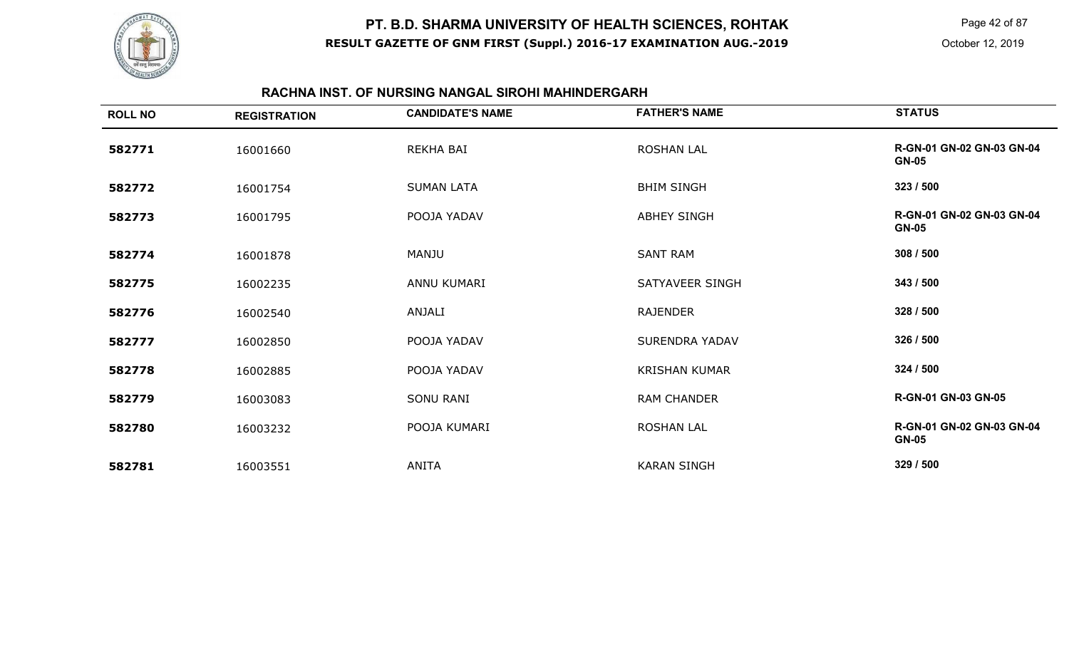# PT. B.D. SHARMA UNIVERSITY OF HEALTH SCIENCES, ROHTAK

**RESULT GAZETTE OF GNM FIRST (Suppl.) 2016-17 EXAMINATION AUG.-2019**

October 12, 2019

## RACHNA INST. OF NURSING NANGAL SIROHI MAHINDERGARH

| ROLL NO | REGISTRATION | CANDIDATE'S NAME | FATHER'S NAME | STATUS |
|---|---|---|---|---|
| 582771 | 16001660 | REKHA BAI | ROSHAN LAL | R-GN-01 GN-02 GN-03 GN-04 GN-05 |
| 582772 | 16001754 | SUMAN LATA | BHIM SINGH | 323 / 500 |
| 582773 | 16001795 | POOJA YADAV | ABHEY SINGH | R-GN-01 GN-02 GN-03 GN-04 GN-05 |
| 582774 | 16001878 | MANJU | SANT RAM | 308 / 500 |
| 582775 | 16002235 | ANNU KUMARI | SATYAVEER SINGH | 343 / 500 |
| 582776 | 16002540 | ANJALI | RAJENDER | 328 / 500 |
| 582777 | 16002850 | POOJA YADAV | SURENDRA YADAV | 326 / 500 |
| 582778 | 16002885 | POOJA YADAV | KRISHAN KUMAR | 324 / 500 |
| 582779 | 16003083 | SONU RANI | RAM CHANDER | R-GN-01 GN-03 GN-05 |
| 582780 | 16003232 | POOJA KUMARI | ROSHAN LAL | R-GN-01 GN-02 GN-03 GN-04 GN-05 |
| 582781 | 16003551 | ANITA | KARAN SINGH | 329 / 500 |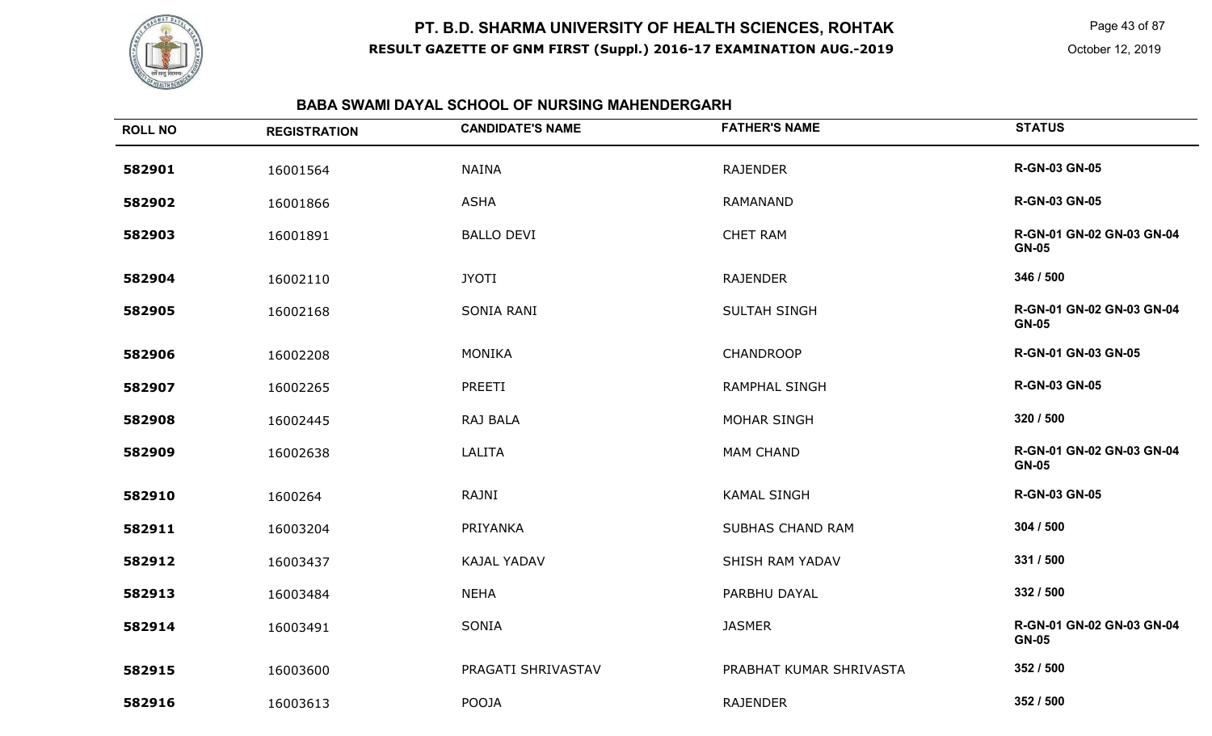# PT. B.D. SHARMA UNIVERSITY OF HEALTH SCIENCES, ROHTAK

**RESULT GAZETTE OF GNM FIRST (Suppl.) 2016-17 EXAMINATION AUG.-2019**

October 12, 2019

## BABA SWAMI DAYAL SCHOOL OF NURSING MAHENDERGARH

| ROLL NO | REGISTRATION | CANDIDATE'S NAME | FATHER'S NAME | STATUS |
|---|---|---|---|---|
| 582901 | 16001564 | NAINA | RAJENDER | R-GN-03 GN-05 |
| 582902 | 16001866 | ASHA | RAMANAND | R-GN-03 GN-05 |
| 582903 | 16001891 | BALLO DEVI | CHET RAM | R-GN-01 GN-02 GN-03 GN-04 GN-05 |
| 582904 | 16002110 | JYOTI | RAJENDER | 346 / 500 |
| 582905 | 16002168 | SONIA RANI | SULTAH SINGH | R-GN-01 GN-02 GN-03 GN-04 GN-05 |
| 582906 | 16002208 | MONIKA | CHANDROOP | R-GN-01 GN-03 GN-05 |
| 582907 | 16002265 | PREETI | RAMPHAL SINGH | R-GN-03 GN-05 |
| 582908 | 16002445 | RAJ BALA | MOHAR SINGH | 320 / 500 |
| 582909 | 16002638 | LALITA | MAM CHAND | R-GN-01 GN-02 GN-03 GN-04 GN-05 |
| 582910 | 1600264 | RAJNI | KAMAL SINGH | R-GN-03 GN-05 |
| 582911 | 16003204 | PRIYANKA | SUBHAS CHAND RAM | 304 / 500 |
| 582912 | 16003437 | KAJAL YADAV | SHISH RAM YADAV | 331 / 500 |
| 582913 | 16003484 | NEHA | PARBHU DAYAL | 332 / 500 |
| 582914 | 16003491 | SONIA | JASMER | R-GN-01 GN-02 GN-03 GN-04 GN-05 |
| 582915 | 16003600 | PRAGATI SHRIVASTAV | PRABHAT KUMAR SHRIVASTA | 352 / 500 |
| 582916 | 16003613 | POOJA | RAJENDER | 352 / 500 |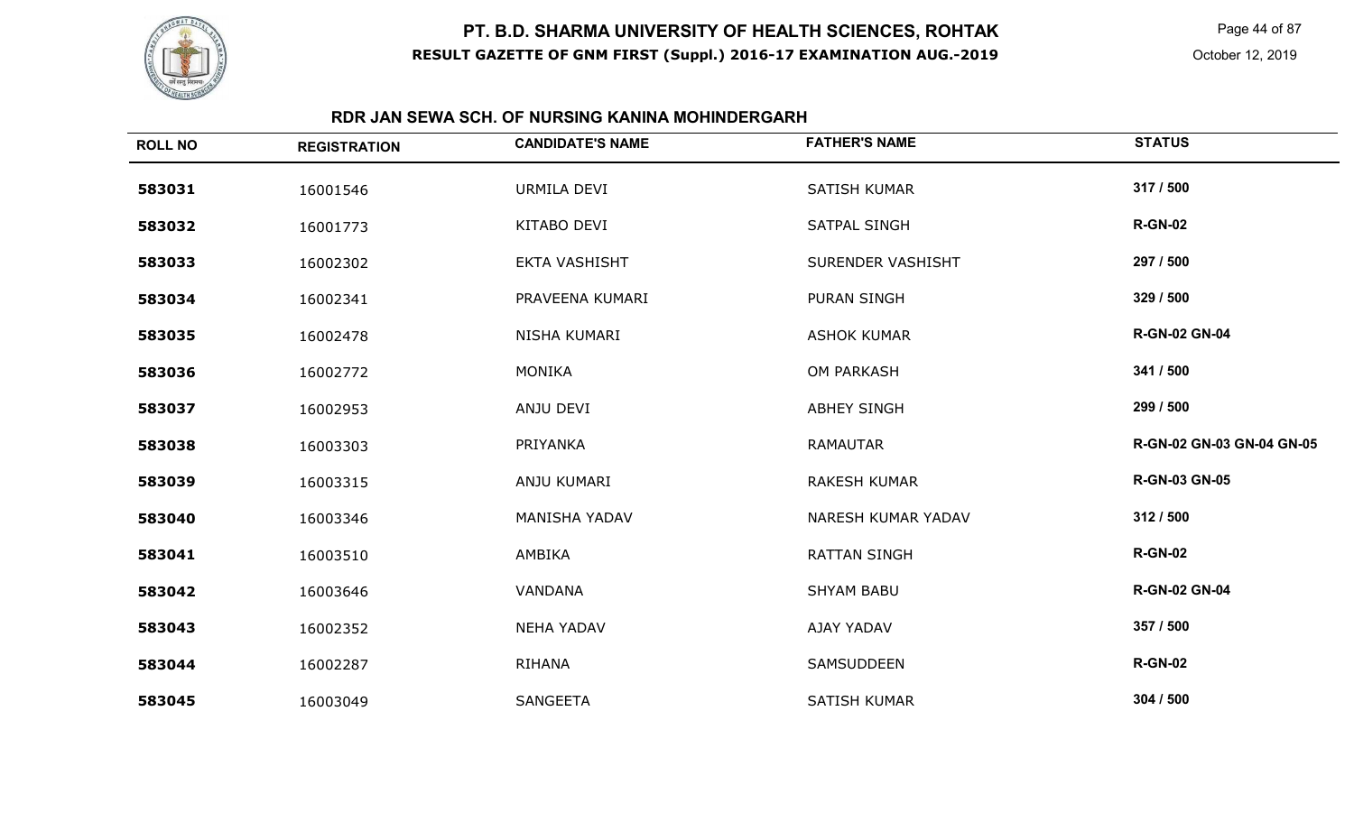# PT. B.D. SHARMA UNIVERSITY OF HEALTH SCIENCES, ROHTAK

**RESULT GAZETTE OF GNM FIRST (Suppl.) 2016-17 EXAMINATION AUG.-2019**

October 12, 2019

## RDR JAN SEWA SCH. OF NURSING KANINA MOHINDERGARH

| ROLL NO | REGISTRATION | CANDIDATE'S NAME | FATHER'S NAME | STATUS |
|---|---|---|---|---|
| **583031** | 16001546 | URMILA DEVI | SATISH KUMAR | **317 / 500** |
| **583032** | 16001773 | KITABO DEVI | SATPAL SINGH | **R-GN-02** |
| **583033** | 16002302 | EKTA VASHISHT | SURENDER VASHISHT | **297 / 500** |
| **583034** | 16002341 | PRAVEENA KUMARI | PURAN SINGH | **329 / 500** |
| **583035** | 16002478 | NISHA KUMARI | ASHOK KUMAR | **R-GN-02 GN-04** |
| **583036** | 16002772 | MONIKA | OM PARKASH | **341 / 500** |
| **583037** | 16002953 | ANJU DEVI | ABHEY SINGH | **299 / 500** |
| **583038** | 16003303 | PRIYANKA | RAMAUTAR | **R-GN-02 GN-03 GN-04 GN-05** |
| **583039** | 16003315 | ANJU KUMARI | RAKESH KUMAR | **R-GN-03 GN-05** |
| **583040** | 16003346 | MANISHA YADAV | NARESH KUMAR YADAV | **312 / 500** |
| **583041** | 16003510 | AMBIKA | RATTAN SINGH | **R-GN-02** |
| **583042** | 16003646 | VANDANA | SHYAM BABU | **R-GN-02 GN-04** |
| **583043** | 16002352 | NEHA YADAV | AJAY YADAV | **357 / 500** |
| **583044** | 16002287 | RIHANA | SAMSUDDEEN | **R-GN-02** |
| **583045** | 16003049 | SANGEETA | SATISH KUMAR | **304 / 500** |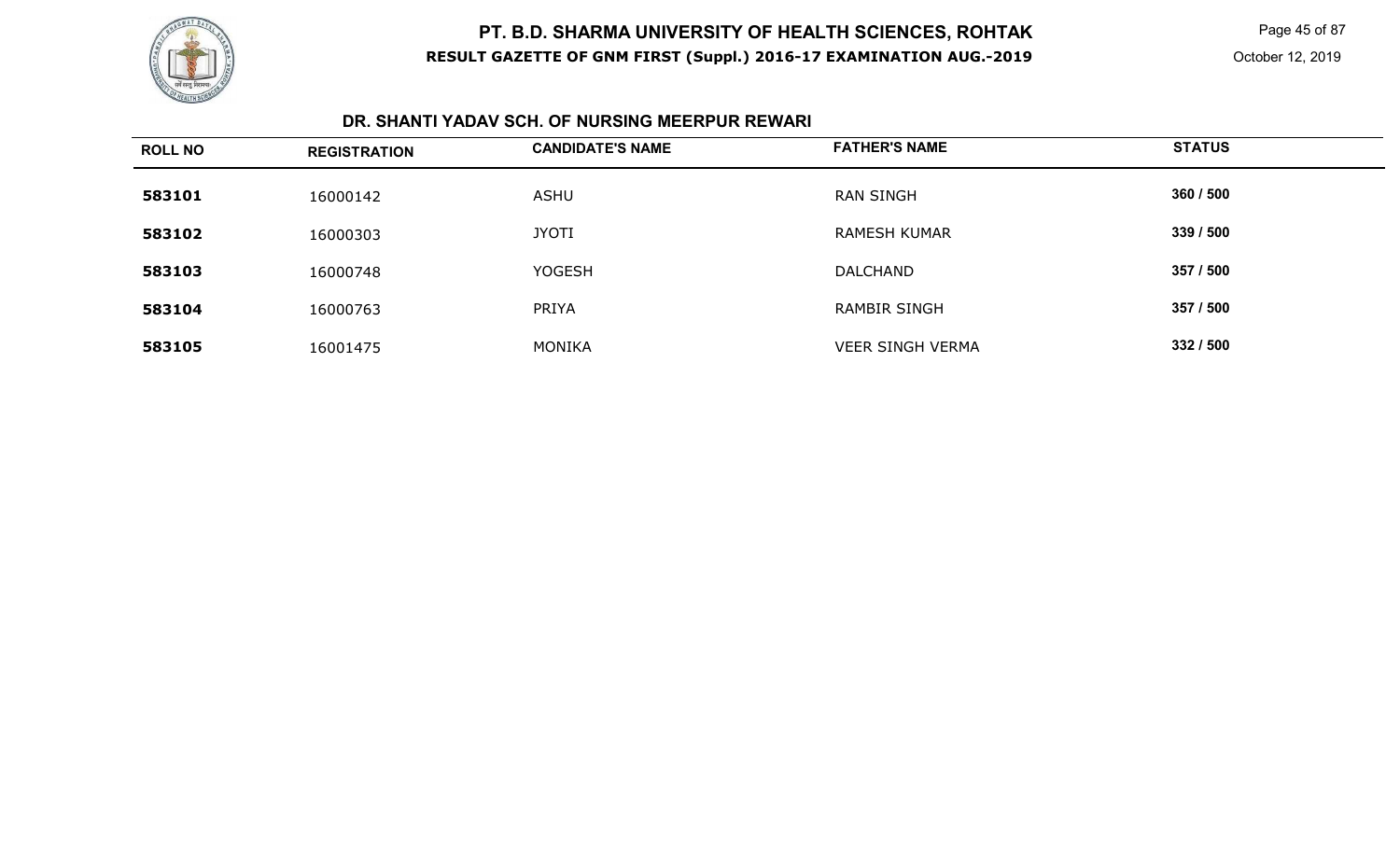# PT. B.D. SHARMA UNIVERSITY OF HEALTH SCIENCES, ROHTAK

**RESULT GAZETTE OF GNM FIRST (Suppl.) 2016-17 EXAMINATION AUG.-2019**

October 12, 2019

## DR. SHANTI YADAV SCH. OF NURSING MEERPUR REWARI

| ROLL NO | REGISTRATION | CANDIDATE'S NAME | FATHER'S NAME | STATUS |
|---|---|---|---|---|
| **583101** | 16000142 | ASHU | RAN SINGH | **360 / 500** |
| **583102** | 16000303 | JYOTI | RAMESH KUMAR | **339 / 500** |
| **583103** | 16000748 | YOGESH | DALCHAND | **357 / 500** |
| **583104** | 16000763 | PRIYA | RAMBIR SINGH | **357 / 500** |
| **583105** | 16001475 | MONIKA | VEER SINGH VERMA | **332 / 500** |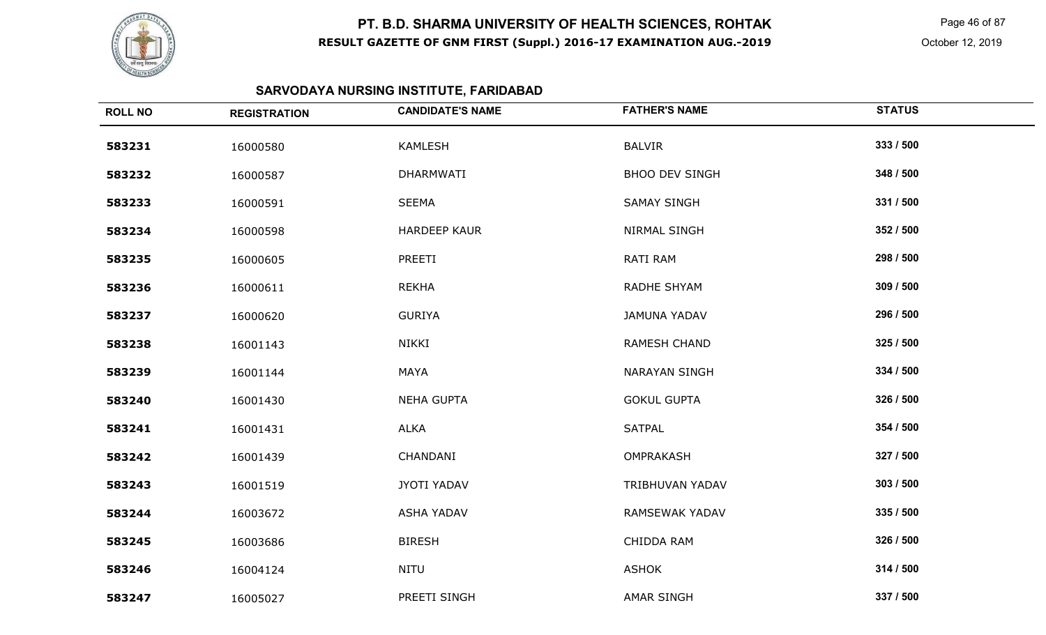# PT. B.D. SHARMA UNIVERSITY OF HEALTH SCIENCES, ROHTAK

**RESULT GAZETTE OF GNM FIRST (Suppl.) 2016-17 EXAMINATION AUG.-2019**

October 12, 2019

## SARVODAYA NURSING INSTITUTE, FARIDABAD

| ROLL NO | REGISTRATION | CANDIDATE'S NAME | FATHER'S NAME | STATUS |
|---|---|---|---|---|
| **583231** | 16000580 | KAMLESH | BALVIR | **333 / 500** |
| **583232** | 16000587 | DHARMWATI | BHOO DEV SINGH | **348 / 500** |
| **583233** | 16000591 | SEEMA | SAMAY SINGH | **331 / 500** |
| **583234** | 16000598 | HARDEEP KAUR | NIRMAL SINGH | **352 / 500** |
| **583235** | 16000605 | PREETI | RATI RAM | **298 / 500** |
| **583236** | 16000611 | REKHA | RADHE SHYAM | **309 / 500** |
| **583237** | 16000620 | GURIYA | JAMUNA YADAV | **296 / 500** |
| **583238** | 16001143 | NIKKI | RAMESH CHAND | **325 / 500** |
| **583239** | 16001144 | MAYA | NARAYAN SINGH | **334 / 500** |
| **583240** | 16001430 | NEHA GUPTA | GOKUL GUPTA | **326 / 500** |
| **583241** | 16001431 | ALKA | SATPAL | **354 / 500** |
| **583242** | 16001439 | CHANDANI | OMPRAKASH | **327 / 500** |
| **583243** | 16001519 | JYOTI YADAV | TRIBHUVAN YADAV | **303 / 500** |
| **583244** | 16003672 | ASHA YADAV | RAMSEWAK YADAV | **335 / 500** |
| **583245** | 16003686 | BIRESH | CHIDDA RAM | **326 / 500** |
| **583246** | 16004124 | NITU | ASHOK | **314 / 500** |
| **583247** | 16005027 | PREETI SINGH | AMAR SINGH | **337 / 500** |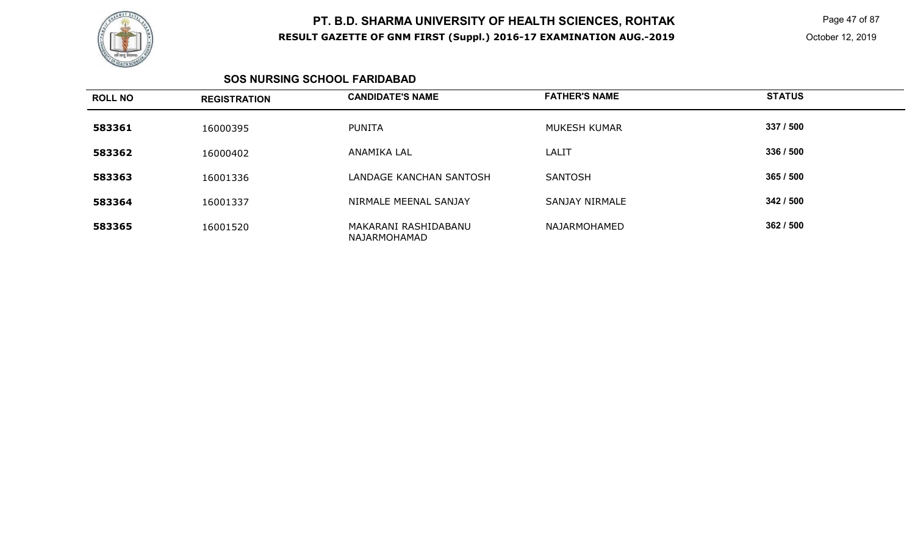## SOS NURSING SCHOOL FARIDABAD

| ROLL NO | REGISTRATION | CANDIDATE'S NAME | FATHER'S NAME | STATUS |
| --- | --- | --- | --- | --- |
| **583361** | 16000395 | PUNITA | MUKESH KUMAR | **337 / 500** |
| **583362** | 16000402 | ANAMIKA LAL | LALIT | **336 / 500** |
| **583363** | 16001336 | LANDAGE KANCHAN SANTOSH | SANTOSH | **365 / 500** |
| **583364** | 16001337 | NIRMALE MEENAL SANJAY | SANJAY NIRMALE | **342 / 500** |
| **583365** | 16001520 | MAKARANI RASHIDABANU NAJARMOHAMAD | NAJARMOHAMED | **362 / 500** |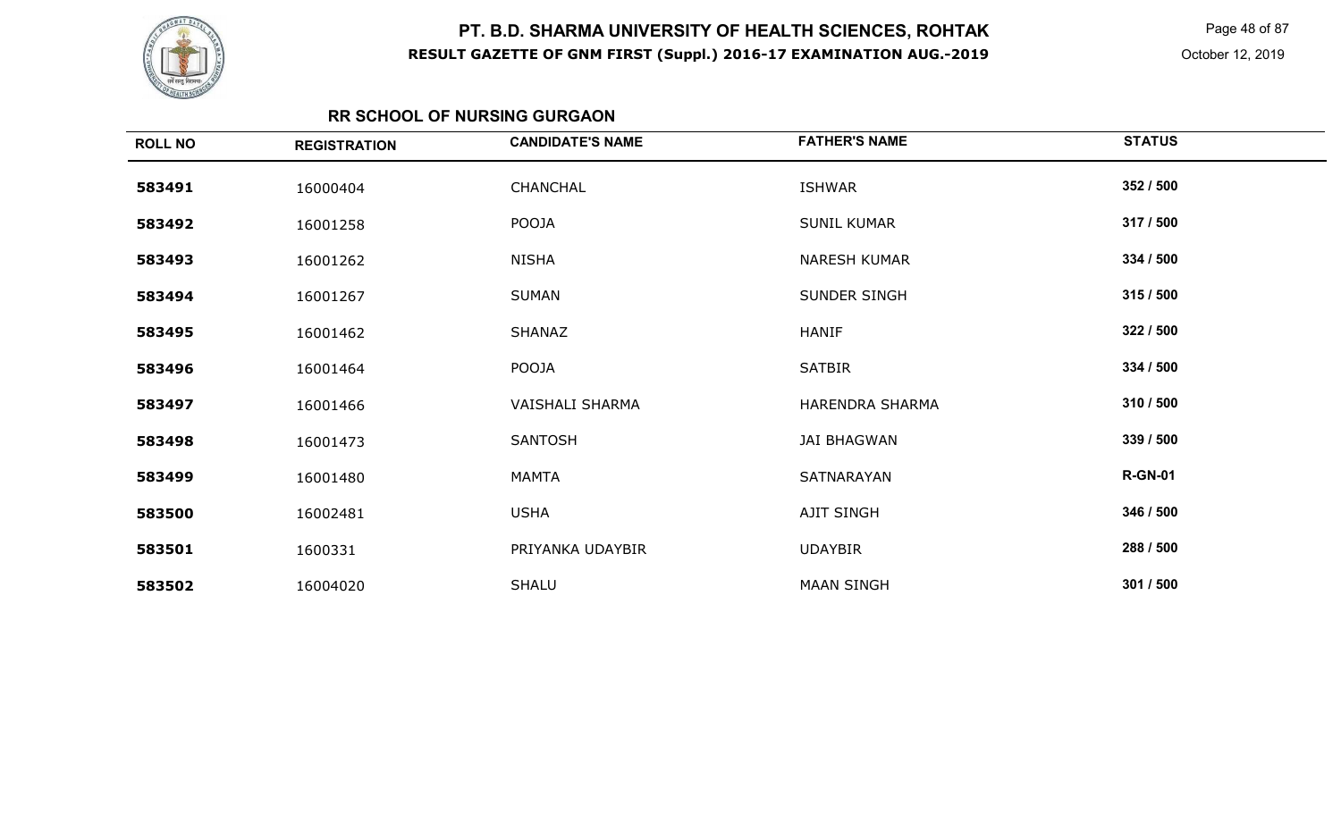# PT. B.D. SHARMA UNIVERSITY OF HEALTH SCIENCES, ROHTAK

**RESULT GAZETTE OF GNM FIRST (Suppl.) 2016-17 EXAMINATION AUG.-2019**

October 12, 2019

## RR SCHOOL OF NURSING GURGAON

| ROLL NO | REGISTRATION | CANDIDATE'S NAME | FATHER'S NAME | STATUS |
| --- | --- | --- | --- | --- |
| **583491** | 16000404 | CHANCHAL | ISHWAR | **352 / 500** |
| **583492** | 16001258 | POOJA | SUNIL KUMAR | **317 / 500** |
| **583493** | 16001262 | NISHA | NARESH KUMAR | **334 / 500** |
| **583494** | 16001267 | SUMAN | SUNDER SINGH | **315 / 500** |
| **583495** | 16001462 | SHANAZ | HANIF | **322 / 500** |
| **583496** | 16001464 | POOJA | SATBIR | **334 / 500** |
| **583497** | 16001466 | VAISHALI SHARMA | HARENDRA SHARMA | **310 / 500** |
| **583498** | 16001473 | SANTOSH | JAI BHAGWAN | **339 / 500** |
| **583499** | 16001480 | MAMTA | SATNARAYAN | **R-GN-01** |
| **583500** | 16002481 | USHA | AJIT SINGH | **346 / 500** |
| **583501** | 1600331 | PRIYANKA UDAYBIR | UDAYBIR | **288 / 500** |
| **583502** | 16004020 | SHALU | MAAN SINGH | **301 / 500** |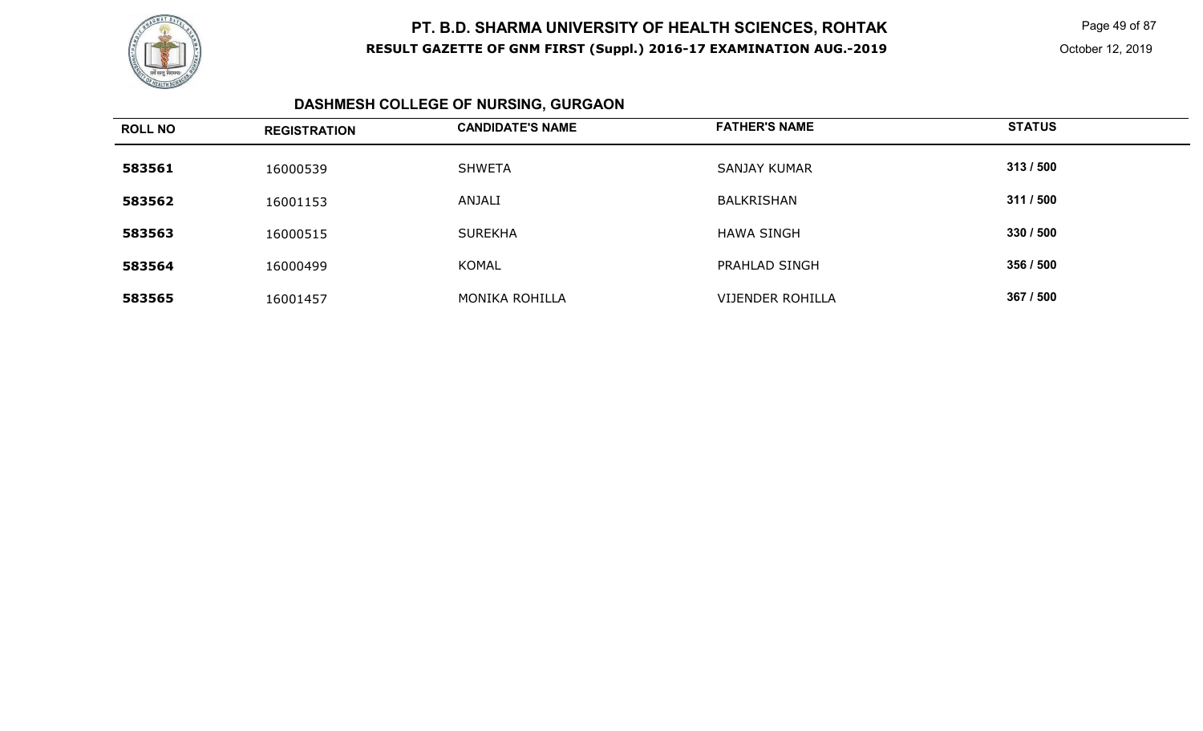## DASHMESH COLLEGE OF NURSING, GURGAON

| ROLL NO | REGISTRATION | CANDIDATE'S NAME | FATHER'S NAME | STATUS |
|---|---|---|---|---|
| 583561 | 16000539 | SHWETA | SANJAY KUMAR | 313 / 500 |
| 583562 | 16001153 | ANJALI | BALKRISHAN | 311 / 500 |
| 583563 | 16000515 | SUREKHA | HAWA SINGH | 330 / 500 |
| 583564 | 16000499 | KOMAL | PRAHLAD SINGH | 356 / 500 |
| 583565 | 16001457 | MONIKA ROHILLA | VIJENDER ROHILLA | 367 / 500 |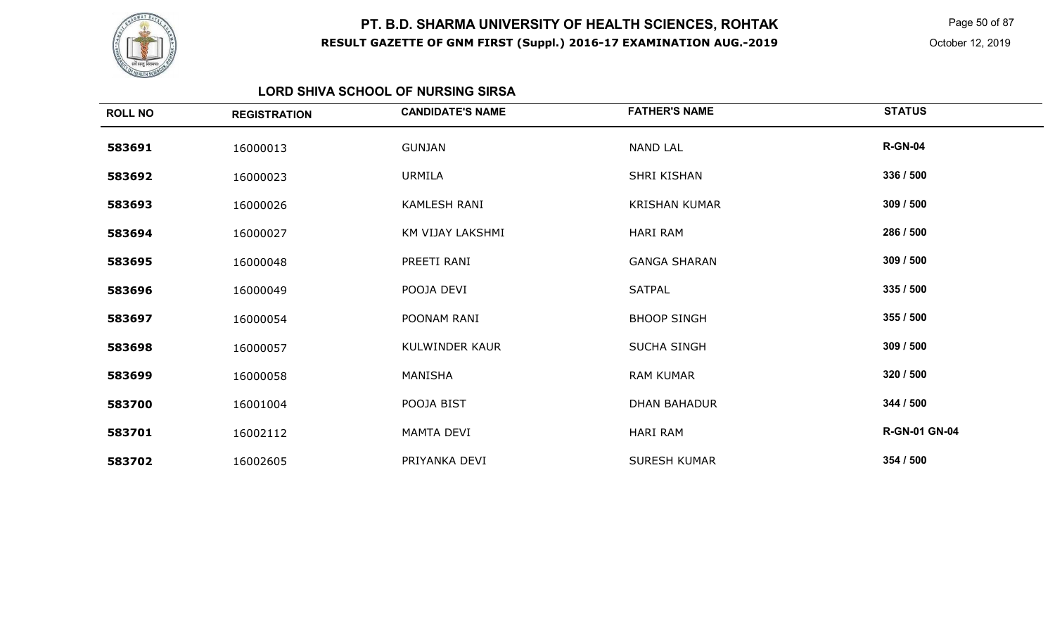# PT. B.D. SHARMA UNIVERSITY OF HEALTH SCIENCES, ROHTAK

**RESULT GAZETTE OF GNM FIRST (Suppl.) 2016-17 EXAMINATION AUG.-2019**

October 12, 2019

### LORD SHIVA SCHOOL OF NURSING SIRSA

| ROLL NO | REGISTRATION | CANDIDATE'S NAME | FATHER'S NAME | STATUS |
|---|---|---|---|---|
| 583691 | 16000013 | GUNJAN | NAND LAL | R-GN-04 |
| 583692 | 16000023 | URMILA | SHRI KISHAN | 336 / 500 |
| 583693 | 16000026 | KAMLESH RANI | KRISHAN KUMAR | 309 / 500 |
| 583694 | 16000027 | KM VIJAY LAKSHMI | HARI RAM | 286 / 500 |
| 583695 | 16000048 | PREETI RANI | GANGA SHARAN | 309 / 500 |
| 583696 | 16000049 | POOJA DEVI | SATPAL | 335 / 500 |
| 583697 | 16000054 | POONAM RANI | BHOOP SINGH | 355 / 500 |
| 583698 | 16000057 | KULWINDER KAUR | SUCHA SINGH | 309 / 500 |
| 583699 | 16000058 | MANISHA | RAM KUMAR | 320 / 500 |
| 583700 | 16001004 | POOJA BIST | DHAN BAHADUR | 344 / 500 |
| 583701 | 16002112 | MAMTA DEVI | HARI RAM | R-GN-01 GN-04 |
| 583702 | 16002605 | PRIYANKA DEVI | SURESH KUMAR | 354 / 500 |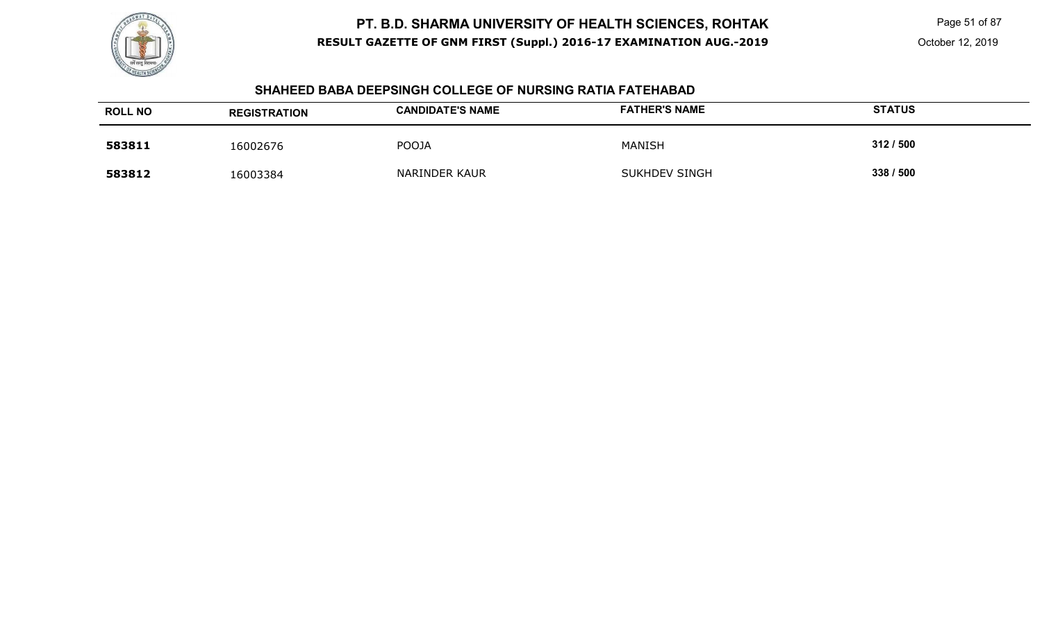# PT. B.D. SHARMA UNIVERSITY OF HEALTH SCIENCES, ROHTAK

**RESULT GAZETTE OF GNM FIRST (Suppl.) 2016-17 EXAMINATION AUG.-2019**

October 12, 2019

## SHAHEED BABA DEEPSINGH COLLEGE OF NURSING RATIA FATEHABAD

| ROLL NO | REGISTRATION | CANDIDATE'S NAME | FATHER'S NAME | STATUS |
|---|---|---|---|---|
| **583811** | 16002676 | POOJA | MANISH | **312 / 500** |
| **583812** | 16003384 | NARINDER KAUR | SUKHDEV SINGH | **338 / 500** |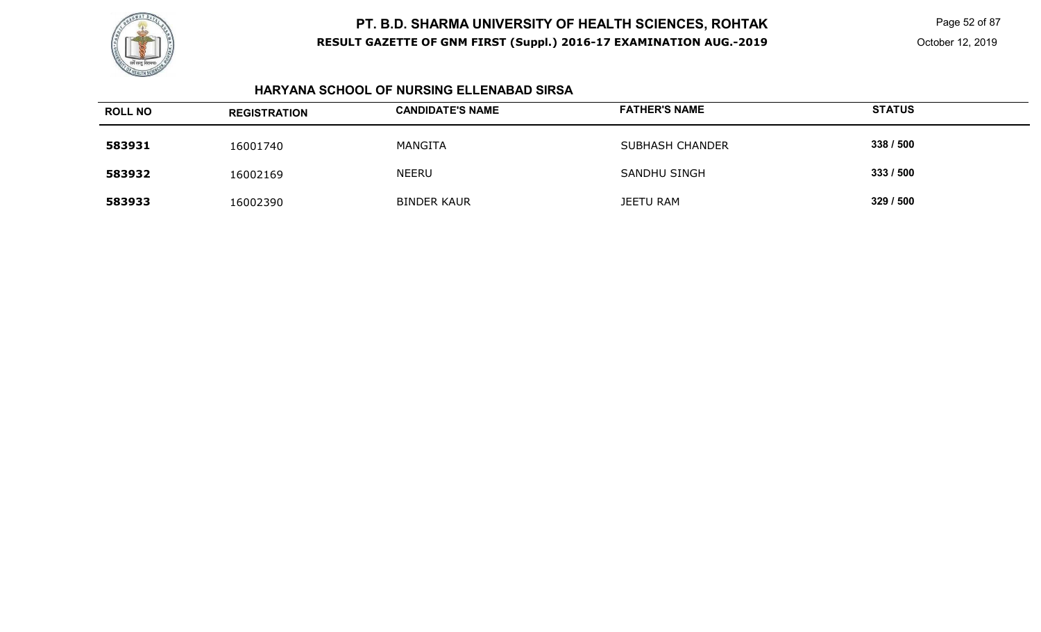# PT. B.D. SHARMA UNIVERSITY OF HEALTH SCIENCES, ROHTAK

**RESULT GAZETTE OF GNM FIRST (Suppl.) 2016-17 EXAMINATION AUG.-2019**

October 12, 2019

## HARYANA SCHOOL OF NURSING ELLENABAD SIRSA

| ROLL NO | REGISTRATION | CANDIDATE'S NAME | FATHER'S NAME | STATUS |
|---|---|---|---|---|
| **583931** | 16001740 | MANGITA | SUBHASH CHANDER | **338 / 500** |
| **583932** | 16002169 | NEERU | SANDHU SINGH | **333 / 500** |
| **583933** | 16002390 | BINDER KAUR | JEETU RAM | **329 / 500** |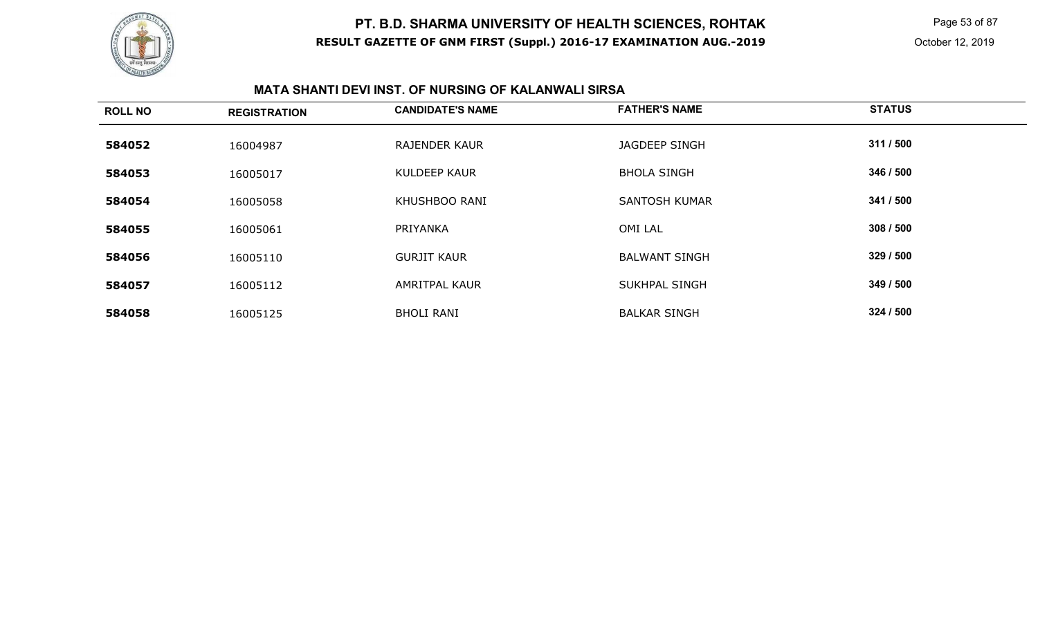# PT. B.D. SHARMA UNIVERSITY OF HEALTH SCIENCES, ROHTAK

**RESULT GAZETTE OF GNM FIRST (Suppl.) 2016-17 EXAMINATION AUG.-2019**

October 12, 2019

### MATA SHANTI DEVI INST. OF NURSING OF KALANWALI SIRSA

| ROLL NO | REGISTRATION | CANDIDATE'S NAME | FATHER'S NAME | STATUS |
|---|---|---|---|---|
| 584052 | 16004987 | RAJENDER KAUR | JAGDEEP SINGH | 311 / 500 |
| 584053 | 16005017 | KULDEEP KAUR | BHOLA SINGH | 346 / 500 |
| 584054 | 16005058 | KHUSHBOO RANI | SANTOSH KUMAR | 341 / 500 |
| 584055 | 16005061 | PRIYANKA | OMI LAL | 308 / 500 |
| 584056 | 16005110 | GURJIT KAUR | BALWANT SINGH | 329 / 500 |
| 584057 | 16005112 | AMRITPAL KAUR | SUKHPAL SINGH | 349 / 500 |
| 584058 | 16005125 | BHOLI RANI | BALKAR SINGH | 324 / 500 |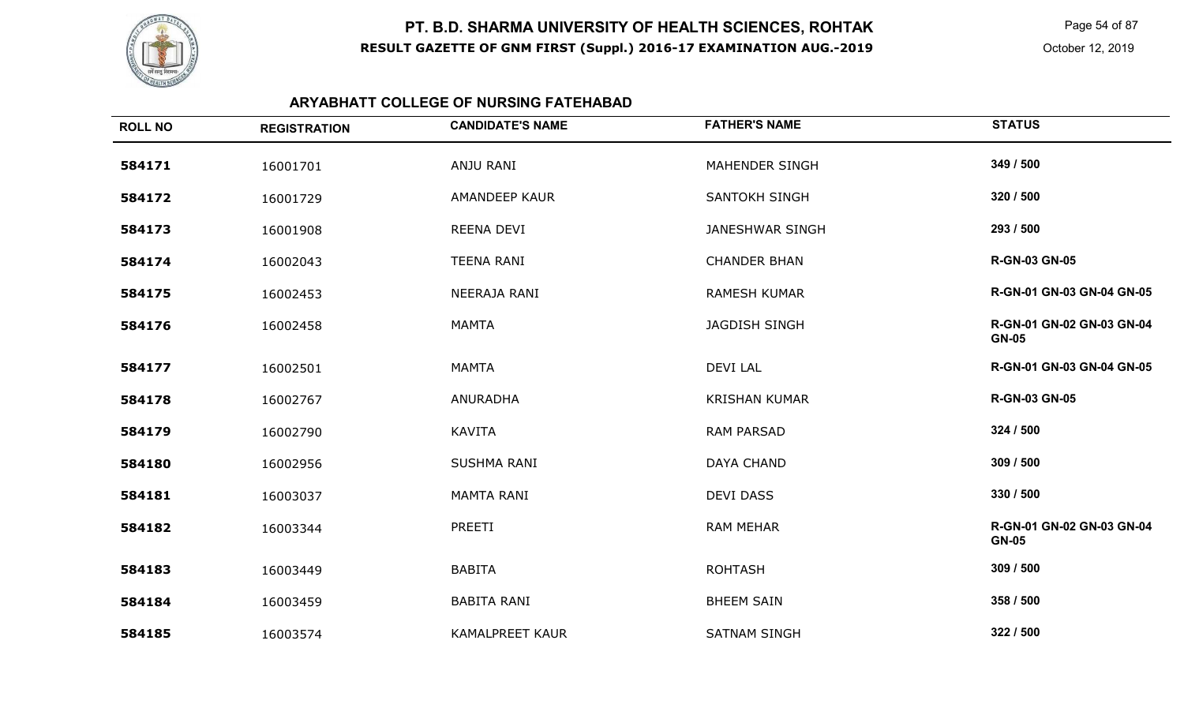# PT. B.D. SHARMA UNIVERSITY OF HEALTH SCIENCES, ROHTAK

**RESULT GAZETTE OF GNM FIRST (Suppl.) 2016-17 EXAMINATION AUG.-2019**

October 12, 2019

## ARYABHATT COLLEGE OF NURSING FATEHABAD

| ROLL NO | REGISTRATION | CANDIDATE'S NAME | FATHER'S NAME | STATUS |
|---|---|---|---|---|
| **584171** | 16001701 | ANJU RANI | MAHENDER SINGH | **349 / 500** |
| **584172** | 16001729 | AMANDEEP KAUR | SANTOKH SINGH | **320 / 500** |
| **584173** | 16001908 | REENA DEVI | JANESHWAR SINGH | **293 / 500** |
| **584174** | 16002043 | TEENA RANI | CHANDER BHAN | **R-GN-03 GN-05** |
| **584175** | 16002453 | NEERAJA RANI | RAMESH KUMAR | **R-GN-01 GN-03 GN-04 GN-05** |
| **584176** | 16002458 | MAMTA | JAGDISH SINGH | **R-GN-01 GN-02 GN-03 GN-04 GN-05** |
| **584177** | 16002501 | MAMTA | DEVI LAL | **R-GN-01 GN-03 GN-04 GN-05** |
| **584178** | 16002767 | ANURADHA | KRISHAN KUMAR | **R-GN-03 GN-05** |
| **584179** | 16002790 | KAVITA | RAM PARSAD | **324 / 500** |
| **584180** | 16002956 | SUSHMA RANI | DAYA CHAND | **309 / 500** |
| **584181** | 16003037 | MAMTA RANI | DEVI DASS | **330 / 500** |
| **584182** | 16003344 | PREETI | RAM MEHAR | **R-GN-01 GN-02 GN-03 GN-04 GN-05** |
| **584183** | 16003449 | BABITA | ROHTASH | **309 / 500** |
| **584184** | 16003459 | BABITA RANI | BHEEM SAIN | **358 / 500** |
| **584185** | 16003574 | KAMALPREET KAUR | SATNAM SINGH | **322 / 500** |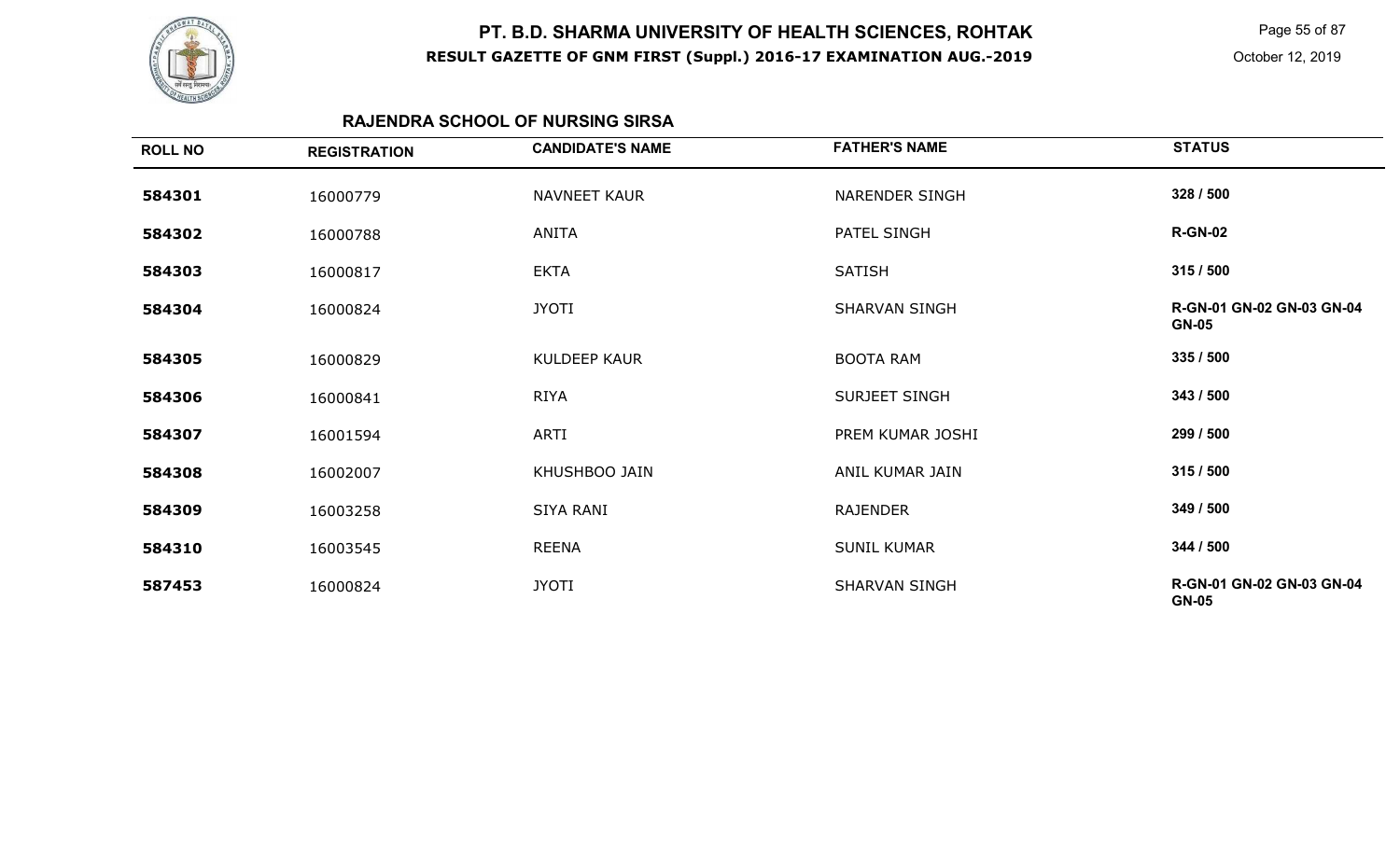# PT. B.D. SHARMA UNIVERSITY OF HEALTH SCIENCES, ROHTAK

**RESULT GAZETTE OF GNM FIRST (Suppl.) 2016-17 EXAMINATION AUG.-2019**

October 12, 2019

## RAJENDRA SCHOOL OF NURSING SIRSA

| ROLL NO | REGISTRATION | CANDIDATE'S NAME | FATHER'S NAME | STATUS |
|---|---|---|---|---|
| 584301 | 16000779 | NAVNEET KAUR | NARENDER SINGH | 328 / 500 |
| 584302 | 16000788 | ANITA | PATEL SINGH | R-GN-02 |
| 584303 | 16000817 | EKTA | SATISH | 315 / 500 |
| 584304 | 16000824 | JYOTI | SHARVAN SINGH | R-GN-01 GN-02 GN-03 GN-04 GN-05 |
| 584305 | 16000829 | KULDEEP KAUR | BOOTA RAM | 335 / 500 |
| 584306 | 16000841 | RIYA | SURJEET SINGH | 343 / 500 |
| 584307 | 16001594 | ARTI | PREM KUMAR JOSHI | 299 / 500 |
| 584308 | 16002007 | KHUSHBOO JAIN | ANIL KUMAR JAIN | 315 / 500 |
| 584309 | 16003258 | SIYA RANI | RAJENDER | 349 / 500 |
| 584310 | 16003545 | REENA | SUNIL KUMAR | 344 / 500 |
| 587453 | 16000824 | JYOTI | SHARVAN SINGH | R-GN-01 GN-02 GN-03 GN-04 GN-05 |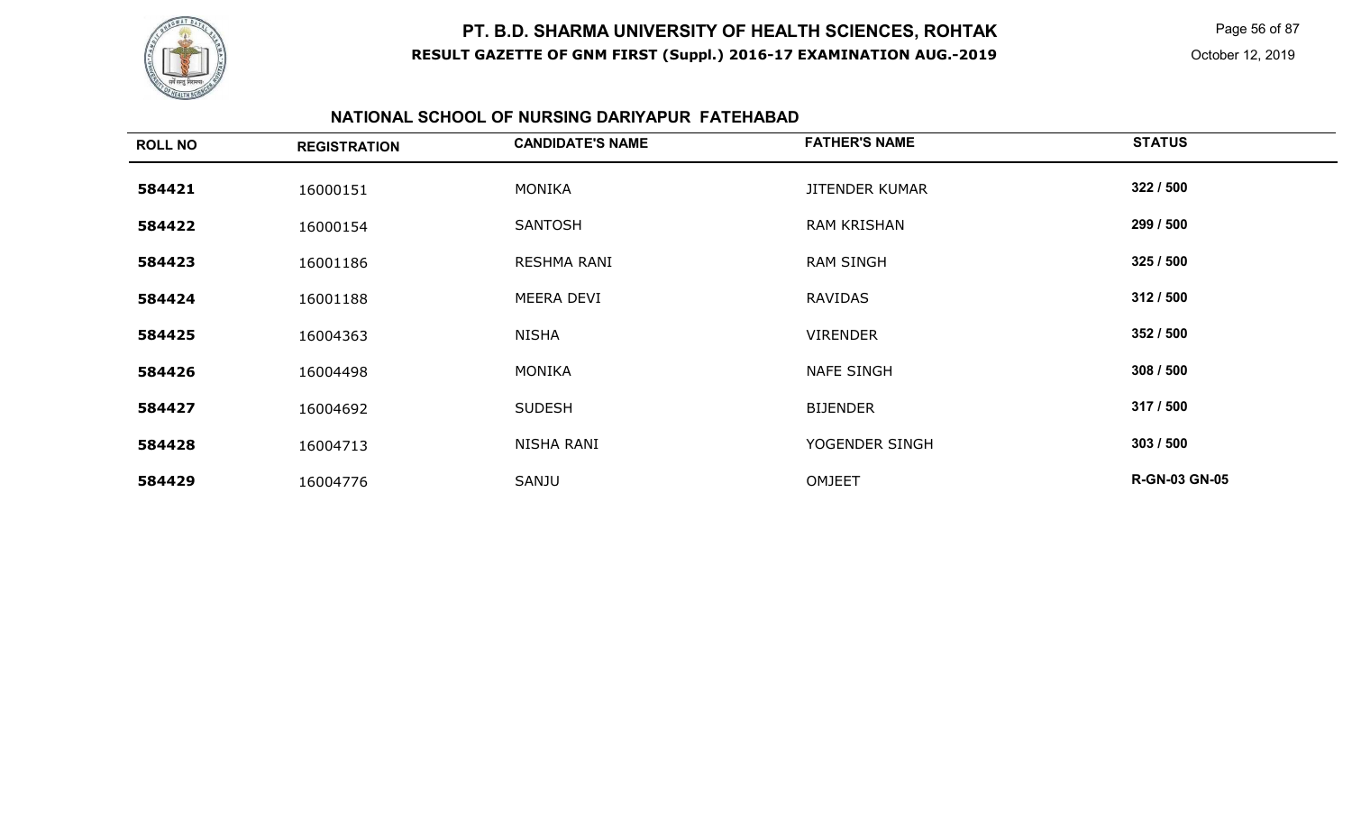# PT. B.D. SHARMA UNIVERSITY OF HEALTH SCIENCES, ROHTAK

**RESULT GAZETTE OF GNM FIRST (Suppl.) 2016-17 EXAMINATION AUG.-2019**

October 12, 2019

## NATIONAL SCHOOL OF NURSING DARIYAPUR FATEHABAD

| ROLL NO | REGISTRATION | CANDIDATE'S NAME | FATHER'S NAME | STATUS |
|---|---|---|---|---|
| 584421 | 16000151 | MONIKA | JITENDER KUMAR | 322 / 500 |
| 584422 | 16000154 | SANTOSH | RAM KRISHAN | 299 / 500 |
| 584423 | 16001186 | RESHMA RANI | RAM SINGH | 325 / 500 |
| 584424 | 16001188 | MEERA DEVI | RAVIDAS | 312 / 500 |
| 584425 | 16004363 | NISHA | VIRENDER | 352 / 500 |
| 584426 | 16004498 | MONIKA | NAFE SINGH | 308 / 500 |
| 584427 | 16004692 | SUDESH | BIJENDER | 317 / 500 |
| 584428 | 16004713 | NISHA RANI | YOGENDER SINGH | 303 / 500 |
| 584429 | 16004776 | SANJU | OMJEET | R-GN-03 GN-05 |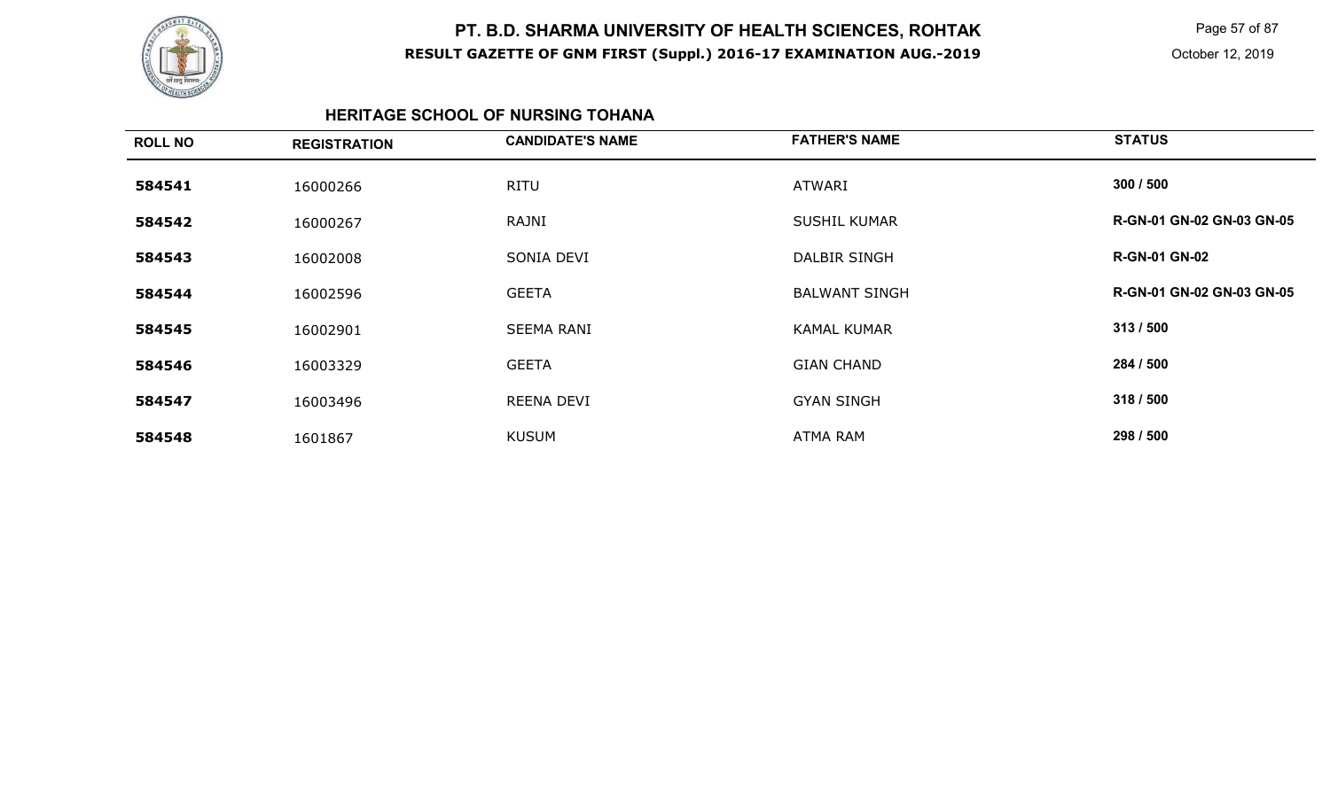# PT. B.D. SHARMA UNIVERSITY OF HEALTH SCIENCES, ROHTAK

## RESULT GAZETTE OF GNM FIRST (Suppl.) 2016-17 EXAMINATION AUG.-2019

October 12, 2019

### HERITAGE SCHOOL OF NURSING TOHANA

| ROLL NO | REGISTRATION | CANDIDATE'S NAME | FATHER'S NAME | STATUS |
|---|---|---|---|---|
| 584541 | 16000266 | RITU | ATWARI | 300 / 500 |
| 584542 | 16000267 | RAJNI | SUSHIL KUMAR | R-GN-01 GN-02 GN-03 GN-05 |
| 584543 | 16002008 | SONIA DEVI | DALBIR SINGH | R-GN-01 GN-02 |
| 584544 | 16002596 | GEETA | BALWANT SINGH | R-GN-01 GN-02 GN-03 GN-05 |
| 584545 | 16002901 | SEEMA RANI | KAMAL KUMAR | 313 / 500 |
| 584546 | 16003329 | GEETA | GIAN CHAND | 284 / 500 |
| 584547 | 16003496 | REENA DEVI | GYAN SINGH | 318 / 500 |
| 584548 | 1601867 | KUSUM | ATMA RAM | 298 / 500 |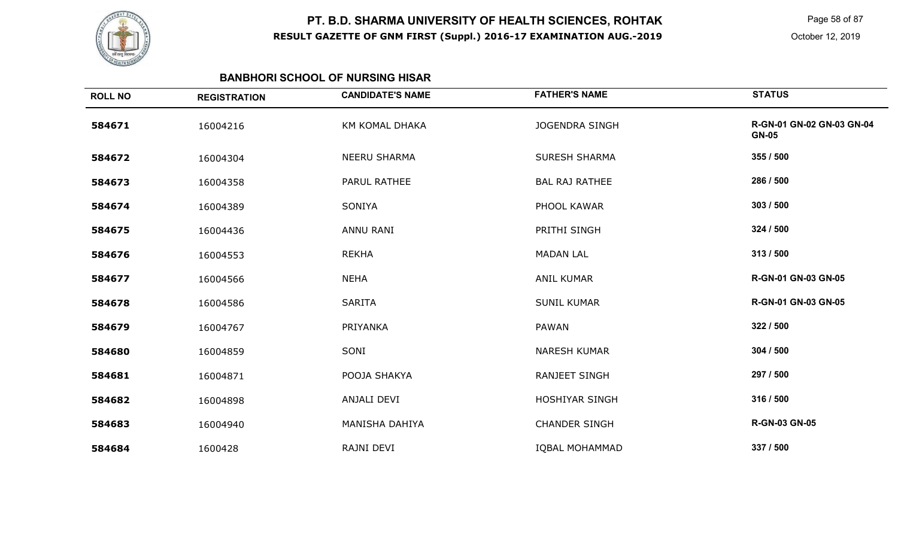# PT. B.D. SHARMA UNIVERSITY OF HEALTH SCIENCES, ROHTAK

**RESULT GAZETTE OF GNM FIRST (Suppl.) 2016-17 EXAMINATION AUG.-2019**

October 12, 2019

## BANBHORI SCHOOL OF NURSING HISAR

| ROLL NO | REGISTRATION | CANDIDATE'S NAME | FATHER'S NAME | STATUS |
|---|---|---|---|---|
| **584671** | 16004216 | KM KOMAL DHAKA | JOGENDRA SINGH | **R-GN-01 GN-02 GN-03 GN-04 GN-05** |
| **584672** | 16004304 | NEERU SHARMA | SURESH SHARMA | **355 / 500** |
| **584673** | 16004358 | PARUL RATHEE | BAL RAJ RATHEE | **286 / 500** |
| **584674** | 16004389 | SONIYA | PHOOL KAWAR | **303 / 500** |
| **584675** | 16004436 | ANNU RANI | PRITHI SINGH | **324 / 500** |
| **584676** | 16004553 | REKHA | MADAN LAL | **313 / 500** |
| **584677** | 16004566 | NEHA | ANIL KUMAR | **R-GN-01 GN-03 GN-05** |
| **584678** | 16004586 | SARITA | SUNIL KUMAR | **R-GN-01 GN-03 GN-05** |
| **584679** | 16004767 | PRIYANKA | PAWAN | **322 / 500** |
| **584680** | 16004859 | SONI | NARESH KUMAR | **304 / 500** |
| **584681** | 16004871 | POOJA SHAKYA | RANJEET SINGH | **297 / 500** |
| **584682** | 16004898 | ANJALI DEVI | HOSHIYAR SINGH | **316 / 500** |
| **584683** | 16004940 | MANISHA DAHIYA | CHANDER SINGH | **R-GN-03 GN-05** |
| **584684** | 1600428 | RAJNI DEVI | IQBAL MOHAMMAD | **337 / 500** |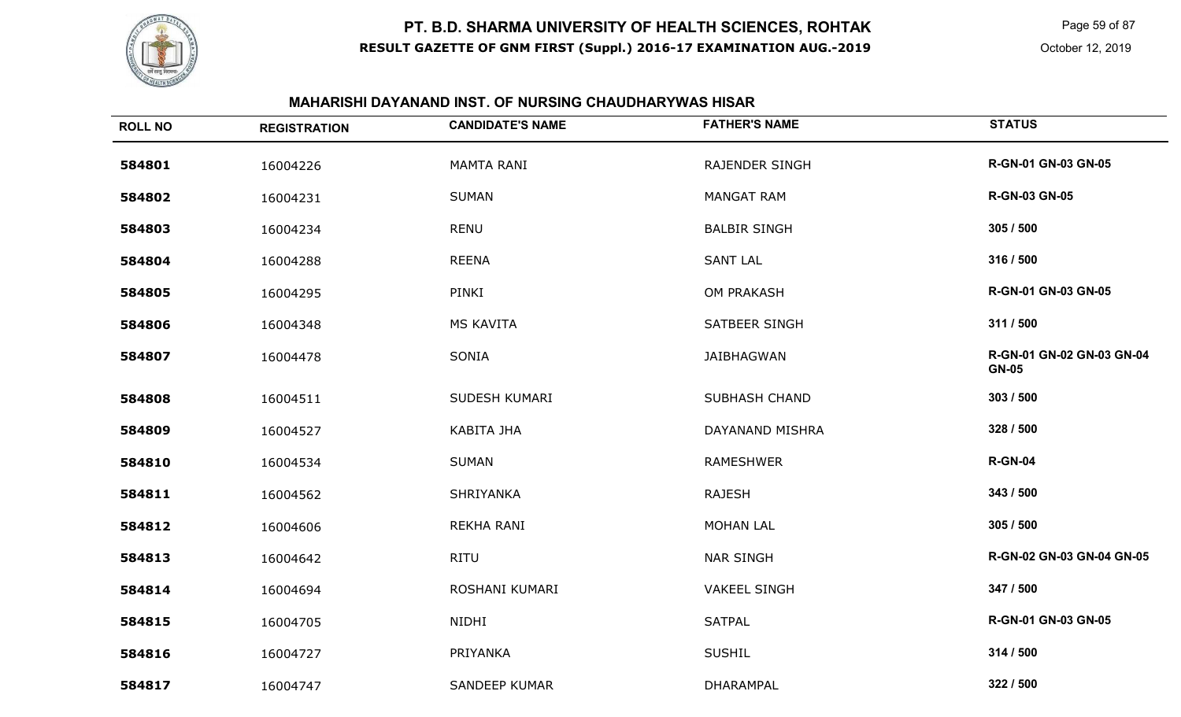# PT. B.D. SHARMA UNIVERSITY OF HEALTH SCIENCES, ROHTAK

**RESULT GAZETTE OF GNM FIRST (Suppl.) 2016-17 EXAMINATION AUG.-2019**

October 12, 2019

## MAHARISHI DAYANAND INST. OF NURSING CHAUDHARYWAS HISAR

| ROLL NO | REGISTRATION | CANDIDATE'S NAME | FATHER'S NAME | STATUS |
|---|---|---|---|---|
| 584801 | 16004226 | MAMTA RANI | RAJENDER SINGH | R-GN-01 GN-03 GN-05 |
| 584802 | 16004231 | SUMAN | MANGAT RAM | R-GN-03 GN-05 |
| 584803 | 16004234 | RENU | BALBIR SINGH | 305 / 500 |
| 584804 | 16004288 | REENA | SANT LAL | 316 / 500 |
| 584805 | 16004295 | PINKI | OM PRAKASH | R-GN-01 GN-03 GN-05 |
| 584806 | 16004348 | MS KAVITA | SATBEER SINGH | 311 / 500 |
| 584807 | 16004478 | SONIA | JAIBHAGWAN | R-GN-01 GN-02 GN-03 GN-04 GN-05 |
| 584808 | 16004511 | SUDESH KUMARI | SUBHASH CHAND | 303 / 500 |
| 584809 | 16004527 | KABITA JHA | DAYANAND MISHRA | 328 / 500 |
| 584810 | 16004534 | SUMAN | RAMESHWER | R-GN-04 |
| 584811 | 16004562 | SHRIYANKA | RAJESH | 343 / 500 |
| 584812 | 16004606 | REKHA RANI | MOHAN LAL | 305 / 500 |
| 584813 | 16004642 | RITU | NAR SINGH | R-GN-02 GN-03 GN-04 GN-05 |
| 584814 | 16004694 | ROSHANI KUMARI | VAKEEL SINGH | 347 / 500 |
| 584815 | 16004705 | NIDHI | SATPAL | R-GN-01 GN-03 GN-05 |
| 584816 | 16004727 | PRIYANKA | SUSHIL | 314 / 500 |
| 584817 | 16004747 | SANDEEP KUMAR | DHARAMPAL | 322 / 500 |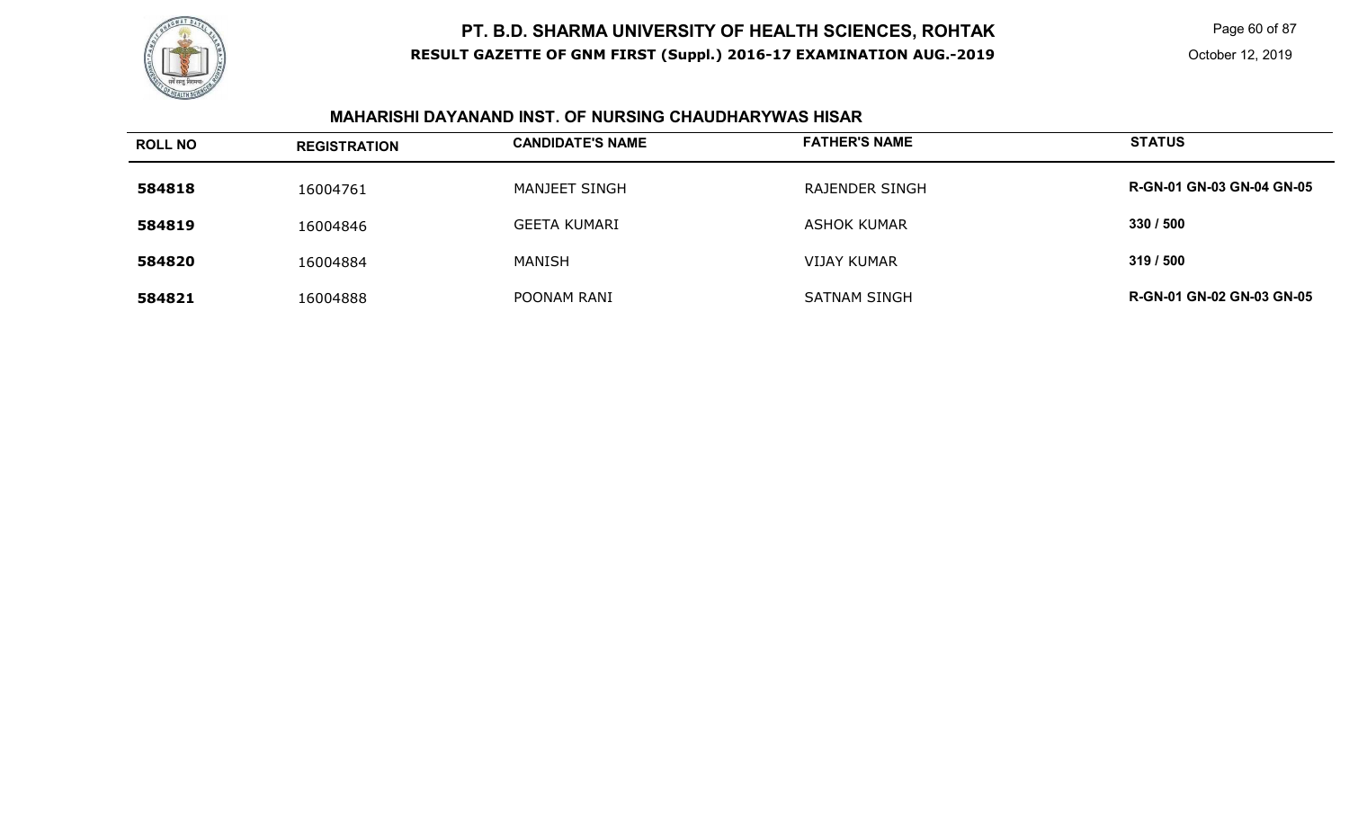# PT. B.D. SHARMA UNIVERSITY OF HEALTH SCIENCES, ROHTAK

**RESULT GAZETTE OF GNM FIRST (Suppl.) 2016-17 EXAMINATION AUG.-2019**

October 12, 2019

## MAHARISHI DAYANAND INST. OF NURSING CHAUDHARYWAS HISAR

| ROLL NO | REGISTRATION | CANDIDATE'S NAME | FATHER'S NAME | STATUS |
|---|---|---|---|---|
| **584818** | 16004761 | MANJEET SINGH | RAJENDER SINGH | **R-GN-01 GN-03 GN-04 GN-05** |
| **584819** | 16004846 | GEETA KUMARI | ASHOK KUMAR | **330 / 500** |
| **584820** | 16004884 | MANISH | VIJAY KUMAR | **319 / 500** |
| **584821** | 16004888 | POONAM RANI | SATNAM SINGH | **R-GN-01 GN-02 GN-03 GN-05** |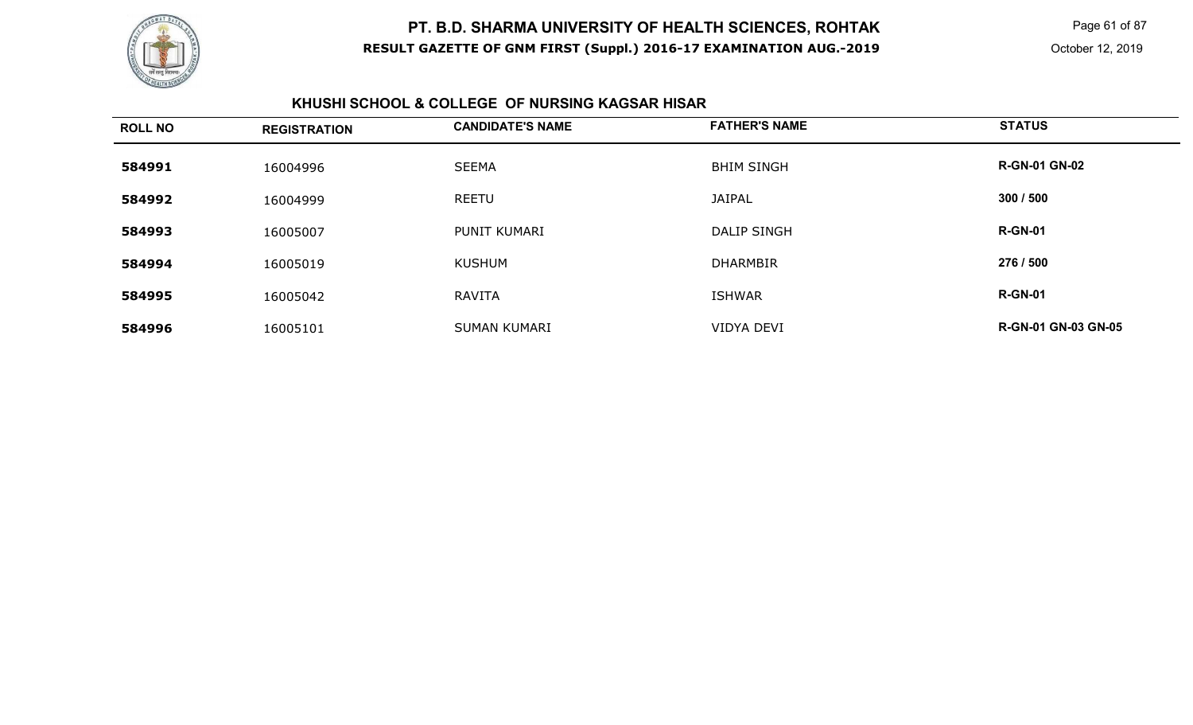# PT. B.D. SHARMA UNIVERSITY OF HEALTH SCIENCES, ROHTAK

**RESULT GAZETTE OF GNM FIRST (Suppl.) 2016-17 EXAMINATION AUG.-2019**

October 12, 2019

## KHUSHI SCHOOL & COLLEGE OF NURSING KAGSAR HISAR

| ROLL NO | REGISTRATION | CANDIDATE'S NAME | FATHER'S NAME | STATUS |
| --- | --- | --- | --- | --- |
| **584991** | 16004996 | SEEMA | BHIM SINGH | **R-GN-01 GN-02** |
| **584992** | 16004999 | REETU | JAIPAL | **300 / 500** |
| **584993** | 16005007 | PUNIT KUMARI | DALIP SINGH | **R-GN-01** |
| **584994** | 16005019 | KUSHUM | DHARMBIR | **276 / 500** |
| **584995** | 16005042 | RAVITA | ISHWAR | **R-GN-01** |
| **584996** | 16005101 | SUMAN KUMARI | VIDYA DEVI | **R-GN-01 GN-03 GN-05** |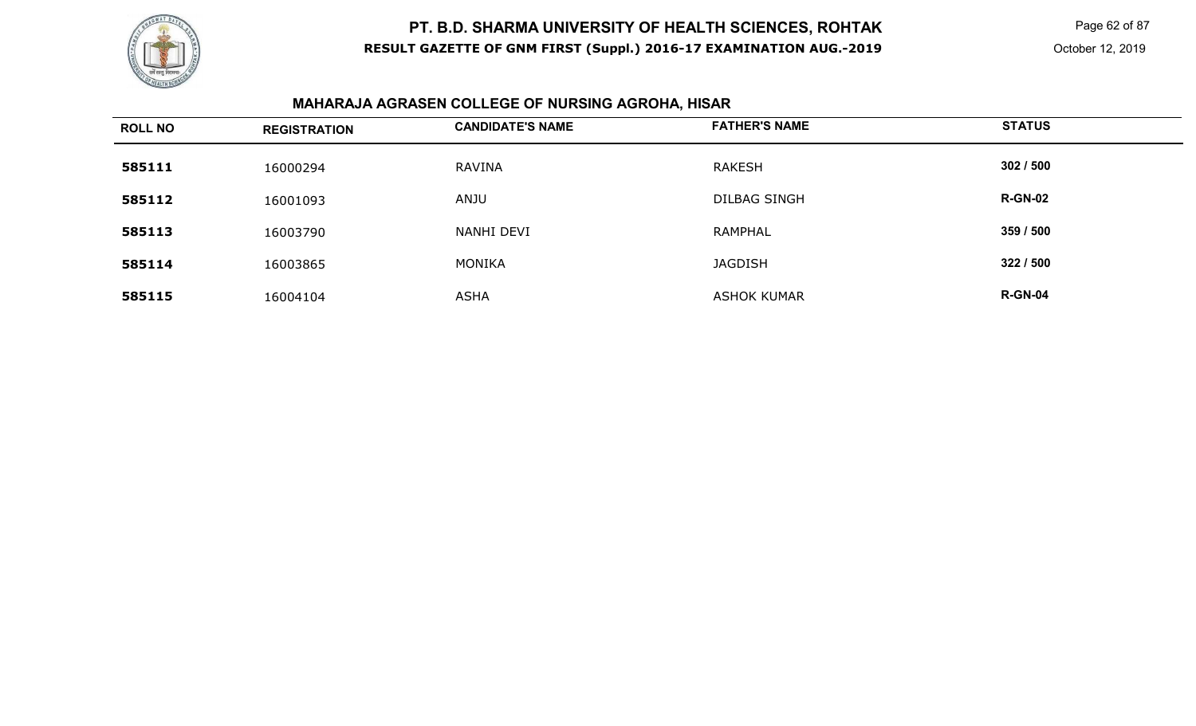# PT. B.D. SHARMA UNIVERSITY OF HEALTH SCIENCES, ROHTAK

**RESULT GAZETTE OF GNM FIRST (Suppl.) 2016-17 EXAMINATION AUG.-2019**

October 12, 2019

## MAHARAJA AGRASEN COLLEGE OF NURSING AGROHA, HISAR

| ROLL NO | REGISTRATION | CANDIDATE'S NAME | FATHER'S NAME | STATUS |
|---|---|---|---|---|
| **585111** | 16000294 | RAVINA | RAKESH | **302 / 500** |
| **585112** | 16001093 | ANJU | DILBAG SINGH | **R-GN-02** |
| **585113** | 16003790 | NANHI DEVI | RAMPHAL | **359 / 500** |
| **585114** | 16003865 | MONIKA | JAGDISH | **322 / 500** |
| **585115** | 16004104 | ASHA | ASHOK KUMAR | **R-GN-04** |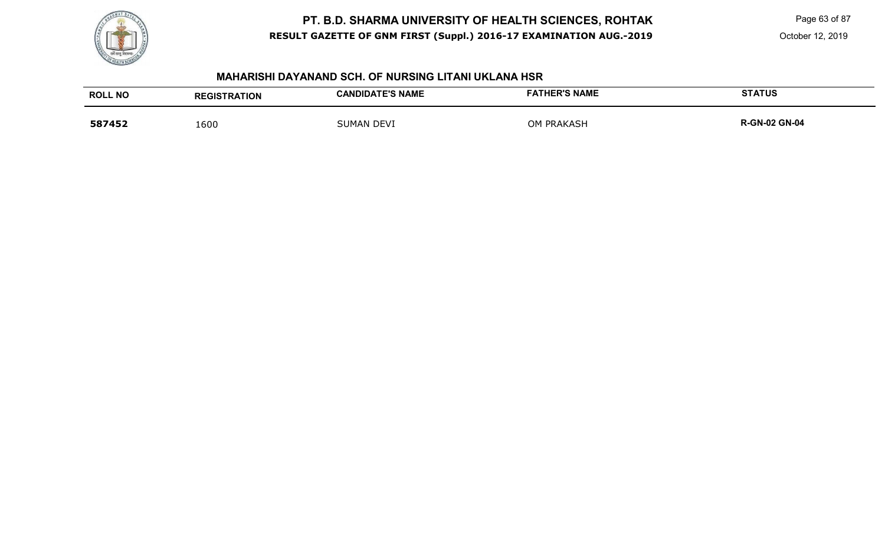# PT. B.D. SHARMA UNIVERSITY OF HEALTH SCIENCES, ROHTAK

**RESULT GAZETTE OF GNM FIRST (Suppl.) 2016-17 EXAMINATION AUG.-2019**

October 12, 2019

## MAHARISHI DAYANAND SCH. OF NURSING LITANI UKLANA HSR

| ROLL NO | REGISTRATION | CANDIDATE'S NAME | FATHER'S NAME | STATUS |
|---|---|---|---|---|
| **587452** | 1600 | SUMAN DEVI | OM PRAKASH | **R-GN-02 GN-04** |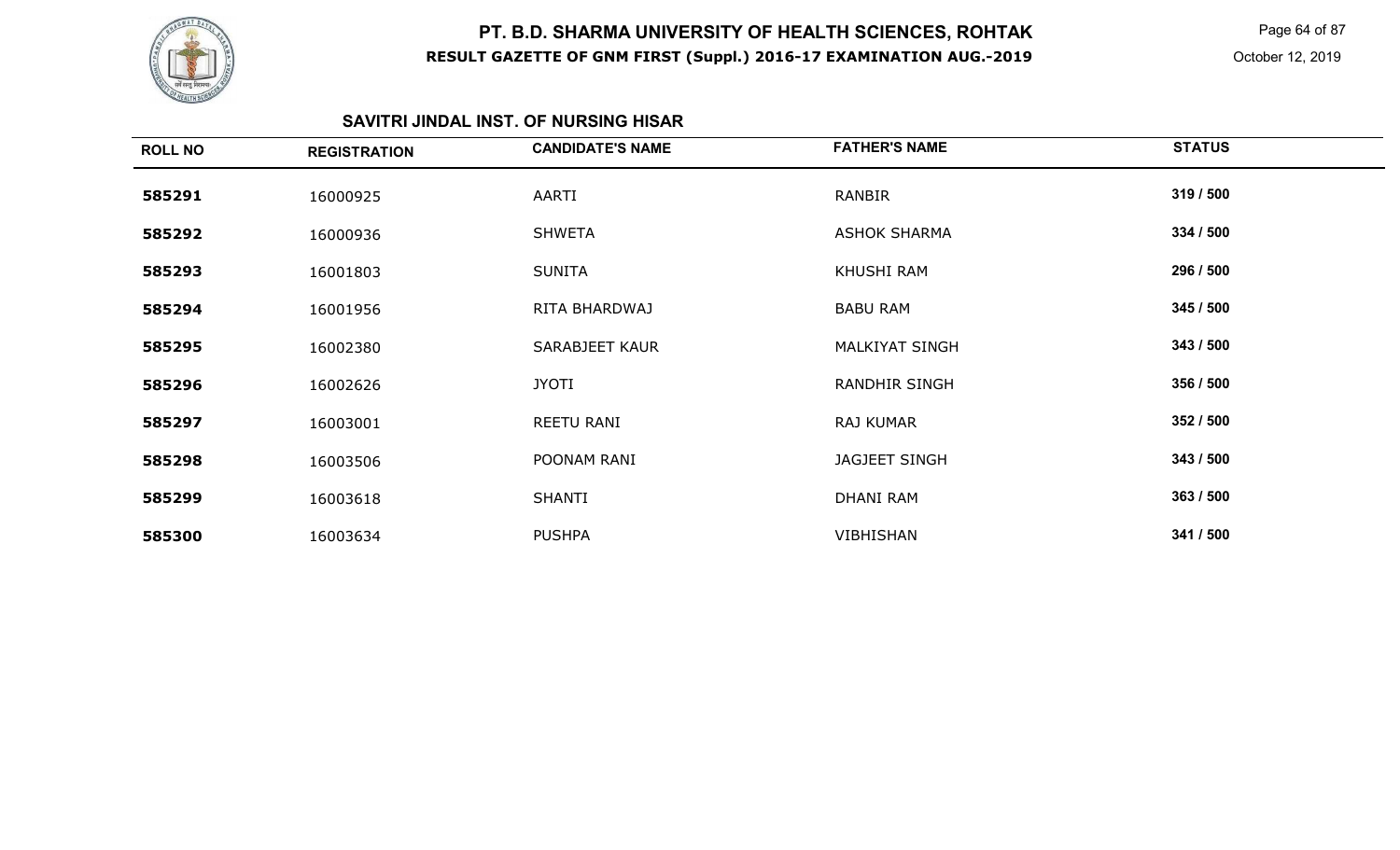# PT. B.D. SHARMA UNIVERSITY OF HEALTH SCIENCES, ROHTAK

**RESULT GAZETTE OF GNM FIRST (Suppl.) 2016-17 EXAMINATION AUG.-2019**

October 12, 2019

## SAVITRI JINDAL INST. OF NURSING HISAR

| ROLL NO | REGISTRATION | CANDIDATE'S NAME | FATHER'S NAME | STATUS |
|---|---|---|---|---|
| 585291 | 16000925 | AARTI | RANBIR | 319 / 500 |
| 585292 | 16000936 | SHWETA | ASHOK SHARMA | 334 / 500 |
| 585293 | 16001803 | SUNITA | KHUSHI RAM | 296 / 500 |
| 585294 | 16001956 | RITA BHARDWAJ | BABU RAM | 345 / 500 |
| 585295 | 16002380 | SARABJEET KAUR | MALKIYAT SINGH | 343 / 500 |
| 585296 | 16002626 | JYOTI | RANDHIR SINGH | 356 / 500 |
| 585297 | 16003001 | REETU RANI | RAJ KUMAR | 352 / 500 |
| 585298 | 16003506 | POONAM RANI | JAGJEET SINGH | 343 / 500 |
| 585299 | 16003618 | SHANTI | DHANI RAM | 363 / 500 |
| 585300 | 16003634 | PUSHPA | VIBHISHAN | 341 / 500 |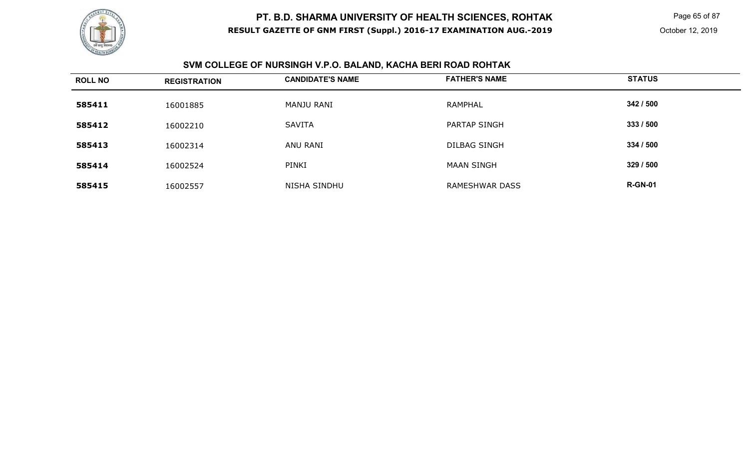## SVM COLLEGE OF NURSINGH V.P.O. BALAND, KACHA BERI ROAD ROHTAK

| ROLL NO | REGISTRATION | CANDIDATE'S NAME | FATHER'S NAME | STATUS |
|---|---|---|---|---|
| 585411 | 16001885 | MANJU RANI | RAMPHAL | 342 / 500 |
| 585412 | 16002210 | SAVITA | PARTAP SINGH | 333 / 500 |
| 585413 | 16002314 | ANU RANI | DILBAG SINGH | 334 / 500 |
| 585414 | 16002524 | PINKI | MAAN SINGH | 329 / 500 |
| 585415 | 16002557 | NISHA SINDHU | RAMESHWAR DASS | R-GN-01 |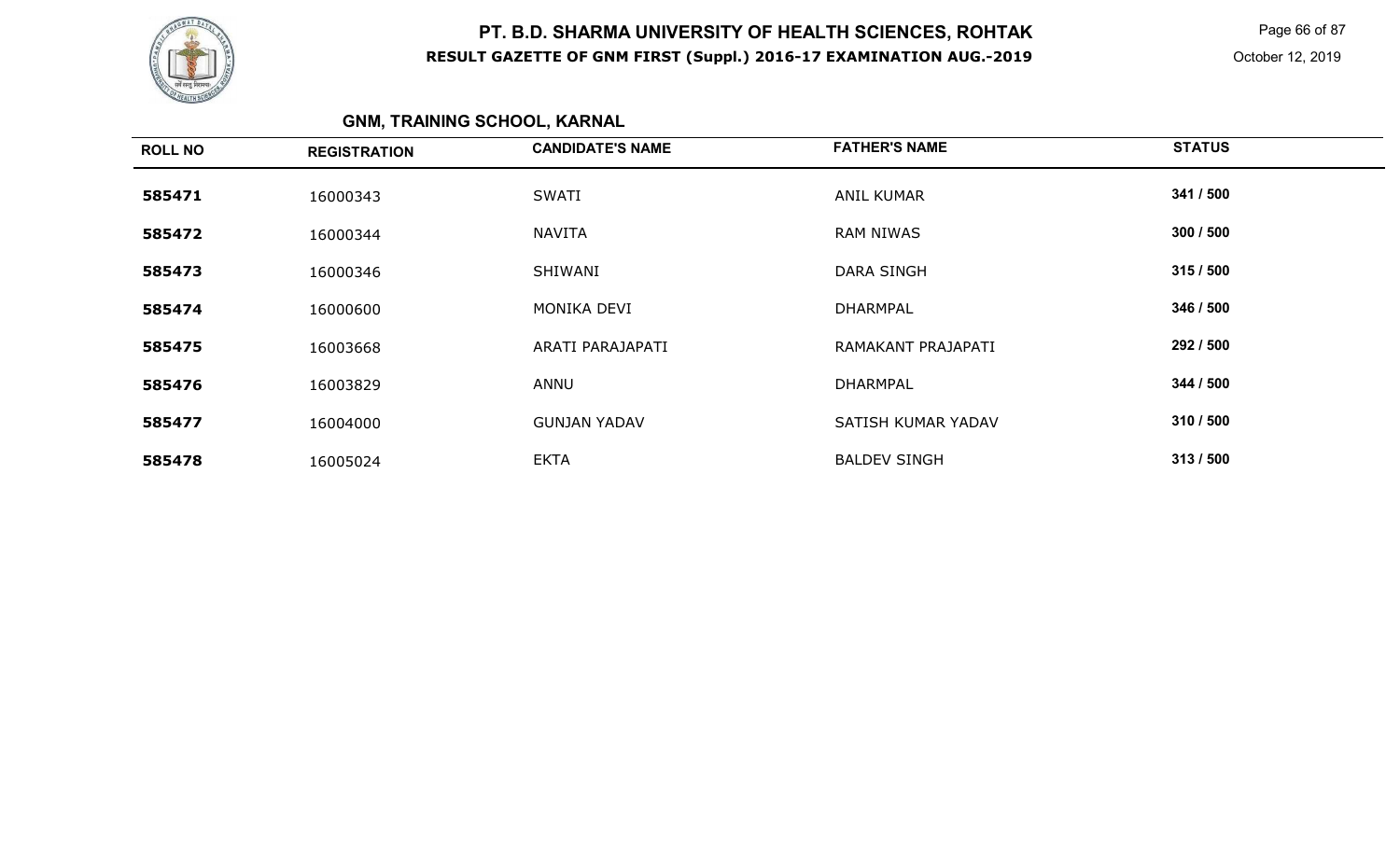## GNM, TRAINING SCHOOL, KARNAL

| ROLL NO | REGISTRATION | CANDIDATE'S NAME | FATHER'S NAME | STATUS |
|---|---|---|---|---|
| 585471 | 16000343 | SWATI | ANIL KUMAR | 341 / 500 |
| 585472 | 16000344 | NAVITA | RAM NIWAS | 300 / 500 |
| 585473 | 16000346 | SHIWANI | DARA SINGH | 315 / 500 |
| 585474 | 16000600 | MONIKA DEVI | DHARMPAL | 346 / 500 |
| 585475 | 16003668 | ARATI PARAJAPATI | RAMAKANT PRAJAPATI | 292 / 500 |
| 585476 | 16003829 | ANNU | DHARMPAL | 344 / 500 |
| 585477 | 16004000 | GUNJAN YADAV | SATISH KUMAR YADAV | 310 / 500 |
| 585478 | 16005024 | EKTA | BALDEV SINGH | 313 / 500 |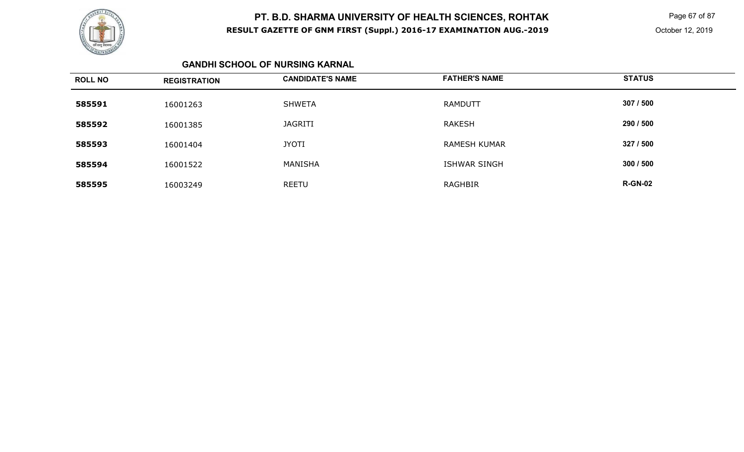# PT. B.D. SHARMA UNIVERSITY OF HEALTH SCIENCES, ROHTAK

**RESULT GAZETTE OF GNM FIRST (Suppl.) 2016-17 EXAMINATION AUG.-2019**

October 12, 2019

### GANDHI SCHOOL OF NURSING KARNAL

| ROLL NO | REGISTRATION | CANDIDATE'S NAME | FATHER'S NAME | STATUS |
|---|---|---|---|---|
| **585591** | 16001263 | SHWETA | RAMDUTT | **307 / 500** |
| **585592** | 16001385 | JAGRITI | RAKESH | **290 / 500** |
| **585593** | 16001404 | JYOTI | RAMESH KUMAR | **327 / 500** |
| **585594** | 16001522 | MANISHA | ISHWAR SINGH | **300 / 500** |
| **585595** | 16003249 | REETU | RAGHBIR | **R-GN-02** |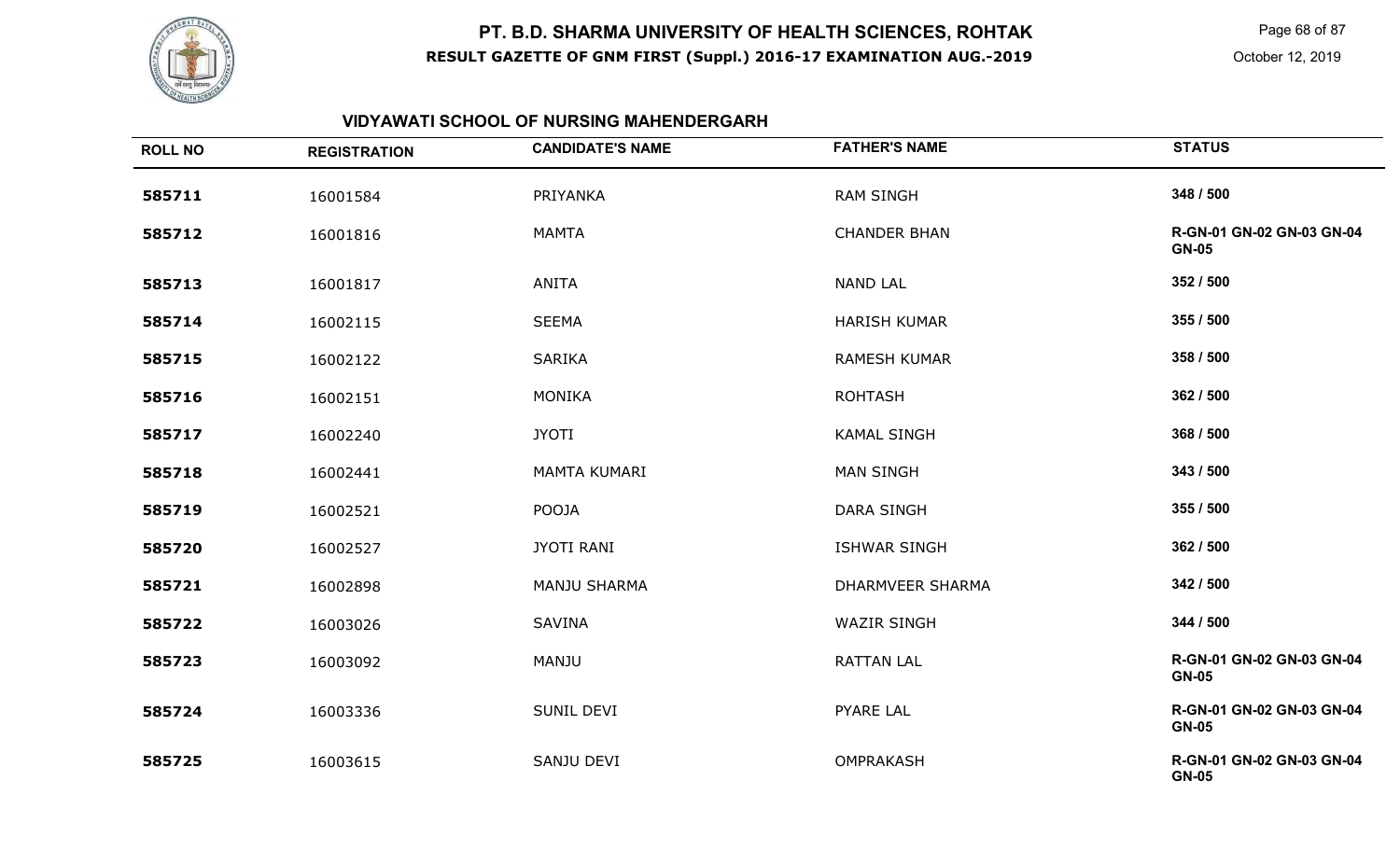# PT. B.D. SHARMA UNIVERSITY OF HEALTH SCIENCES, ROHTAK

**RESULT GAZETTE OF GNM FIRST (Suppl.) 2016-17 EXAMINATION AUG.-2019**

October 12, 2019

## VIDYAWATI SCHOOL OF NURSING MAHENDERGARH

| ROLL NO | REGISTRATION | CANDIDATE'S NAME | FATHER'S NAME | STATUS |
|---|---|---|---|---|
| 585711 | 16001584 | PRIYANKA | RAM SINGH | 348 / 500 |
| 585712 | 16001816 | MAMTA | CHANDER BHAN | R-GN-01 GN-02 GN-03 GN-04 GN-05 |
| 585713 | 16001817 | ANITA | NAND LAL | 352 / 500 |
| 585714 | 16002115 | SEEMA | HARISH KUMAR | 355 / 500 |
| 585715 | 16002122 | SARIKA | RAMESH KUMAR | 358 / 500 |
| 585716 | 16002151 | MONIKA | ROHTASH | 362 / 500 |
| 585717 | 16002240 | JYOTI | KAMAL SINGH | 368 / 500 |
| 585718 | 16002441 | MAMTA KUMARI | MAN SINGH | 343 / 500 |
| 585719 | 16002521 | POOJA | DARA SINGH | 355 / 500 |
| 585720 | 16002527 | JYOTI RANI | ISHWAR SINGH | 362 / 500 |
| 585721 | 16002898 | MANJU SHARMA | DHARMVEER SHARMA | 342 / 500 |
| 585722 | 16003026 | SAVINA | WAZIR SINGH | 344 / 500 |
| 585723 | 16003092 | MANJU | RATTAN LAL | R-GN-01 GN-02 GN-03 GN-04 GN-05 |
| 585724 | 16003336 | SUNIL DEVI | PYARE LAL | R-GN-01 GN-02 GN-03 GN-04 GN-05 |
| 585725 | 16003615 | SANJU DEVI | OMPRAKASH | R-GN-01 GN-02 GN-03 GN-04 GN-05 |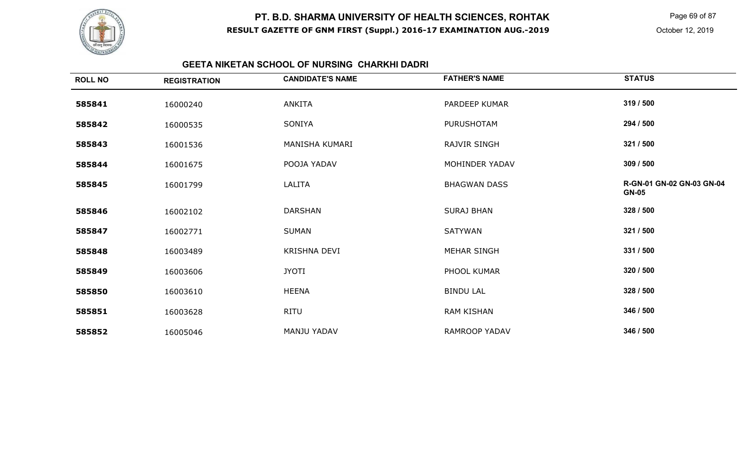# PT. B.D. SHARMA UNIVERSITY OF HEALTH SCIENCES, ROHTAK

**RESULT GAZETTE OF GNM FIRST (Suppl.) 2016-17 EXAMINATION AUG.-2019**

October 12, 2019

## GEETA NIKETAN SCHOOL OF NURSING CHARKHI DADRI

| ROLL NO | REGISTRATION | CANDIDATE'S NAME | FATHER'S NAME | STATUS |
| --- | --- | --- | --- | --- |
| 585841 | 16000240 | ANKITA | PARDEEP KUMAR | 319 / 500 |
| 585842 | 16000535 | SONIYA | PURUSHOTAM | 294 / 500 |
| 585843 | 16001536 | MANISHA KUMARI | RAJVIR SINGH | 321 / 500 |
| 585844 | 16001675 | POOJA YADAV | MOHINDER YADAV | 309 / 500 |
| 585845 | 16001799 | LALITA | BHAGWAN DASS | R-GN-01 GN-02 GN-03 GN-04 GN-05 |
| 585846 | 16002102 | DARSHAN | SURAJ BHAN | 328 / 500 |
| 585847 | 16002771 | SUMAN | SATYWAN | 321 / 500 |
| 585848 | 16003489 | KRISHNA DEVI | MEHAR SINGH | 331 / 500 |
| 585849 | 16003606 | JYOTI | PHOOL KUMAR | 320 / 500 |
| 585850 | 16003610 | HEENA | BINDU LAL | 328 / 500 |
| 585851 | 16003628 | RITU | RAM KISHAN | 346 / 500 |
| 585852 | 16005046 | MANJU YADAV | RAMROOP YADAV | 346 / 500 |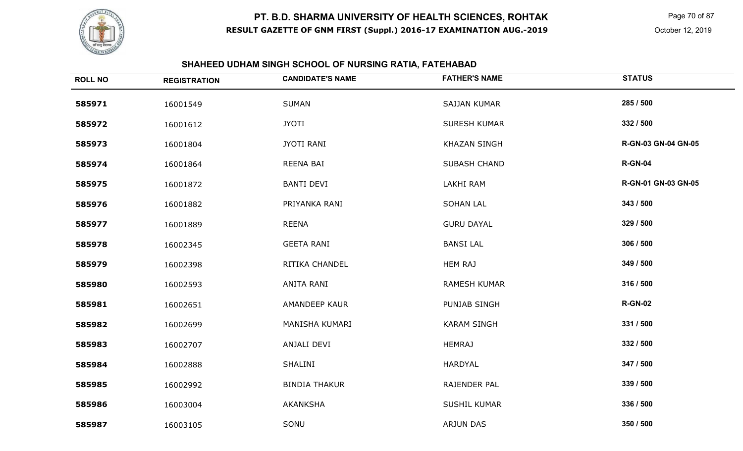# PT. B.D. SHARMA UNIVERSITY OF HEALTH SCIENCES, ROHTAK

**RESULT GAZETTE OF GNM FIRST (Suppl.) 2016-17 EXAMINATION AUG.-2019**

October 12, 2019

## SHAHEED UDHAM SINGH SCHOOL OF NURSING RATIA, FATEHABAD

| ROLL NO | REGISTRATION | CANDIDATE'S NAME | FATHER'S NAME | STATUS |
|---|---|---|---|---|
| 585971 | 16001549 | SUMAN | SAJJAN KUMAR | 285 / 500 |
| 585972 | 16001612 | JYOTI | SURESH KUMAR | 332 / 500 |
| 585973 | 16001804 | JYOTI RANI | KHAZAN SINGH | R-GN-03 GN-04 GN-05 |
| 585974 | 16001864 | REENA BAI | SUBASH CHAND | R-GN-04 |
| 585975 | 16001872 | BANTI DEVI | LAKHI RAM | R-GN-01 GN-03 GN-05 |
| 585976 | 16001882 | PRIYANKA RANI | SOHAN LAL | 343 / 500 |
| 585977 | 16001889 | REENA | GURU DAYAL | 329 / 500 |
| 585978 | 16002345 | GEETA RANI | BANSI LAL | 306 / 500 |
| 585979 | 16002398 | RITIKA CHANDEL | HEM RAJ | 349 / 500 |
| 585980 | 16002593 | ANITA RANI | RAMESH KUMAR | 316 / 500 |
| 585981 | 16002651 | AMANDEEP KAUR | PUNJAB SINGH | R-GN-02 |
| 585982 | 16002699 | MANISHA KUMARI | KARAM SINGH | 331 / 500 |
| 585983 | 16002707 | ANJALI DEVI | HEMRAJ | 332 / 500 |
| 585984 | 16002888 | SHALINI | HARDYAL | 347 / 500 |
| 585985 | 16002992 | BINDIA THAKUR | RAJENDER PAL | 339 / 500 |
| 585986 | 16003004 | AKANKSHA | SUSHIL KUMAR | 336 / 500 |
| 585987 | 16003105 | SONU | ARJUN DAS | 350 / 500 |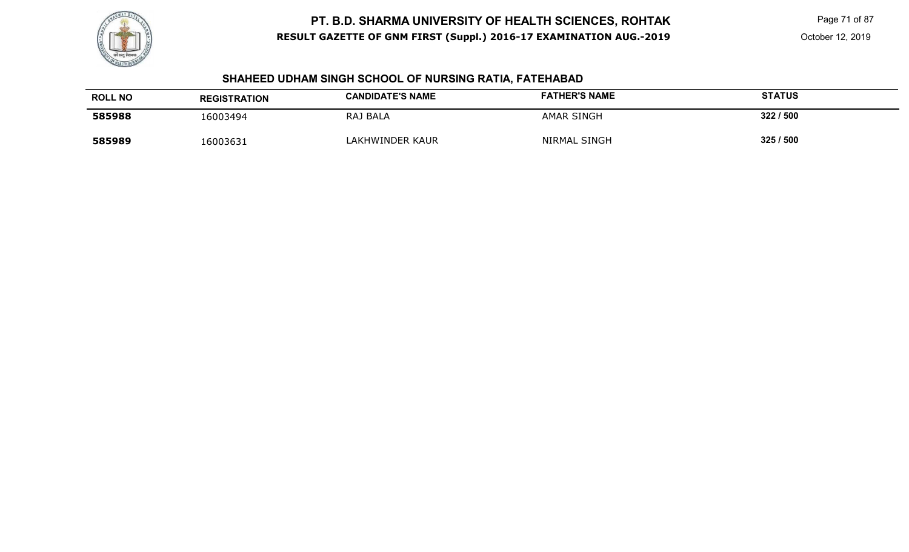## SHAHEED UDHAM SINGH SCHOOL OF NURSING RATIA, FATEHABAD

| ROLL NO | REGISTRATION | CANDIDATE'S NAME | FATHER'S NAME | STATUS |
|---|---|---|---|---|
| **585988** | 16003494 | RAJ BALA | AMAR SINGH | **322 / 500** |
| **585989** | 16003631 | LAKHWINDER KAUR | NIRMAL SINGH | **325 / 500** |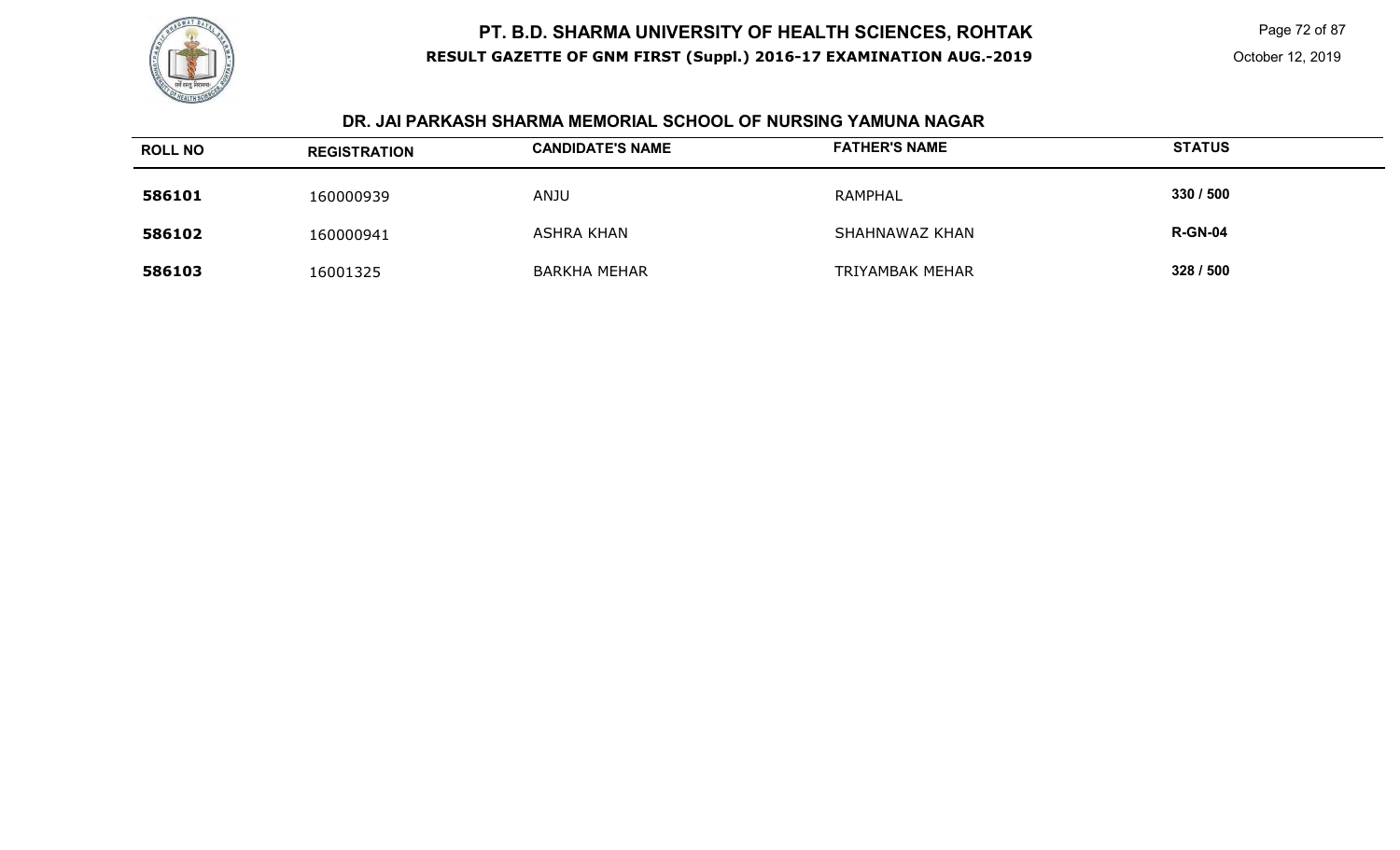# PT. B.D. SHARMA UNIVERSITY OF HEALTH SCIENCES, ROHTAK

**RESULT GAZETTE OF GNM FIRST (Suppl.) 2016-17 EXAMINATION AUG.-2019**

October 12, 2019

## DR. JAI PARKASH SHARMA MEMORIAL SCHOOL OF NURSING YAMUNA NAGAR

| ROLL NO | REGISTRATION | CANDIDATE'S NAME | FATHER'S NAME | STATUS |
|---|---|---|---|---|
| **586101** | 160000939 | ANJU | RAMPHAL | **330 / 500** |
| **586102** | 160000941 | ASHRA KHAN | SHAHNAWAZ KHAN | **R-GN-04** |
| **586103** | 16001325 | BARKHA MEHAR | TRIYAMBAK MEHAR | **328 / 500** |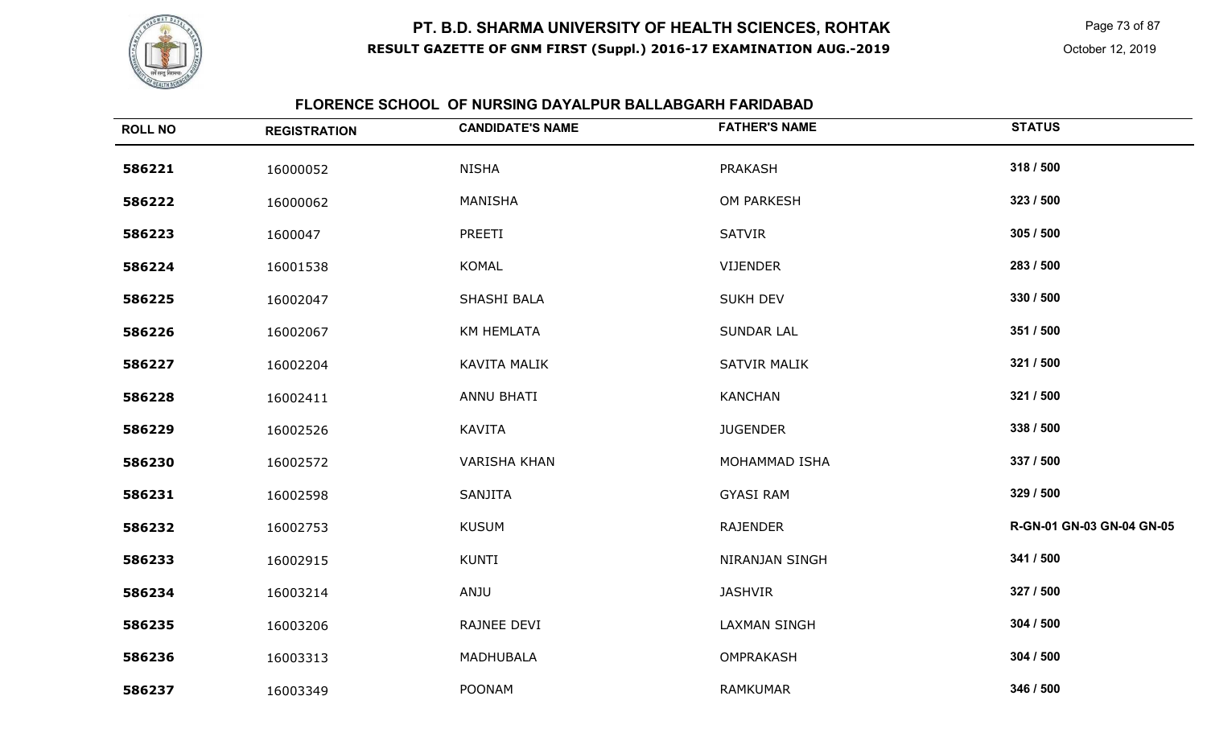# PT. B.D. SHARMA UNIVERSITY OF HEALTH SCIENCES, ROHTAK

**RESULT GAZETTE OF GNM FIRST (Suppl.) 2016-17 EXAMINATION AUG.-2019**

October 12, 2019

## FLORENCE SCHOOL OF NURSING DAYALPUR BALLABGARH FARIDABAD

| ROLL NO | REGISTRATION | CANDIDATE'S NAME | FATHER'S NAME | STATUS |
|---|---|---|---|---|
| **586221** | 16000052 | NISHA | PRAKASH | **318 / 500** |
| **586222** | 16000062 | MANISHA | OM PARKESH | **323 / 500** |
| **586223** | 1600047 | PREETI | SATVIR | **305 / 500** |
| **586224** | 16001538 | KOMAL | VIJENDER | **283 / 500** |
| **586225** | 16002047 | SHASHI BALA | SUKH DEV | **330 / 500** |
| **586226** | 16002067 | KM HEMLATA | SUNDAR LAL | **351 / 500** |
| **586227** | 16002204 | KAVITA MALIK | SATVIR MALIK | **321 / 500** |
| **586228** | 16002411 | ANNU BHATI | KANCHAN | **321 / 500** |
| **586229** | 16002526 | KAVITA | JUGENDER | **338 / 500** |
| **586230** | 16002572 | VARISHA KHAN | MOHAMMAD ISHA | **337 / 500** |
| **586231** | 16002598 | SANJITA | GYASI RAM | **329 / 500** |
| **586232** | 16002753 | KUSUM | RAJENDER | **R-GN-01 GN-03 GN-04 GN-05** |
| **586233** | 16002915 | KUNTI | NIRANJAN SINGH | **341 / 500** |
| **586234** | 16003214 | ANJU | JASHVIR | **327 / 500** |
| **586235** | 16003206 | RAJNEE DEVI | LAXMAN SINGH | **304 / 500** |
| **586236** | 16003313 | MADHUBALA | OMPRAKASH | **304 / 500** |
| **586237** | 16003349 | POONAM | RAMKUMAR | **346 / 500** |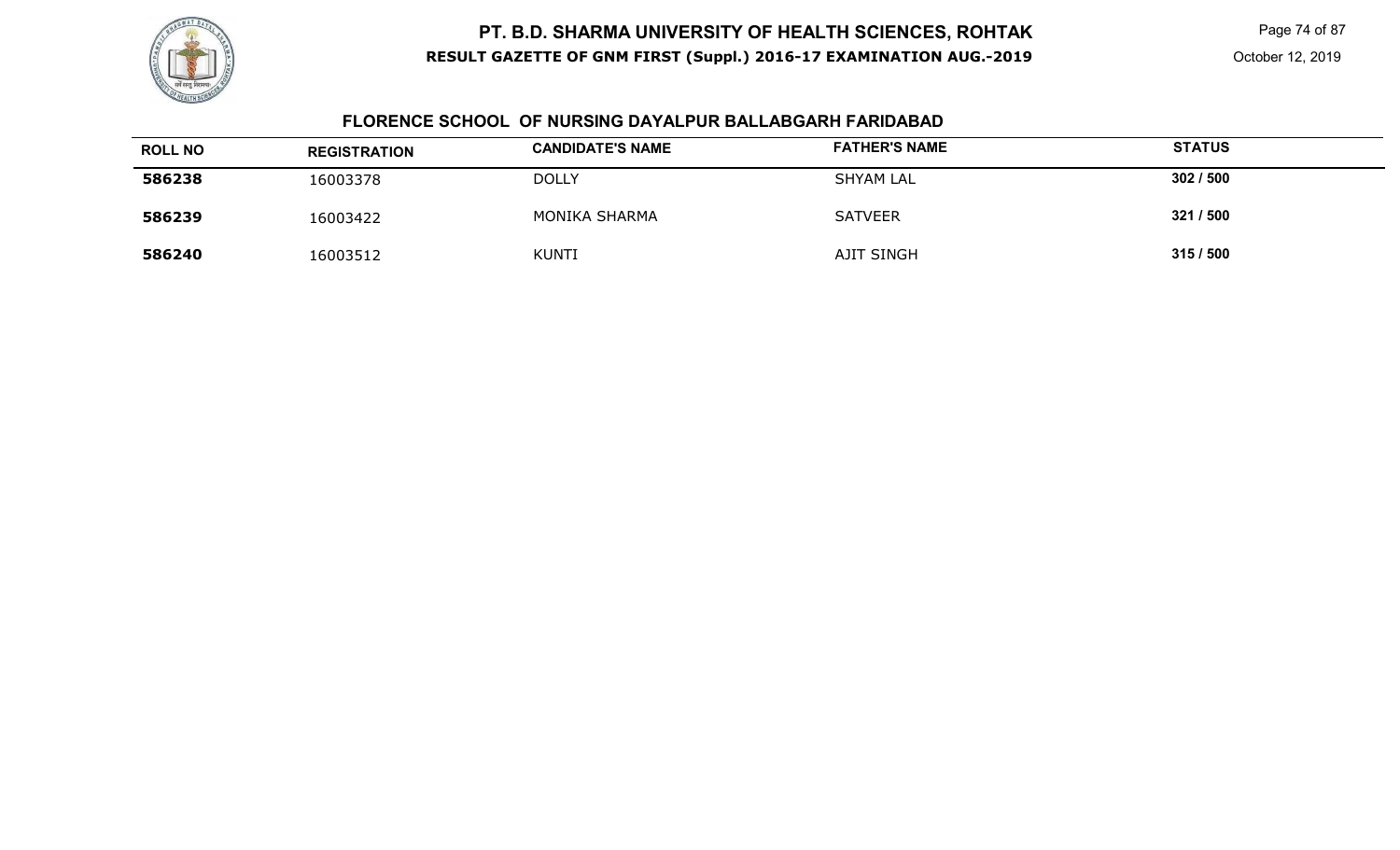# PT. B.D. SHARMA UNIVERSITY OF HEALTH SCIENCES, ROHTAK

**RESULT GAZETTE OF GNM FIRST (Suppl.) 2016-17 EXAMINATION AUG.-2019**

October 12, 2019

## FLORENCE SCHOOL OF NURSING DAYALPUR BALLABGARH FARIDABAD

| ROLL NO | REGISTRATION | CANDIDATE'S NAME | FATHER'S NAME | STATUS |
|---|---|---|---|---|
| **586238** | 16003378 | DOLLY | SHYAM LAL | **302 / 500** |
| **586239** | 16003422 | MONIKA SHARMA | SATVEER | **321 / 500** |
| **586240** | 16003512 | KUNTI | AJIT SINGH | **315 / 500** |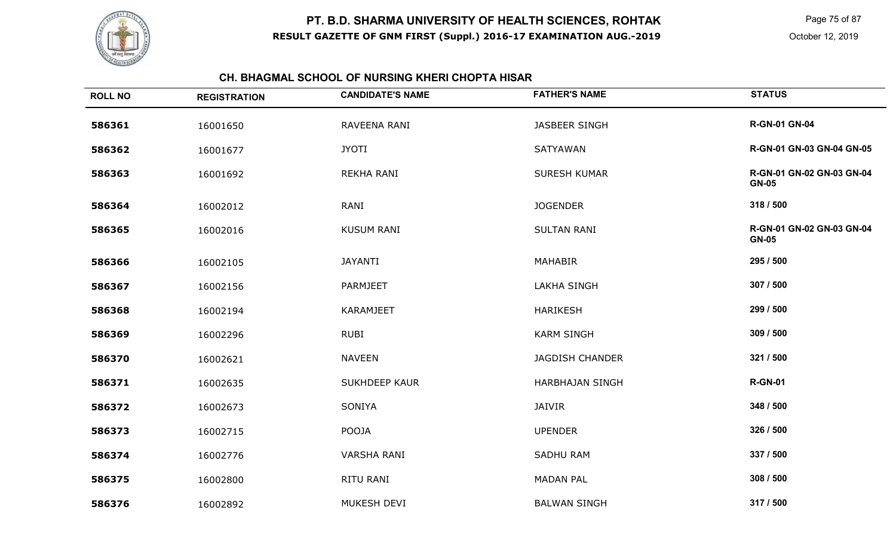# PT. B.D. SHARMA UNIVERSITY OF HEALTH SCIENCES, ROHTAK

**RESULT GAZETTE OF GNM FIRST (Suppl.) 2016-17 EXAMINATION AUG.-2019**

October 12, 2019

## CH. BHAGMAL SCHOOL OF NURSING KHERI CHOPTA HISAR

| ROLL NO | REGISTRATION | CANDIDATE'S NAME | FATHER'S NAME | STATUS |
|---|---|---|---|---|
| **586361** | 16001650 | RAVEENA RANI | JASBEER SINGH | **R-GN-01 GN-04** |
| **586362** | 16001677 | JYOTI | SATYAWAN | **R-GN-01 GN-03 GN-04 GN-05** |
| **586363** | 16001692 | REKHA RANI | SURESH KUMAR | **R-GN-01 GN-02 GN-03 GN-04 GN-05** |
| **586364** | 16002012 | RANI | JOGENDER | **318 / 500** |
| **586365** | 16002016 | KUSUM RANI | SULTAN RANI | **R-GN-01 GN-02 GN-03 GN-04 GN-05** |
| **586366** | 16002105 | JAYANTI | MAHABIR | **295 / 500** |
| **586367** | 16002156 | PARMJEET | LAKHA SINGH | **307 / 500** |
| **586368** | 16002194 | KARAMJEET | HARIKESH | **299 / 500** |
| **586369** | 16002296 | RUBI | KARM SINGH | **309 / 500** |
| **586370** | 16002621 | NAVEEN | JAGDISH CHANDER | **321 / 500** |
| **586371** | 16002635 | SUKHDEEP KAUR | HARBHAJAN SINGH | **R-GN-01** |
| **586372** | 16002673 | SONIYA | JAIVIR | **348 / 500** |
| **586373** | 16002715 | POOJA | UPENDER | **326 / 500** |
| **586374** | 16002776 | VARSHA RANI | SADHU RAM | **337 / 500** |
| **586375** | 16002800 | RITU RANI | MADAN PAL | **308 / 500** |
| **586376** | 16002892 | MUKESH DEVI | BALWAN SINGH | **317 / 500** |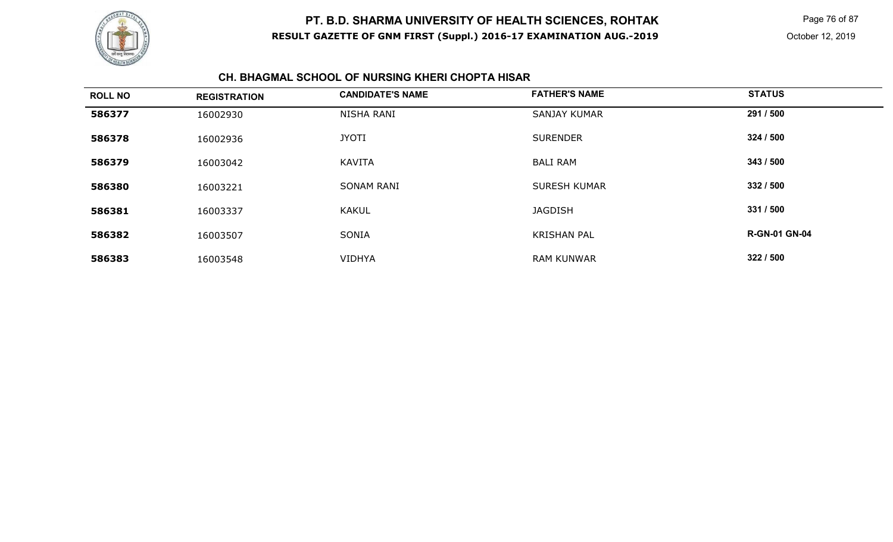# PT. B.D. SHARMA UNIVERSITY OF HEALTH SCIENCES, ROHTAK

**RESULT GAZETTE OF GNM FIRST (Suppl.) 2016-17 EXAMINATION AUG.-2019**

October 12, 2019

### CH. BHAGMAL SCHOOL OF NURSING KHERI CHOPTA HISAR

| ROLL NO | REGISTRATION | CANDIDATE'S NAME | FATHER'S NAME | STATUS |
|---|---|---|---|---|
| **586377** | 16002930 | NISHA RANI | SANJAY KUMAR | **291 / 500** |
| **586378** | 16002936 | JYOTI | SURENDER | **324 / 500** |
| **586379** | 16003042 | KAVITA | BALI RAM | **343 / 500** |
| **586380** | 16003221 | SONAM RANI | SURESH KUMAR | **332 / 500** |
| **586381** | 16003337 | KAKUL | JAGDISH | **331 / 500** |
| **586382** | 16003507 | SONIA | KRISHAN PAL | **R-GN-01 GN-04** |
| **586383** | 16003548 | VIDHYA | RAM KUNWAR | **322 / 500** |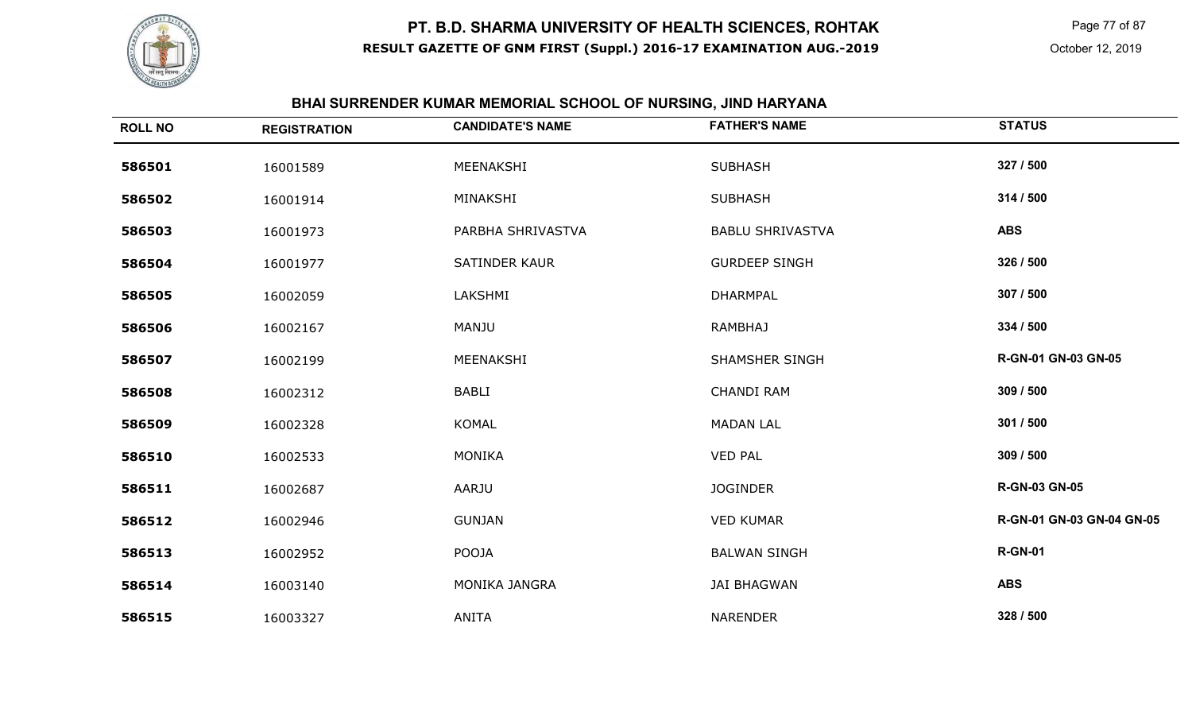# PT. B.D. SHARMA UNIVERSITY OF HEALTH SCIENCES, ROHTAK

**RESULT GAZETTE OF GNM FIRST (Suppl.) 2016-17 EXAMINATION AUG.-2019**

October 12, 2019

## BHAI SURRENDER KUMAR MEMORIAL SCHOOL OF NURSING, JIND HARYANA

| ROLL NO | REGISTRATION | CANDIDATE'S NAME | FATHER'S NAME | STATUS |
|---|---|---|---|---|
| **586501** | 16001589 | MEENAKSHI | SUBHASH | **327 / 500** |
| **586502** | 16001914 | MINAKSHI | SUBHASH | **314 / 500** |
| **586503** | 16001973 | PARBHA SHRIVASTVA | BABLU SHRIVASTVA | **ABS** |
| **586504** | 16001977 | SATINDER KAUR | GURDEEP SINGH | **326 / 500** |
| **586505** | 16002059 | LAKSHMI | DHARMPAL | **307 / 500** |
| **586506** | 16002167 | MANJU | RAMBHAJ | **334 / 500** |
| **586507** | 16002199 | MEENAKSHI | SHAMSHER SINGH | **R-GN-01 GN-03 GN-05** |
| **586508** | 16002312 | BABLI | CHANDI RAM | **309 / 500** |
| **586509** | 16002328 | KOMAL | MADAN LAL | **301 / 500** |
| **586510** | 16002533 | MONIKA | VED PAL | **309 / 500** |
| **586511** | 16002687 | AARJU | JOGINDER | **R-GN-03 GN-05** |
| **586512** | 16002946 | GUNJAN | VED KUMAR | **R-GN-01 GN-03 GN-04 GN-05** |
| **586513** | 16002952 | POOJA | BALWAN SINGH | **R-GN-01** |
| **586514** | 16003140 | MONIKA JANGRA | JAI BHAGWAN | **ABS** |
| **586515** | 16003327 | ANITA | NARENDER | **328 / 500** |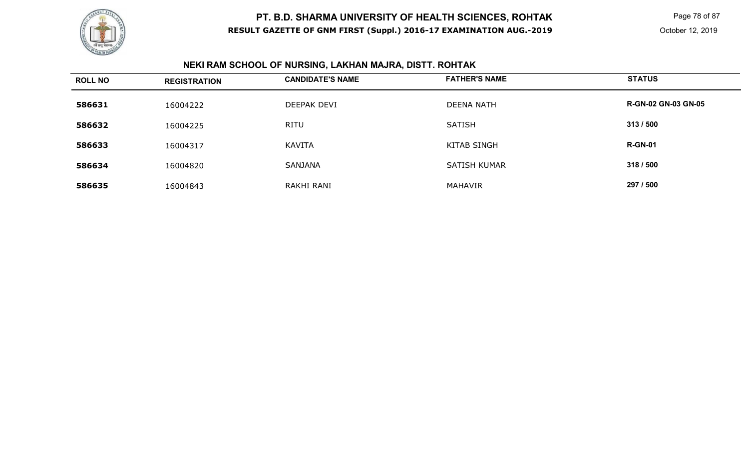# PT. B.D. SHARMA UNIVERSITY OF HEALTH SCIENCES, ROHTAK

**RESULT GAZETTE OF GNM FIRST (Suppl.) 2016-17 EXAMINATION AUG.-2019**

October 12, 2019

## NEKI RAM SCHOOL OF NURSING, LAKHAN MAJRA, DISTT. ROHTAK

| ROLL NO | REGISTRATION | CANDIDATE'S NAME | FATHER'S NAME | STATUS |
|---|---|---|---|---|
| **586631** | 16004222 | DEEPAK DEVI | DEENA NATH | **R-GN-02 GN-03 GN-05** |
| **586632** | 16004225 | RITU | SATISH | **313 / 500** |
| **586633** | 16004317 | KAVITA | KITAB SINGH | **R-GN-01** |
| **586634** | 16004820 | SANJANA | SATISH KUMAR | **318 / 500** |
| **586635** | 16004843 | RAKHI RANI | MAHAVIR | **297 / 500** |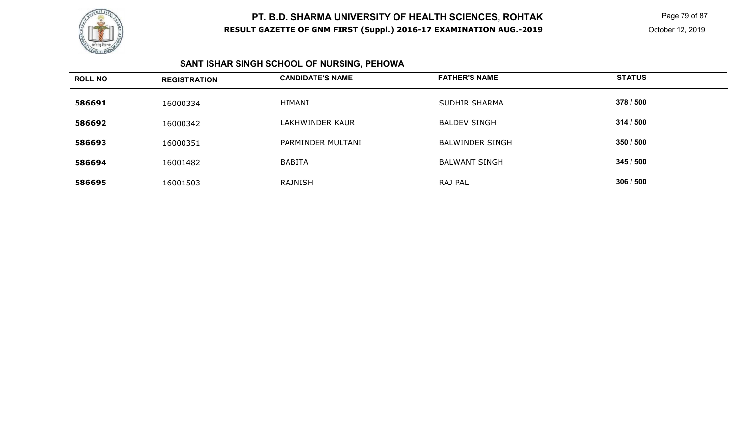## SANT ISHAR SINGH SCHOOL OF NURSING, PEHOWA

| ROLL NO | REGISTRATION | CANDIDATE'S NAME | FATHER'S NAME | STATUS |
|---|---|---|---|---|
| **586691** | 16000334 | HIMANI | SUDHIR SHARMA | **378 / 500** |
| **586692** | 16000342 | LAKHWINDER KAUR | BALDEV SINGH | **314 / 500** |
| **586693** | 16000351 | PARMINDER MULTANI | BALWINDER SINGH | **350 / 500** |
| **586694** | 16001482 | BABITA | BALWANT SINGH | **345 / 500** |
| **586695** | 16001503 | RAJNISH | RAJ PAL | **306 / 500** |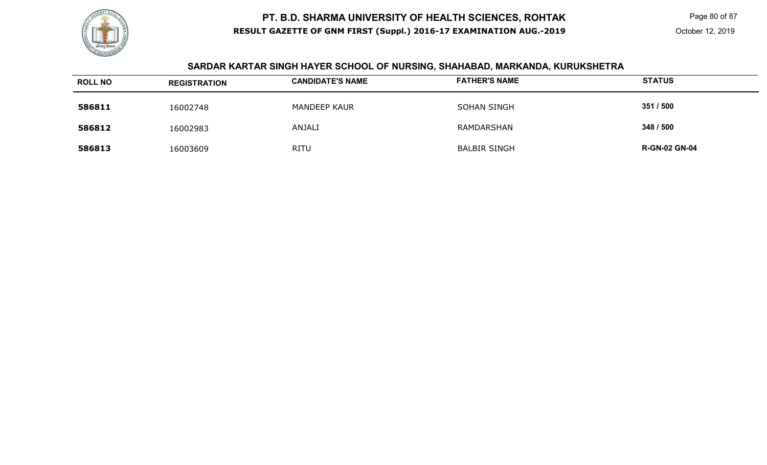# PT. B.D. SHARMA UNIVERSITY OF HEALTH SCIENCES, ROHTAK

**RESULT GAZETTE OF GNM FIRST (Suppl.) 2016-17 EXAMINATION AUG.-2019**

October 12, 2019

## SARDAR KARTAR SINGH HAYER SCHOOL OF NURSING, SHAHABAD, MARKANDA, KURUKSHETRA

| ROLL NO | REGISTRATION | CANDIDATE'S NAME | FATHER'S NAME | STATUS |
|---|---|---|---|---|
| **586811** | 16002748 | MANDEEP KAUR | SOHAN SINGH | **351 / 500** |
| **586812** | 16002983 | ANJALI | RAMDARSHAN | **348 / 500** |
| **586813** | 16003609 | RITU | BALBIR SINGH | **R-GN-02 GN-04** |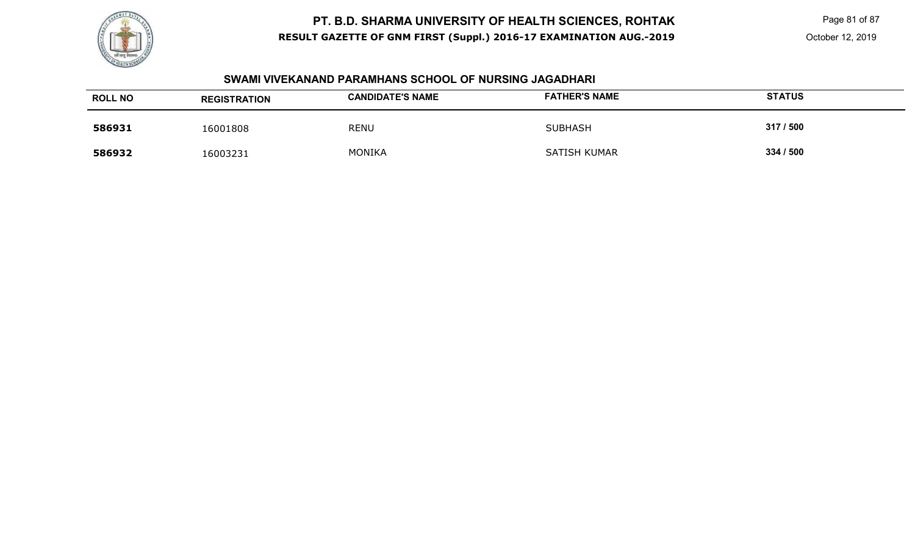# PT. B.D. SHARMA UNIVERSITY OF HEALTH SCIENCES, ROHTAK

**RESULT GAZETTE OF GNM FIRST (Suppl.) 2016-17 EXAMINATION AUG.-2019**

October 12, 2019

## SWAMI VIVEKANAND PARAMHANS SCHOOL OF NURSING JAGADHARI

| ROLL NO | REGISTRATION | CANDIDATE'S NAME | FATHER'S NAME | STATUS |
| --- | --- | --- | --- | --- |
| **586931** | 16001808 | RENU | SUBHASH | **317 / 500** |
| **586932** | 16003231 | MONIKA | SATISH KUMAR | **334 / 500** |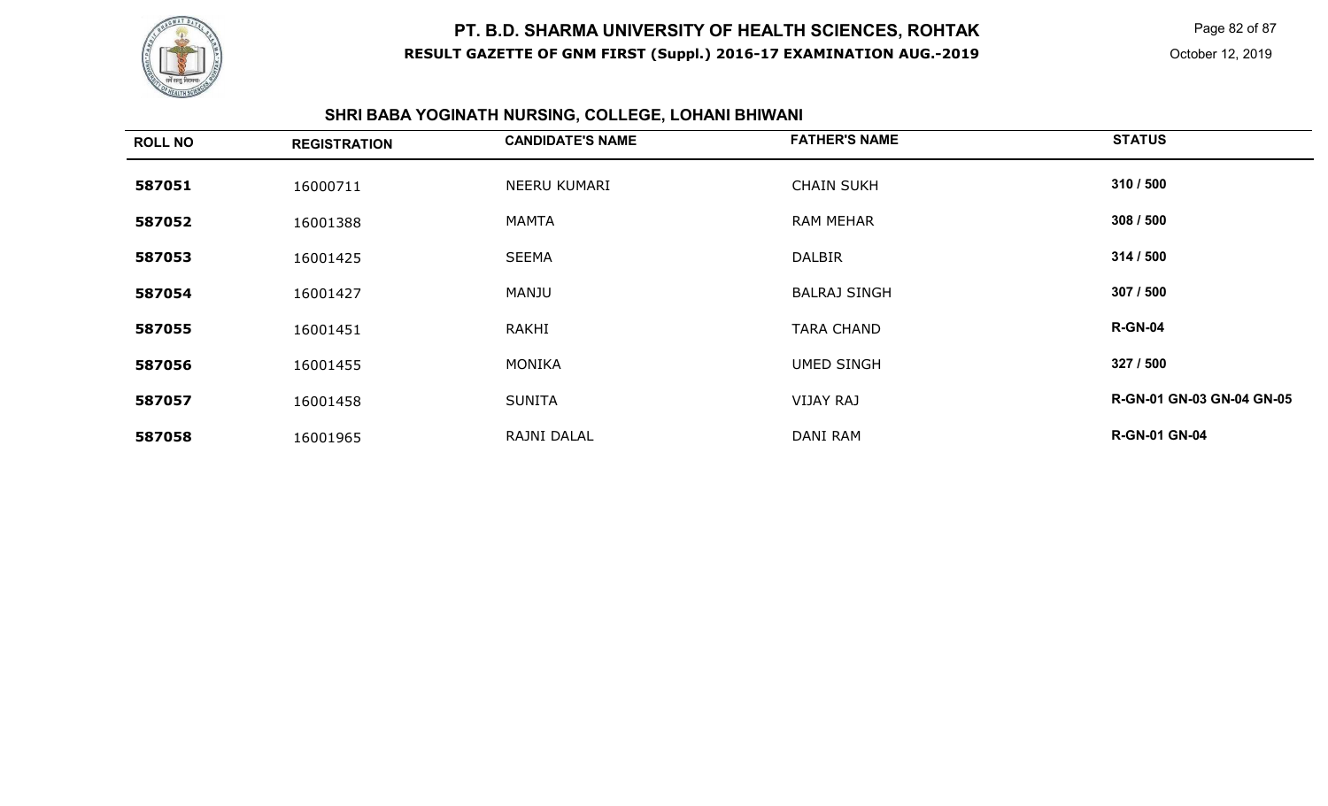# PT. B.D. SHARMA UNIVERSITY OF HEALTH SCIENCES, ROHTAK

**RESULT GAZETTE OF GNM FIRST (Suppl.) 2016-17 EXAMINATION AUG.-2019**

October 12, 2019

## SHRI BABA YOGINATH NURSING, COLLEGE, LOHANI BHIWANI

| ROLL NO | REGISTRATION | CANDIDATE'S NAME | FATHER'S NAME | STATUS |
|---|---|---|---|---|
| 587051 | 16000711 | NEERU KUMARI | CHAIN SUKH | 310 / 500 |
| 587052 | 16001388 | MAMTA | RAM MEHAR | 308 / 500 |
| 587053 | 16001425 | SEEMA | DALBIR | 314 / 500 |
| 587054 | 16001427 | MANJU | BALRAJ SINGH | 307 / 500 |
| 587055 | 16001451 | RAKHI | TARA CHAND | R-GN-04 |
| 587056 | 16001455 | MONIKA | UMED SINGH | 327 / 500 |
| 587057 | 16001458 | SUNITA | VIJAY RAJ | R-GN-01 GN-03 GN-04 GN-05 |
| 587058 | 16001965 | RAJNI DALAL | DANI RAM | R-GN-01 GN-04 |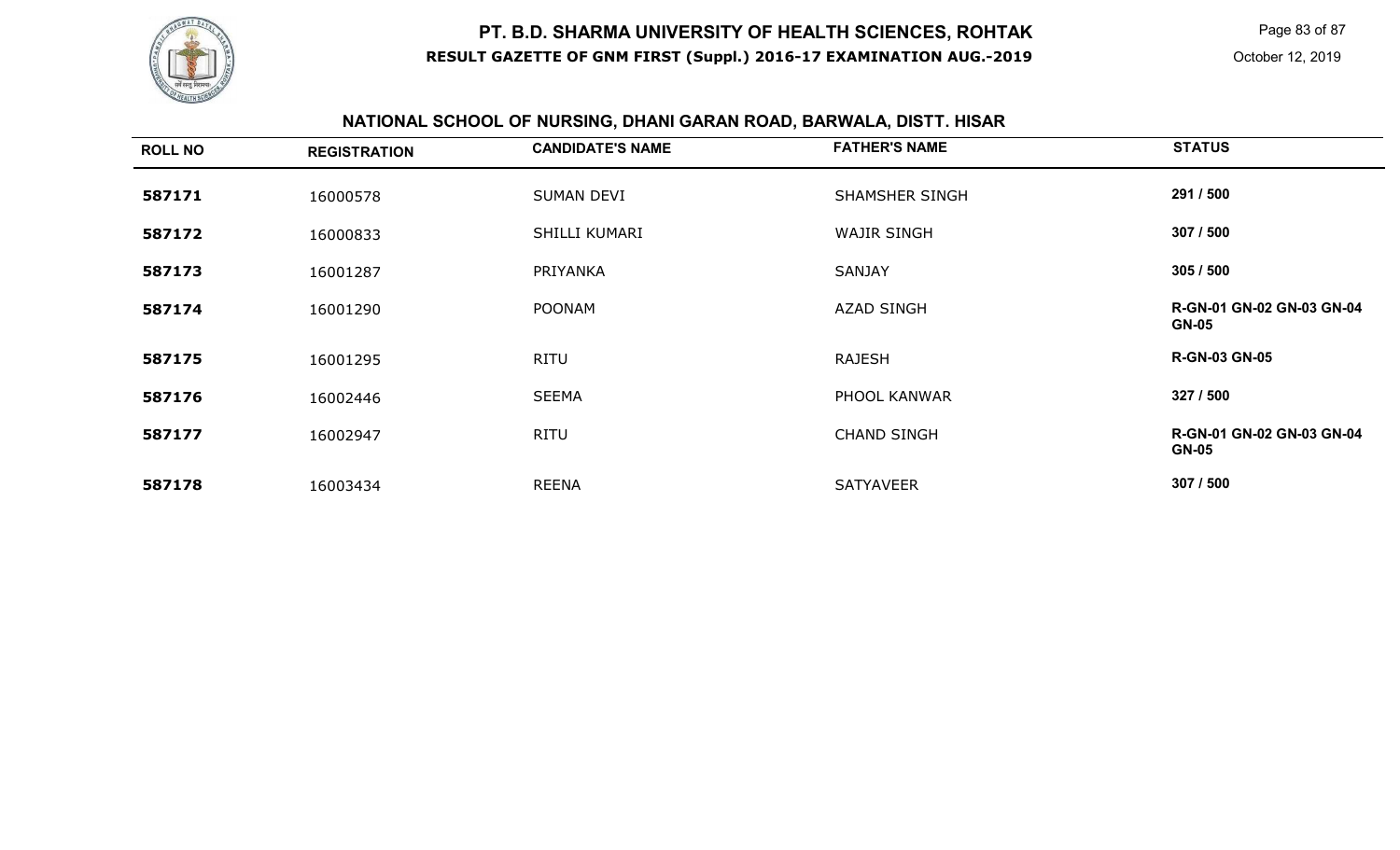# PT. B.D. SHARMA UNIVERSITY OF HEALTH SCIENCES, ROHTAK

**RESULT GAZETTE OF GNM FIRST (Suppl.) 2016-17 EXAMINATION AUG.-2019**

October 12, 2019

## NATIONAL SCHOOL OF NURSING, DHANI GARAN ROAD, BARWALA, DISTT. HISAR

| ROLL NO | REGISTRATION | CANDIDATE'S NAME | FATHER'S NAME | STATUS |
|---|---|---|---|---|
| **587171** | 16000578 | SUMAN DEVI | SHAMSHER SINGH | **291 / 500** |
| **587172** | 16000833 | SHILLI KUMARI | WAJIR SINGH | **307 / 500** |
| **587173** | 16001287 | PRIYANKA | SANJAY | **305 / 500** |
| **587174** | 16001290 | POONAM | AZAD SINGH | **R-GN-01 GN-02 GN-03 GN-04 GN-05** |
| **587175** | 16001295 | RITU | RAJESH | **R-GN-03 GN-05** |
| **587176** | 16002446 | SEEMA | PHOOL KANWAR | **327 / 500** |
| **587177** | 16002947 | RITU | CHAND SINGH | **R-GN-01 GN-02 GN-03 GN-04 GN-05** |
| **587178** | 16003434 | REENA | SATYAVEER | **307 / 500** |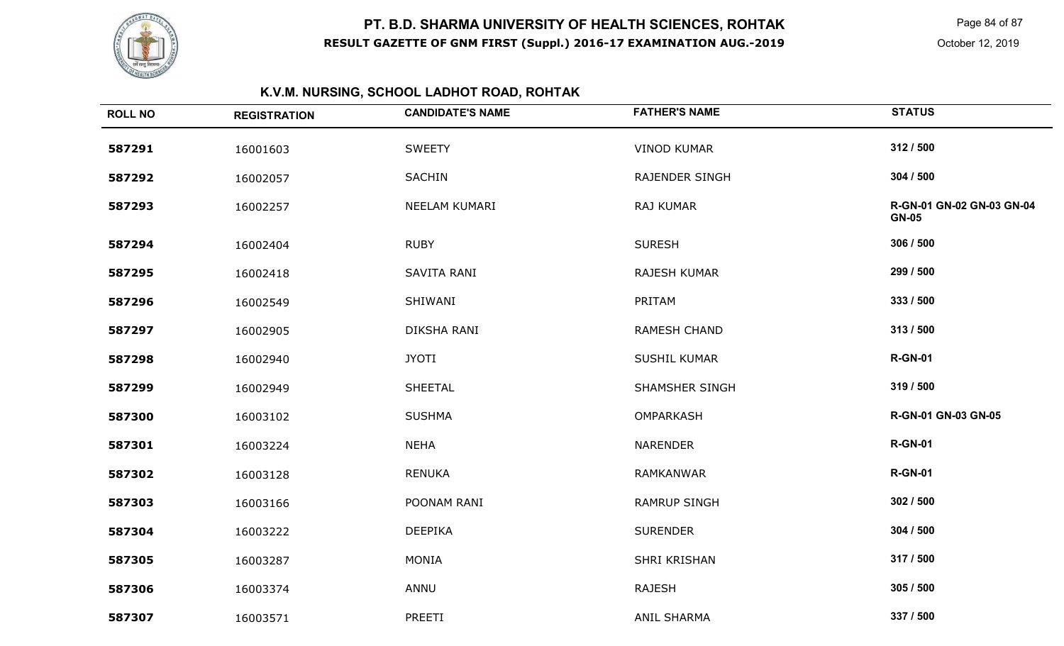# PT. B.D. SHARMA UNIVERSITY OF HEALTH SCIENCES, ROHTAK

**RESULT GAZETTE OF GNM FIRST (Suppl.) 2016-17 EXAMINATION AUG.-2019**

October 12, 2019

## K.V.M. NURSING, SCHOOL LADHOT ROAD, ROHTAK

| ROLL NO | REGISTRATION | CANDIDATE'S NAME | FATHER'S NAME | STATUS |
|---|---|---|---|---|
| **587291** | 16001603 | SWEETY | VINOD KUMAR | **312 / 500** |
| **587292** | 16002057 | SACHIN | RAJENDER SINGH | **304 / 500** |
| **587293** | 16002257 | NEELAM KUMARI | RAJ KUMAR | **R-GN-01 GN-02 GN-03 GN-04 GN-05** |
| **587294** | 16002404 | RUBY | SURESH | **306 / 500** |
| **587295** | 16002418 | SAVITA RANI | RAJESH KUMAR | **299 / 500** |
| **587296** | 16002549 | SHIWANI | PRITAM | **333 / 500** |
| **587297** | 16002905 | DIKSHA RANI | RAMESH CHAND | **313 / 500** |
| **587298** | 16002940 | JYOTI | SUSHIL KUMAR | **R-GN-01** |
| **587299** | 16002949 | SHEETAL | SHAMSHER SINGH | **319 / 500** |
| **587300** | 16003102 | SUSHMA | OMPARKASH | **R-GN-01 GN-03 GN-05** |
| **587301** | 16003224 | NEHA | NARENDER | **R-GN-01** |
| **587302** | 16003128 | RENUKA | RAMKANWAR | **R-GN-01** |
| **587303** | 16003166 | POONAM RANI | RAMRUP SINGH | **302 / 500** |
| **587304** | 16003222 | DEEPIKA | SURENDER | **304 / 500** |
| **587305** | 16003287 | MONIA | SHRI KRISHAN | **317 / 500** |
| **587306** | 16003374 | ANNU | RAJESH | **305 / 500** |
| **587307** | 16003571 | PREETI | ANIL SHARMA | **337 / 500** |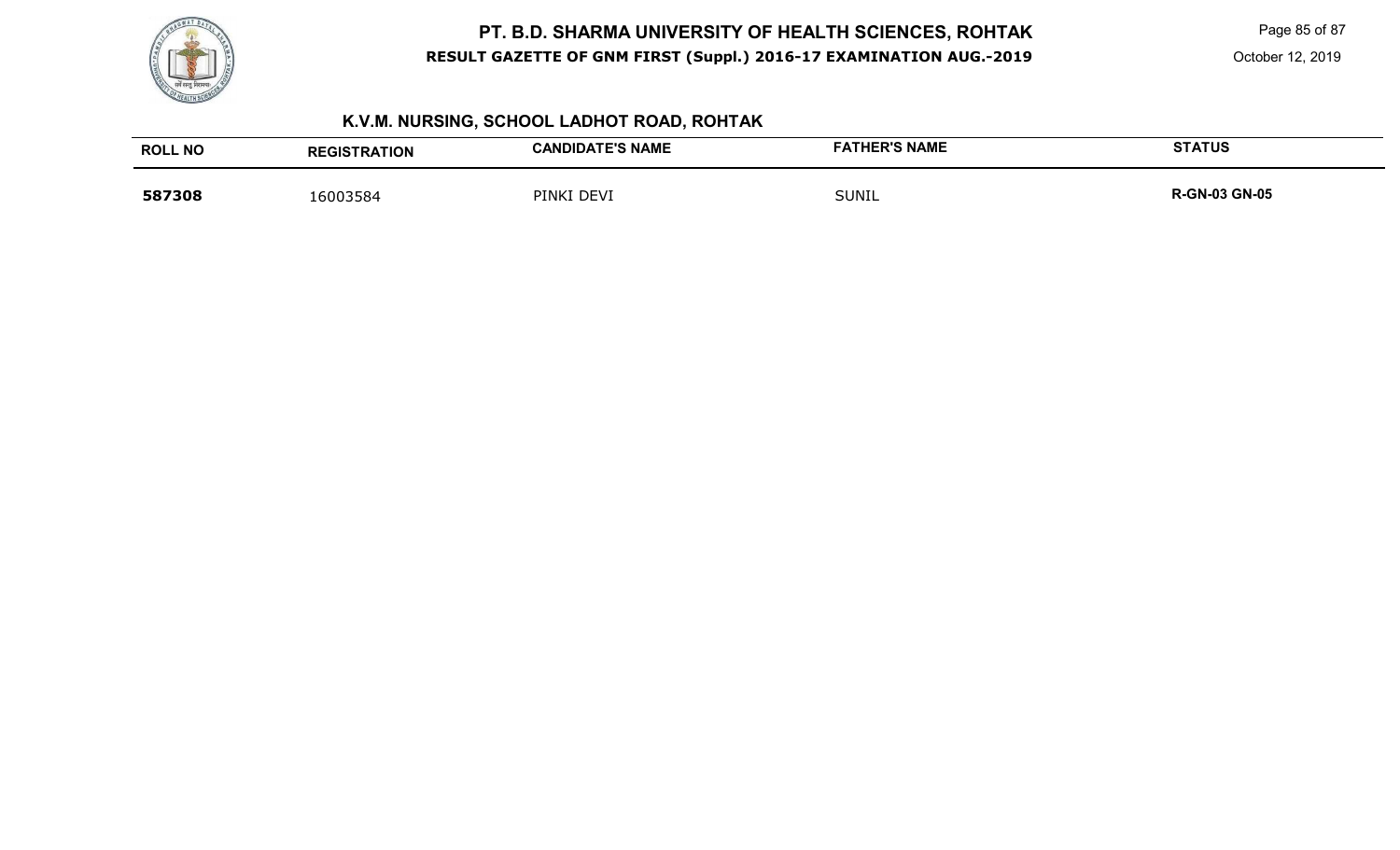## K.V.M. NURSING, SCHOOL LADHOT ROAD, ROHTAK

| ROLL NO | REGISTRATION | CANDIDATE'S NAME | FATHER'S NAME | STATUS |
|---|---|---|---|---|
| **587308** | 16003584 | PINKI DEVI | SUNIL | **R-GN-03 GN-05** |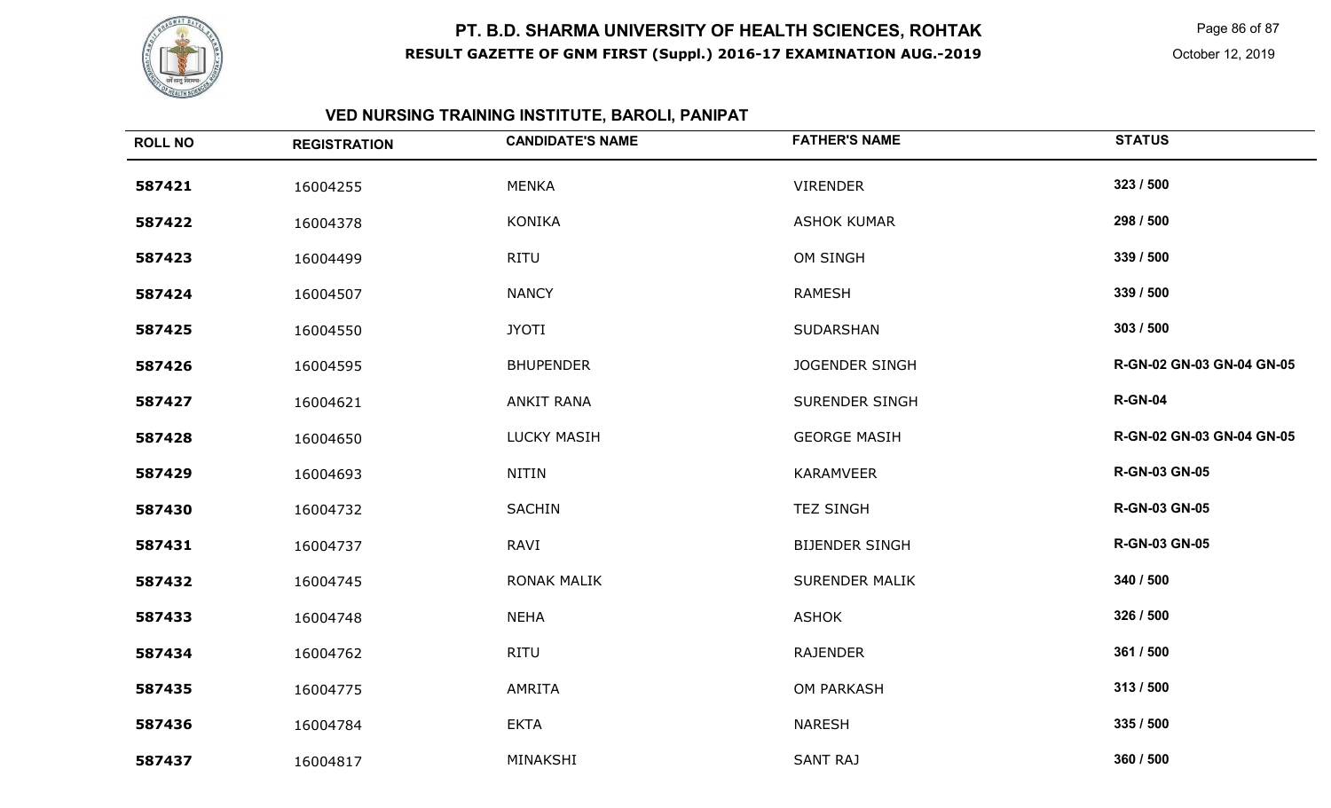# PT. B.D. SHARMA UNIVERSITY OF HEALTH SCIENCES, ROHTAK

**RESULT GAZETTE OF GNM FIRST (Suppl.) 2016-17 EXAMINATION AUG.-2019**

October 12, 2019

## VED NURSING TRAINING INSTITUTE, BAROLI, PANIPAT

| ROLL NO | REGISTRATION | CANDIDATE'S NAME | FATHER'S NAME | STATUS |
|---|---|---|---|---|
| 587421 | 16004255 | MENKA | VIRENDER | 323 / 500 |
| 587422 | 16004378 | KONIKA | ASHOK KUMAR | 298 / 500 |
| 587423 | 16004499 | RITU | OM SINGH | 339 / 500 |
| 587424 | 16004507 | NANCY | RAMESH | 339 / 500 |
| 587425 | 16004550 | JYOTI | SUDARSHAN | 303 / 500 |
| 587426 | 16004595 | BHUPENDER | JOGENDER SINGH | R-GN-02 GN-03 GN-04 GN-05 |
| 587427 | 16004621 | ANKIT RANA | SURENDER SINGH | R-GN-04 |
| 587428 | 16004650 | LUCKY MASIH | GEORGE MASIH | R-GN-02 GN-03 GN-04 GN-05 |
| 587429 | 16004693 | NITIN | KARAMVEER | R-GN-03 GN-05 |
| 587430 | 16004732 | SACHIN | TEZ SINGH | R-GN-03 GN-05 |
| 587431 | 16004737 | RAVI | BIJENDER SINGH | R-GN-03 GN-05 |
| 587432 | 16004745 | RONAK MALIK | SURENDER MALIK | 340 / 500 |
| 587433 | 16004748 | NEHA | ASHOK | 326 / 500 |
| 587434 | 16004762 | RITU | RAJENDER | 361 / 500 |
| 587435 | 16004775 | AMRITA | OM PARKASH | 313 / 500 |
| 587436 | 16004784 | EKTA | NARESH | 335 / 500 |
| 587437 | 16004817 | MINAKSHI | SANT RAJ | 360 / 500 |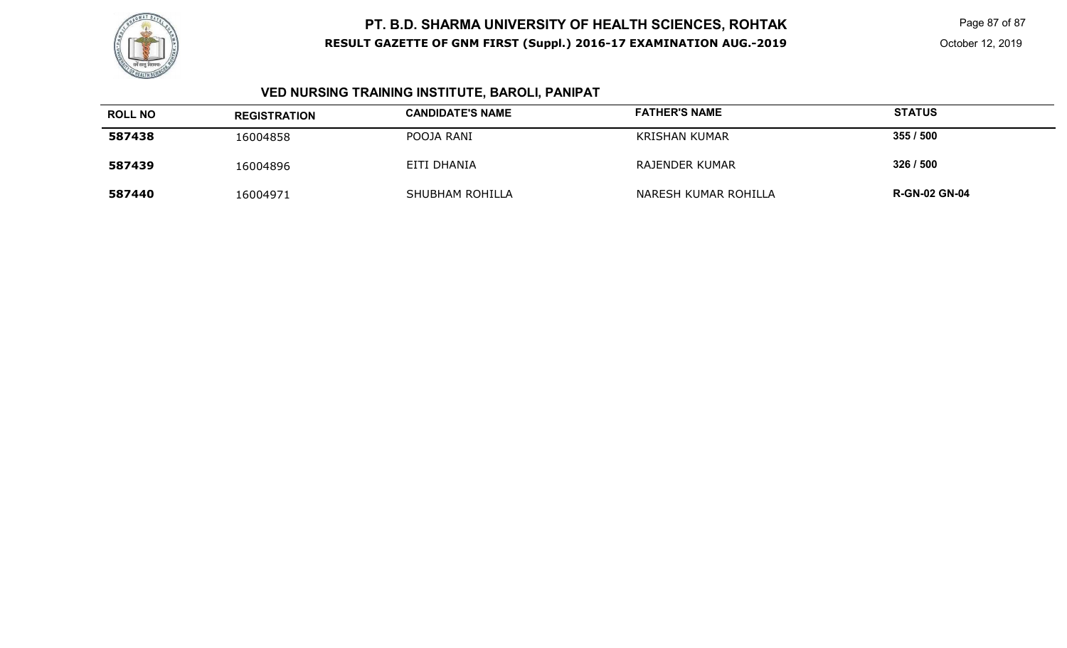## VED NURSING TRAINING INSTITUTE, BAROLI, PANIPAT

| ROLL NO | REGISTRATION | CANDIDATE'S NAME | FATHER'S NAME | STATUS |
|---|---|---|---|---|
| **587438** | 16004858 | POOJA RANI | KRISHAN KUMAR | **355 / 500** |
| **587439** | 16004896 | EITI DHANIA | RAJENDER KUMAR | **326 / 500** |
| **587440** | 16004971 | SHUBHAM ROHILLA | NARESH KUMAR ROHILLA | **R-GN-02 GN-04** |